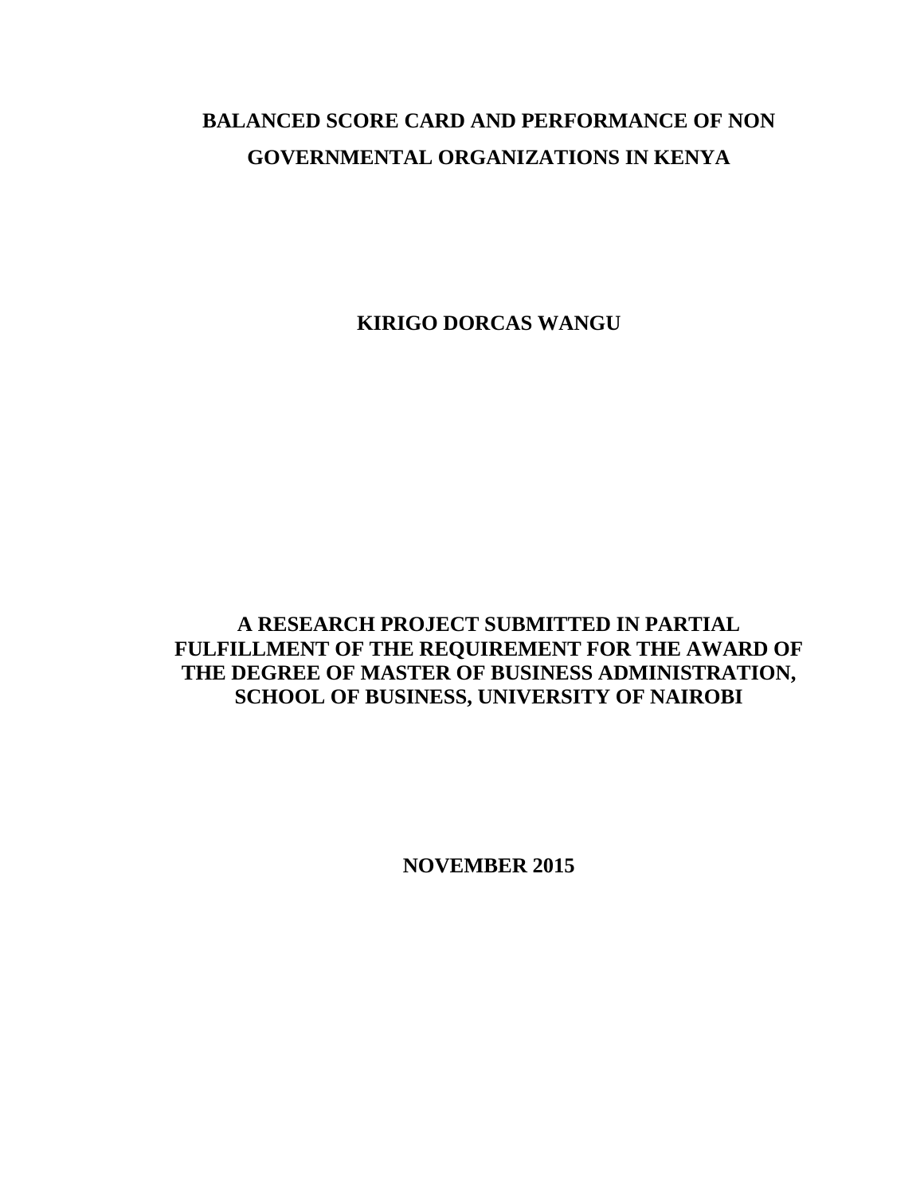# BALANCED SCORE CARD AND PERFORMANCE OF NON GOVERNMENTAL ORGANIZATIONS IN KENYA

**KIRIGO DORCAS WANGU**

**A RESEARCH PROJECT SUBMITTED IN PARTIAL FULFILLMENT OF THE REQUIREMENT FOR THE AWARD OF THE DEGREE OF MASTER OF BUSINESS ADMINISTRATION, SCHOOL OF BUSINESS, UNIVERSITY OF NAIROBI**

**NOVEMBER 2015**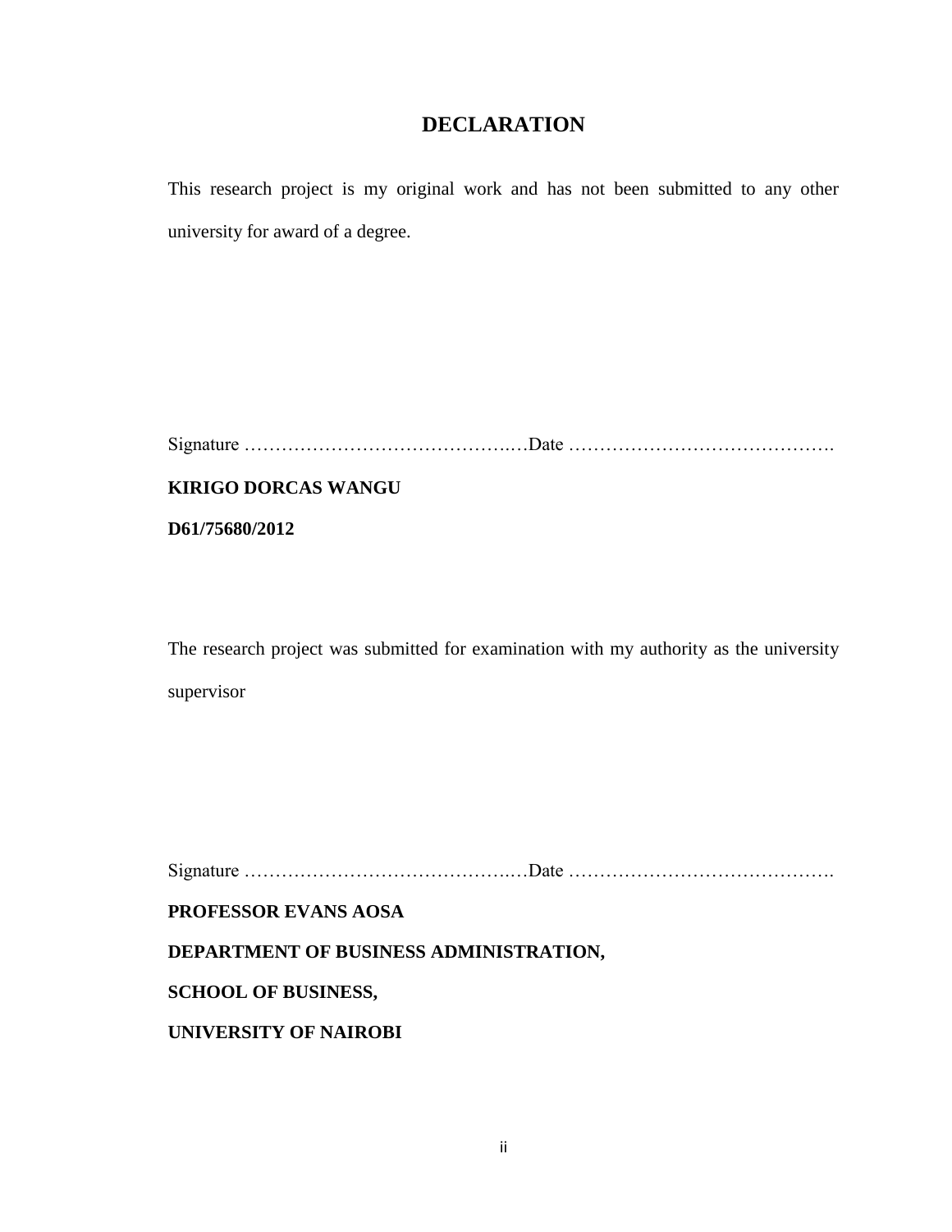# DECLARATION

This research project is my original work and has not been submitted to any other university for award of a degree.

Signature ……………………………………..…Date …………………………………….

**KIRIGO DORCAS WANGU**

**D61/75680/2012**

The research project was submitted for examination with my authority as the university supervisor

Signature ……………………………………..…Date …………………………………….

**PROFESSOR EVANS AOSA**

**DEPARTMENT OF BUSINESS ADMINISTRATION,**

**SCHOOL OF BUSINESS,**

**UNIVERSITY OF NAIROBI**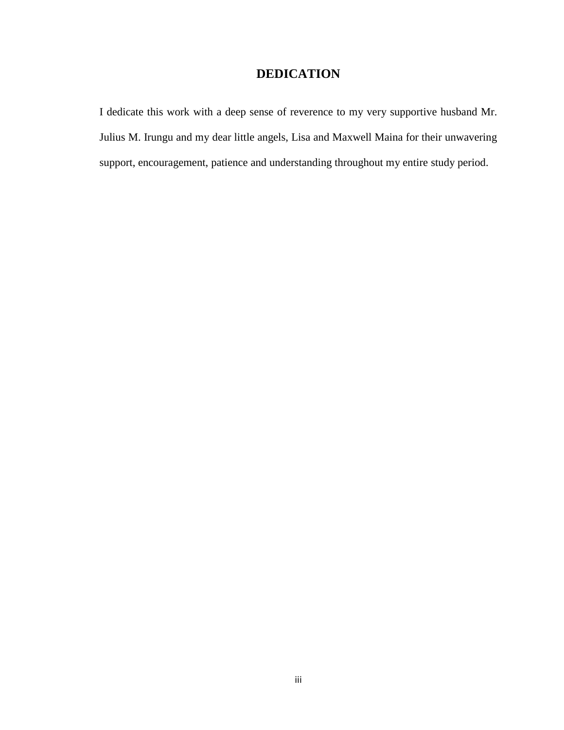# DEDICATION

I dedicate this work with a deep sense of reverence to my very supportive husband Mr. Julius M. Irungu and my dear little angels, Lisa and Maxwell Maina for their unwavering support, encouragement, patience and understanding throughout my entire study period.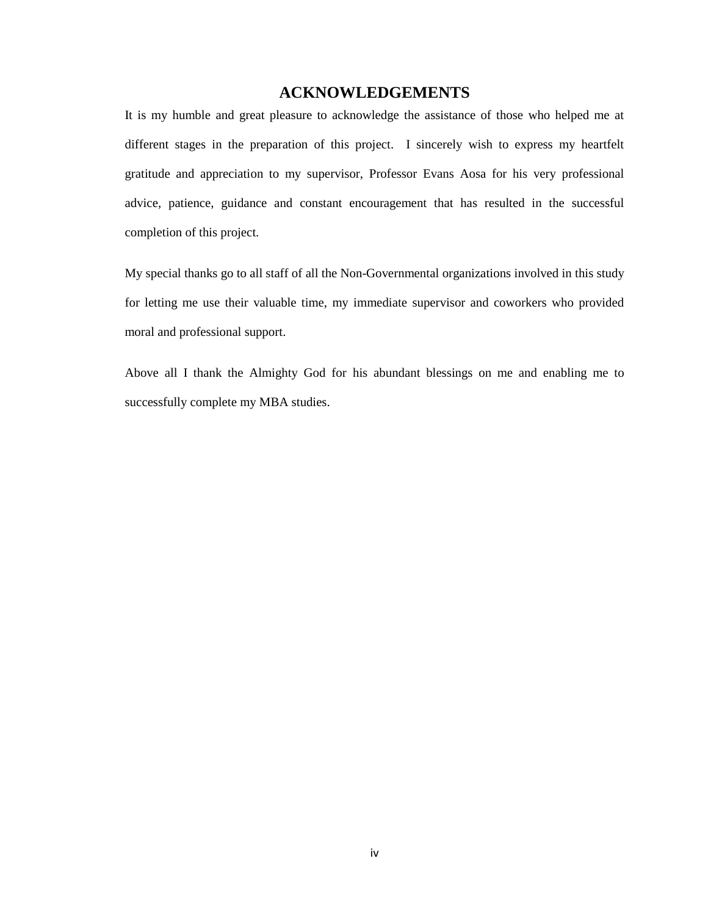# ACKNOWLEDGEMENTS

It is my humble and great pleasure to acknowledge the assistance of those who helped me at different stages in the preparation of this project. I sincerely wish to express my heartfelt gratitude and appreciation to my supervisor, Professor Evans Aosa for his very professional advice, patience, guidance and constant encouragement that has resulted in the successful completion of this project.

My special thanks go to all staff of all the Non-Governmental organizations involved in this study for letting me use their valuable time, my immediate supervisor and coworkers who provided moral and professional support.

Above all I thank the Almighty God for his abundant blessings on me and enabling me to successfully complete my MBA studies.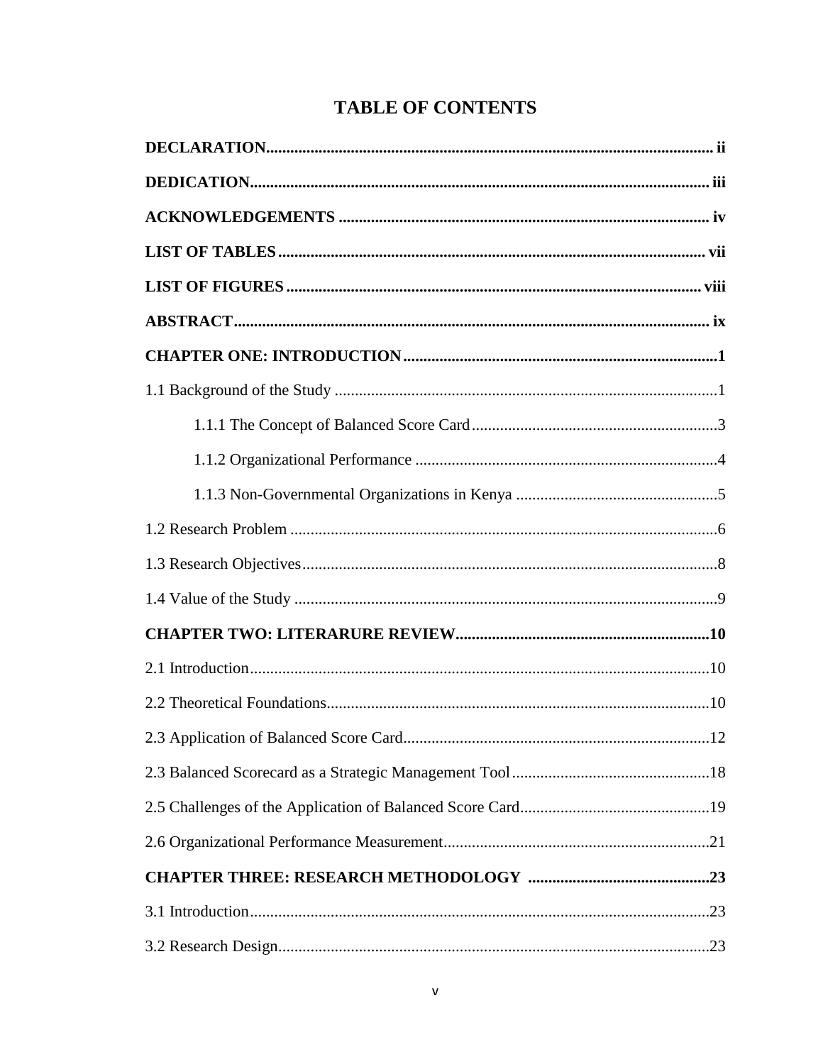# TABLE OF CONTENTS

**DECLARATION** ........ ii

**DEDICATION** ........ iii

**ACKNOWLEDGEMENTS** ........ iv

**LIST OF TABLES** ........ vii

**LIST OF FIGURES** ........ viii

**ABSTRACT** ........ ix

**CHAPTER ONE: INTRODUCTION** ........ 1

1.1 Background of the Study ........ 1

- 1.1.1 The Concept of Balanced Score Card ........ 3
- 1.1.2 Organizational Performance ........ 4
- 1.1.3 Non-Governmental Organizations in Kenya ........ 5

1.2 Research Problem ........ 6

1.3 Research Objectives ........ 8

1.4 Value of the Study ........ 9

**CHAPTER TWO: LITERARURE REVIEW** ........ 10

2.1 Introduction ........ 10

2.2 Theoretical Foundations ........ 10

2.3 Application of Balanced Score Card ........ 12

2.3 Balanced Scorecard as a Strategic Management Tool ........ 18

2.5 Challenges of the Application of Balanced Score Card ........ 19

2.6 Organizational Performance Measurement ........ 21

**CHAPTER THREE: RESEARCH METHODOLOGY** ........ 23

3.1 Introduction ........ 23

3.2 Research Design ........ 23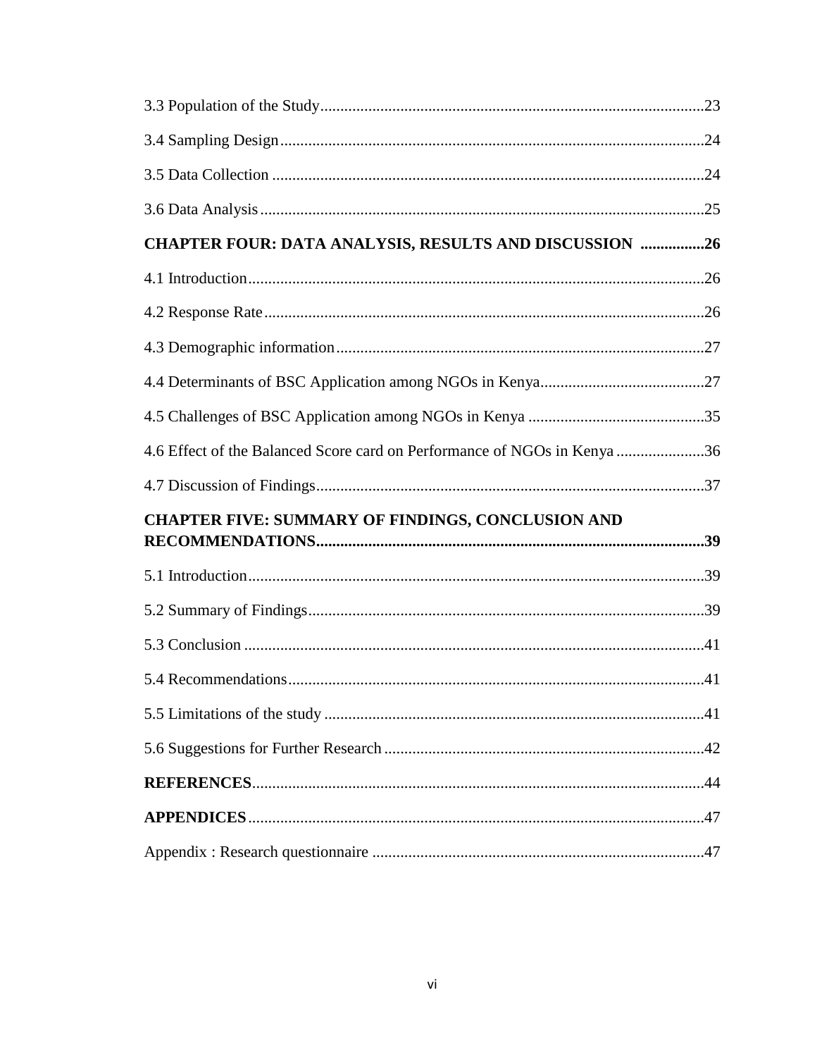3.3 Population of the Study ........................................................................................ 23

3.4 Sampling Design ..................................................................................................... 24

3.5 Data Collection ....................................................................................................... 24

3.6 Data Analysis .......................................................................................................... 25

**CHAPTER FOUR: DATA ANALYSIS, RESULTS AND DISCUSSION ................26**

4.1 Introduction ............................................................................................................. 26

4.2 Response Rate ......................................................................................................... 26

4.3 Demographic information ....................................................................................... 27

4.4 Determinants of BSC Application among NGOs in Kenya ..................................... 27

4.5 Challenges of BSC Application among NGOs in Kenya ........................................ 35

4.6 Effect of the Balanced Score card on Performance of NGOs in Kenya .................. 36

4.7 Discussion of Findings ............................................................................................ 37

**CHAPTER FIVE: SUMMARY OF FINDINGS, CONCLUSION AND RECOMMENDATIONS ............................................................................................ 39**

5.1 Introduction ............................................................................................................. 39

5.2 Summary of Findings .............................................................................................. 39

5.3 Conclusion .............................................................................................................. 41

5.4 Recommendations ................................................................................................... 41

5.5 Limitations of the study .......................................................................................... 41

5.6 Suggestions for Further Research ........................................................................... 42

**REFERENCES** ............................................................................................................ 44

**APPENDICES** ............................................................................................................. 47

Appendix : Research questionnaire .............................................................................. 47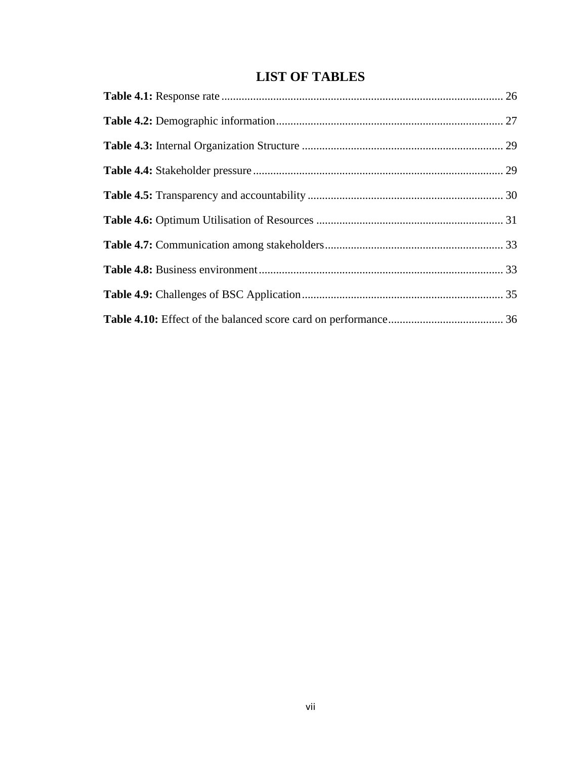# LIST OF TABLES

**Table 4.1:** Response rate ........................................................................................ 26

**Table 4.2:** Demographic information........................................................................ 27

**Table 4.3:** Internal Organization Structure ................................................................ 29

**Table 4.4:** Stakeholder pressure................................................................................ 29

**Table 4.5:** Transparency and accountability .............................................................. 30

**Table 4.6:** Optimum Utilisation of Resources ............................................................ 31

**Table 4.7:** Communication among stakeholders......................................................... 33

**Table 4.8:** Business environment............................................................................... 33

**Table 4.9:** Challenges of BSC Application................................................................. 35

**Table 4.10:** Effect of the balanced score card on performance.................................... 36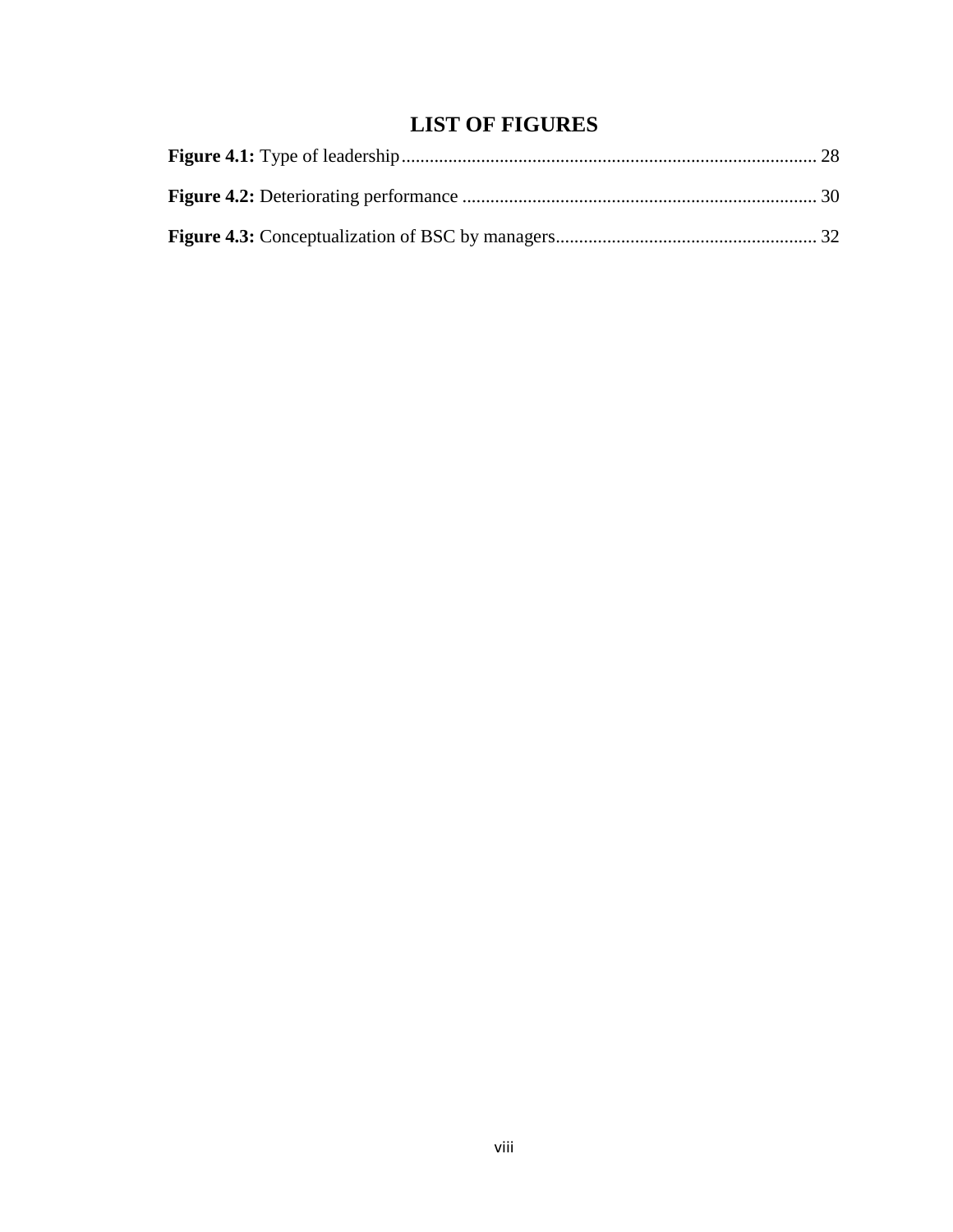# LIST OF FIGURES

**Figure 4.1:** Type of leadership ........................................................................................ 28

**Figure 4.2:** Deteriorating performance ........................................................................... 30

**Figure 4.3:** Conceptualization of BSC by managers........................................................ 32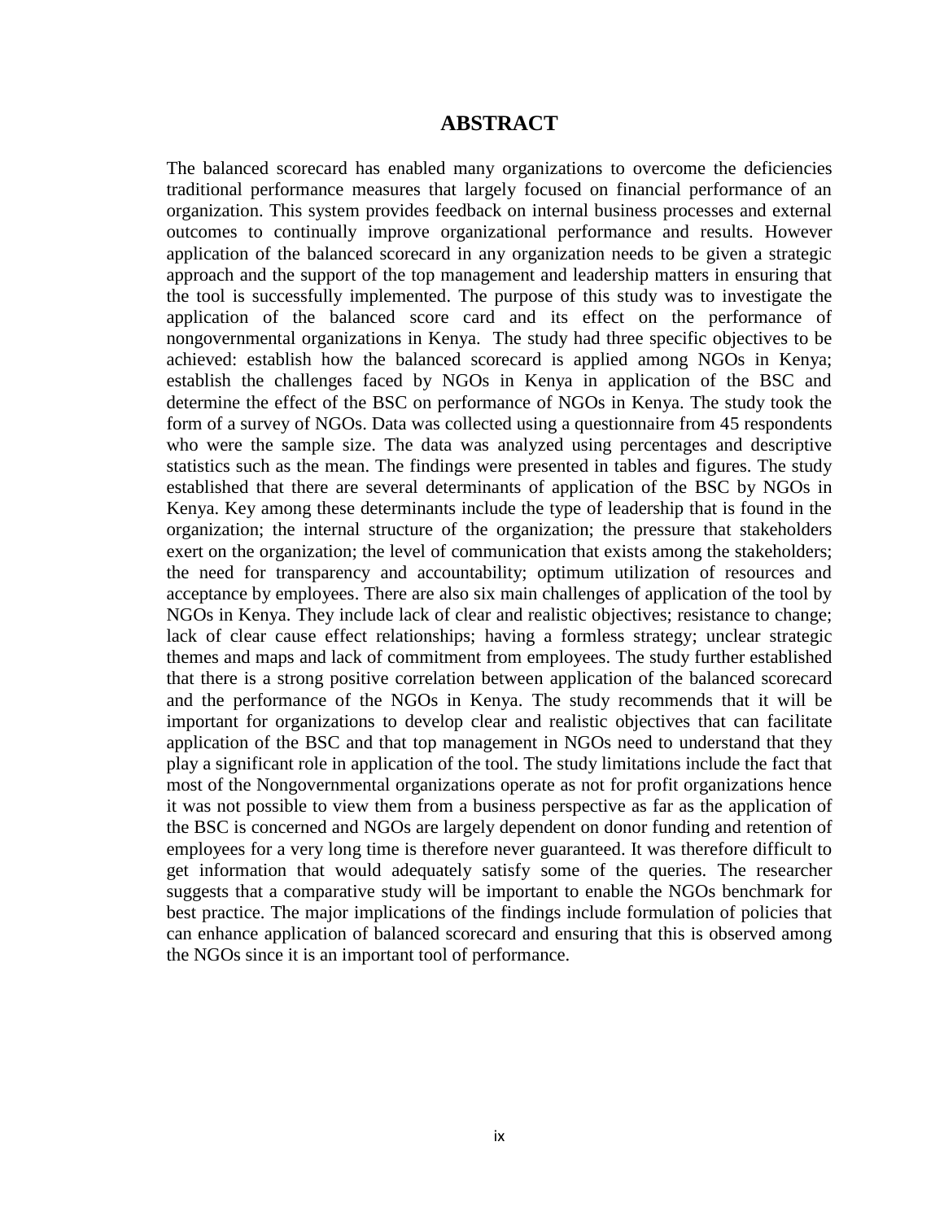# ABSTRACT

The balanced scorecard has enabled many organizations to overcome the deficiencies traditional performance measures that largely focused on financial performance of an organization. This system provides feedback on internal business processes and external outcomes to continually improve organizational performance and results. However application of the balanced scorecard in any organization needs to be given a strategic approach and the support of the top management and leadership matters in ensuring that the tool is successfully implemented. The purpose of this study was to investigate the application of the balanced score card and its effect on the performance of nongovernmental organizations in Kenya. The study had three specific objectives to be achieved: establish how the balanced scorecard is applied among NGOs in Kenya; establish the challenges faced by NGOs in Kenya in application of the BSC and determine the effect of the BSC on performance of NGOs in Kenya. The study took the form of a survey of NGOs. Data was collected using a questionnaire from 45 respondents who were the sample size. The data was analyzed using percentages and descriptive statistics such as the mean. The findings were presented in tables and figures. The study established that there are several determinants of application of the BSC by NGOs in Kenya. Key among these determinants include the type of leadership that is found in the organization; the internal structure of the organization; the pressure that stakeholders exert on the organization; the level of communication that exists among the stakeholders; the need for transparency and accountability; optimum utilization of resources and acceptance by employees. There are also six main challenges of application of the tool by NGOs in Kenya. They include lack of clear and realistic objectives; resistance to change; lack of clear cause effect relationships; having a formless strategy; unclear strategic themes and maps and lack of commitment from employees. The study further established that there is a strong positive correlation between application of the balanced scorecard and the performance of the NGOs in Kenya. The study recommends that it will be important for organizations to develop clear and realistic objectives that can facilitate application of the BSC and that top management in NGOs need to understand that they play a significant role in application of the tool. The study limitations include the fact that most of the Nongovernmental organizations operate as not for profit organizations hence it was not possible to view them from a business perspective as far as the application of the BSC is concerned and NGOs are largely dependent on donor funding and retention of employees for a very long time is therefore never guaranteed. It was therefore difficult to get information that would adequately satisfy some of the queries. The researcher suggests that a comparative study will be important to enable the NGOs benchmark for best practice. The major implications of the findings include formulation of policies that can enhance application of balanced scorecard and ensuring that this is observed among the NGOs since it is an important tool of performance.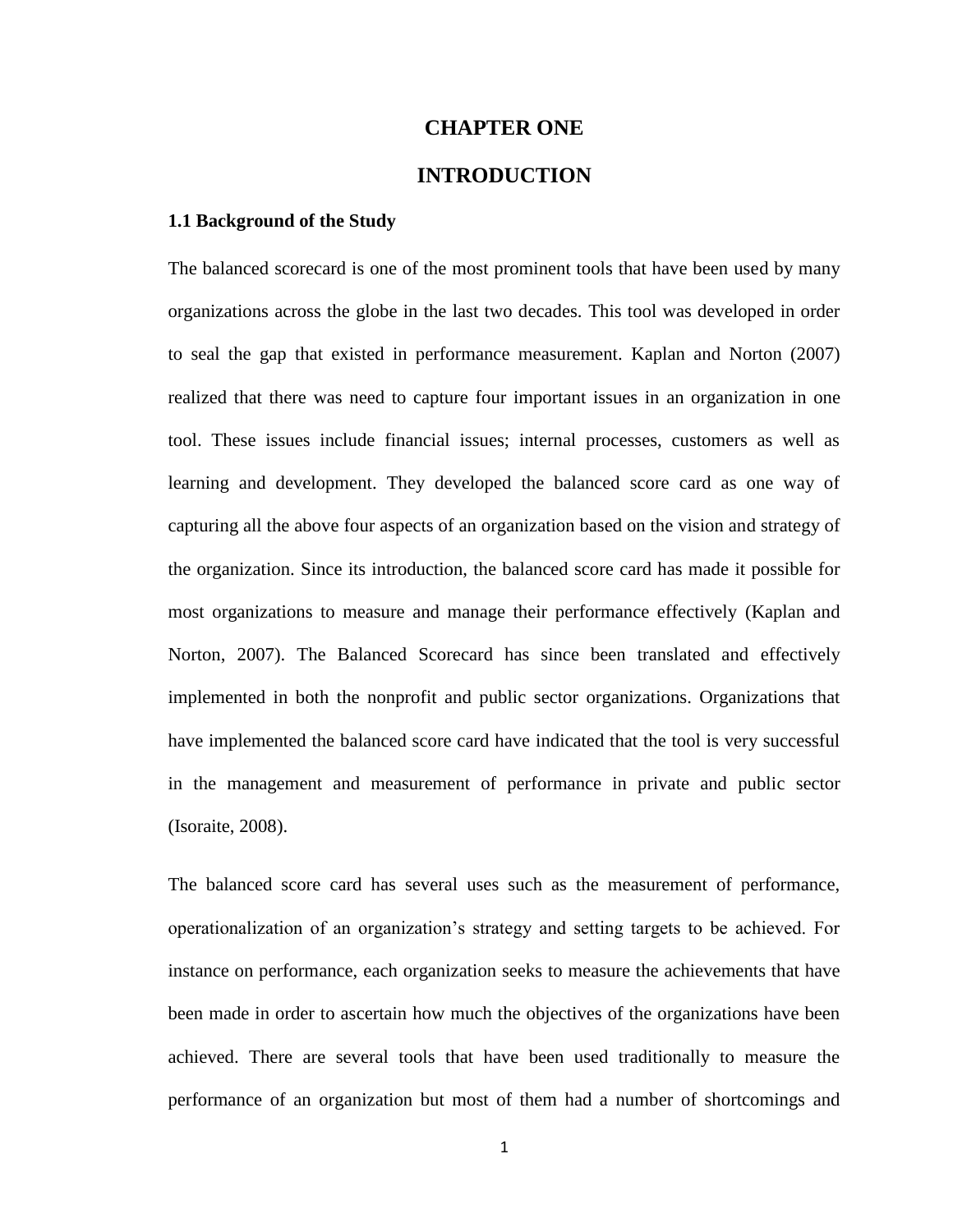# CHAPTER ONE

# INTRODUCTION

### 1.1 Background of the Study

The balanced scorecard is one of the most prominent tools that have been used by many organizations across the globe in the last two decades. This tool was developed in order to seal the gap that existed in performance measurement. Kaplan and Norton (2007) realized that there was need to capture four important issues in an organization in one tool. These issues include financial issues; internal processes, customers as well as learning and development. They developed the balanced score card as one way of capturing all the above four aspects of an organization based on the vision and strategy of the organization. Since its introduction, the balanced score card has made it possible for most organizations to measure and manage their performance effectively (Kaplan and Norton, 2007). The Balanced Scorecard has since been translated and effectively implemented in both the nonprofit and public sector organizations. Organizations that have implemented the balanced score card have indicated that the tool is very successful in the management and measurement of performance in private and public sector (Isoraite, 2008).

The balanced score card has several uses such as the measurement of performance, operationalization of an organization's strategy and setting targets to be achieved. For instance on performance, each organization seeks to measure the achievements that have been made in order to ascertain how much the objectives of the organizations have been achieved. There are several tools that have been used traditionally to measure the performance of an organization but most of them had a number of shortcomings and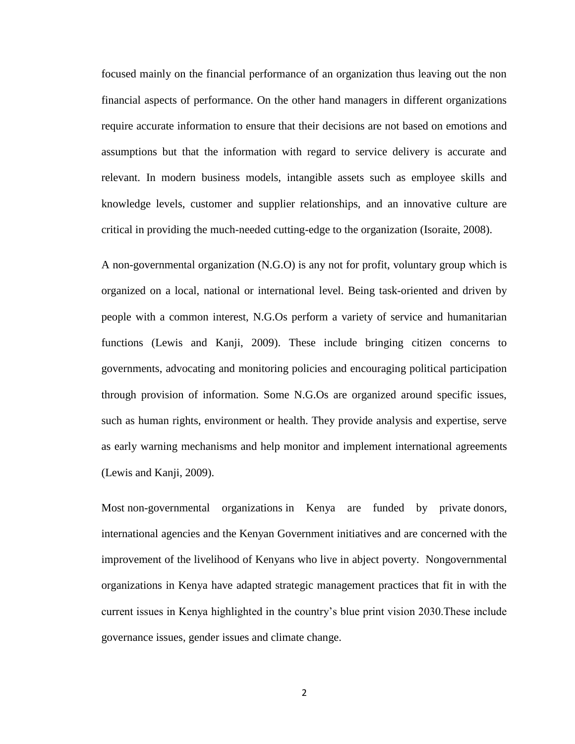focused mainly on the financial performance of an organization thus leaving out the non financial aspects of performance. On the other hand managers in different organizations require accurate information to ensure that their decisions are not based on emotions and assumptions but that the information with regard to service delivery is accurate and relevant. In modern business models, intangible assets such as employee skills and knowledge levels, customer and supplier relationships, and an innovative culture are critical in providing the much-needed cutting-edge to the organization (Isoraite, 2008).

A non-governmental organization (N.G.O) is any not for profit, voluntary group which is organized on a local, national or international level. Being task-oriented and driven by people with a common interest, N.G.Os perform a variety of service and humanitarian functions (Lewis and Kanji, 2009). These include bringing citizen concerns to governments, advocating and monitoring policies and encouraging political participation through provision of information. Some N.G.Os are organized around specific issues, such as human rights, environment or health. They provide analysis and expertise, serve as early warning mechanisms and help monitor and implement international agreements (Lewis and Kanji, 2009).

Most non-governmental organizations in Kenya are funded by private donors, international agencies and the Kenyan Government initiatives and are concerned with the improvement of the livelihood of Kenyans who live in abject poverty. Nongovernmental organizations in Kenya have adapted strategic management practices that fit in with the current issues in Kenya highlighted in the country's blue print vision 2030.These include governance issues, gender issues and climate change.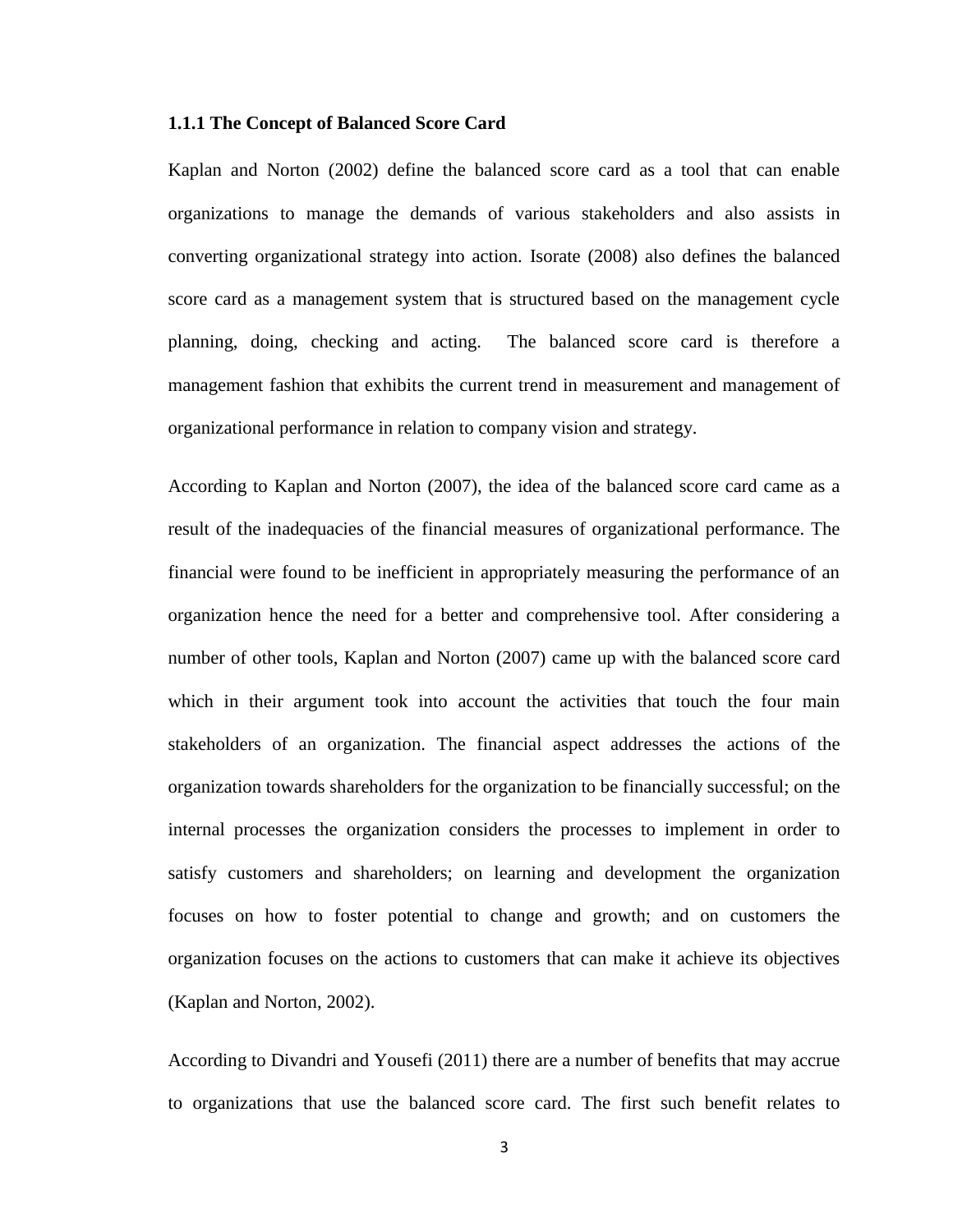### 1.1.1 The Concept of Balanced Score Card

Kaplan and Norton (2002) define the balanced score card as a tool that can enable organizations to manage the demands of various stakeholders and also assists in converting organizational strategy into action. Isorate (2008) also defines the balanced score card as a management system that is structured based on the management cycle planning, doing, checking and acting. The balanced score card is therefore a management fashion that exhibits the current trend in measurement and management of organizational performance in relation to company vision and strategy.

According to Kaplan and Norton (2007), the idea of the balanced score card came as a result of the inadequacies of the financial measures of organizational performance. The financial were found to be inefficient in appropriately measuring the performance of an organization hence the need for a better and comprehensive tool. After considering a number of other tools, Kaplan and Norton (2007) came up with the balanced score card which in their argument took into account the activities that touch the four main stakeholders of an organization. The financial aspect addresses the actions of the organization towards shareholders for the organization to be financially successful; on the internal processes the organization considers the processes to implement in order to satisfy customers and shareholders; on learning and development the organization focuses on how to foster potential to change and growth; and on customers the organization focuses on the actions to customers that can make it achieve its objectives (Kaplan and Norton, 2002).

According to Divandri and Yousefi (2011) there are a number of benefits that may accrue to organizations that use the balanced score card. The first such benefit relates to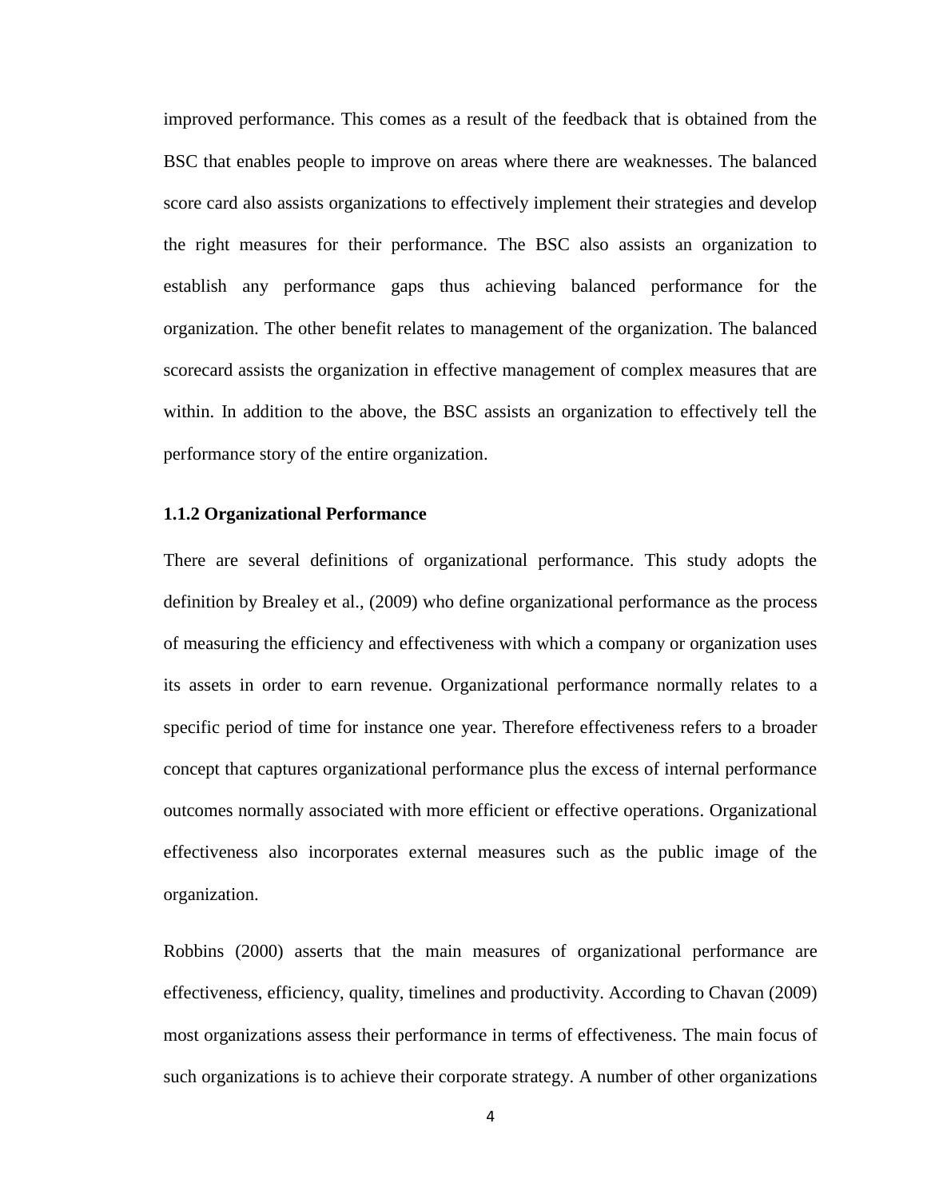improved performance. This comes as a result of the feedback that is obtained from the BSC that enables people to improve on areas where there are weaknesses. The balanced score card also assists organizations to effectively implement their strategies and develop the right measures for their performance. The BSC also assists an organization to establish any performance gaps thus achieving balanced performance for the organization. The other benefit relates to management of the organization. The balanced scorecard assists the organization in effective management of complex measures that are within. In addition to the above, the BSC assists an organization to effectively tell the performance story of the entire organization.

### 1.1.2 Organizational Performance

There are several definitions of organizational performance. This study adopts the definition by Brealey et al., (2009) who define organizational performance as the process of measuring the efficiency and effectiveness with which a company or organization uses its assets in order to earn revenue. Organizational performance normally relates to a specific period of time for instance one year. Therefore effectiveness refers to a broader concept that captures organizational performance plus the excess of internal performance outcomes normally associated with more efficient or effective operations. Organizational effectiveness also incorporates external measures such as the public image of the organization.

Robbins (2000) asserts that the main measures of organizational performance are effectiveness, efficiency, quality, timelines and productivity. According to Chavan (2009) most organizations assess their performance in terms of effectiveness. The main focus of such organizations is to achieve their corporate strategy. A number of other organizations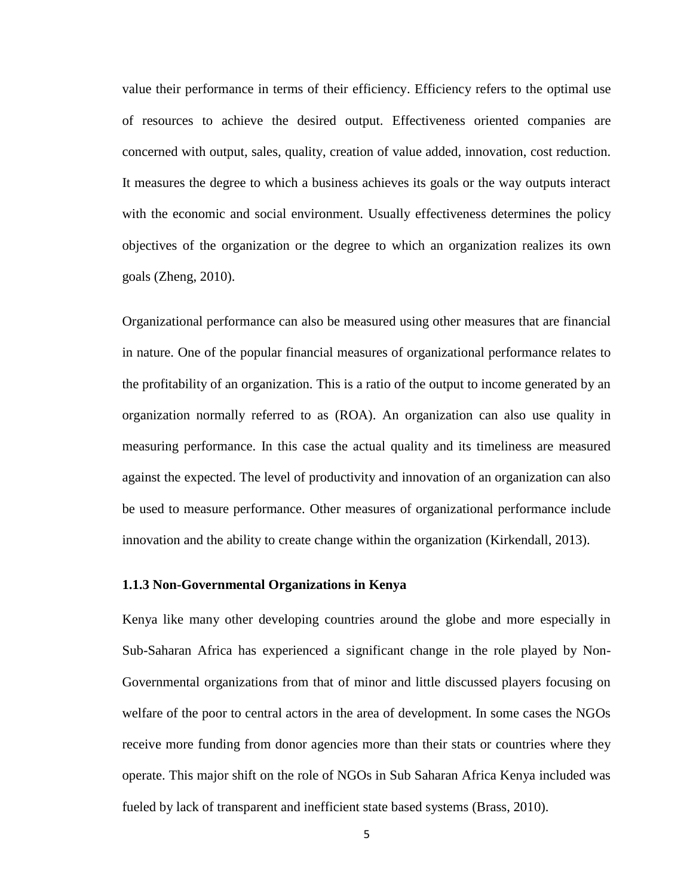value their performance in terms of their efficiency. Efficiency refers to the optimal use of resources to achieve the desired output. Effectiveness oriented companies are concerned with output, sales, quality, creation of value added, innovation, cost reduction. It measures the degree to which a business achieves its goals or the way outputs interact with the economic and social environment. Usually effectiveness determines the policy objectives of the organization or the degree to which an organization realizes its own goals (Zheng, 2010).

Organizational performance can also be measured using other measures that are financial in nature. One of the popular financial measures of organizational performance relates to the profitability of an organization. This is a ratio of the output to income generated by an organization normally referred to as (ROA). An organization can also use quality in measuring performance. In this case the actual quality and its timeliness are measured against the expected. The level of productivity and innovation of an organization can also be used to measure performance. Other measures of organizational performance include innovation and the ability to create change within the organization (Kirkendall, 2013).

### 1.1.3 Non-Governmental Organizations in Kenya

Kenya like many other developing countries around the globe and more especially in Sub-Saharan Africa has experienced a significant change in the role played by Non-Governmental organizations from that of minor and little discussed players focusing on welfare of the poor to central actors in the area of development. In some cases the NGOs receive more funding from donor agencies more than their stats or countries where they operate. This major shift on the role of NGOs in Sub Saharan Africa Kenya included was fueled by lack of transparent and inefficient state based systems (Brass, 2010).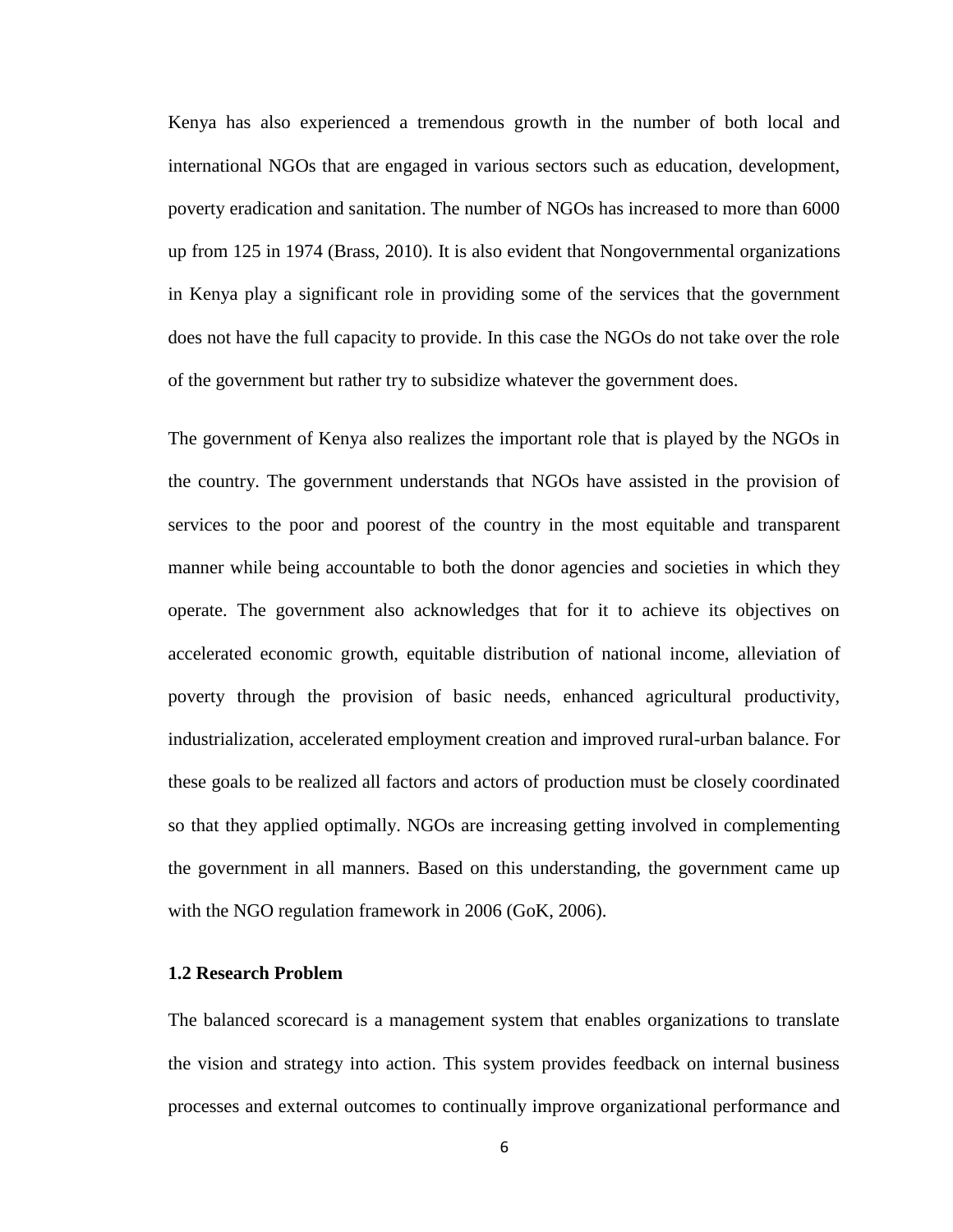Kenya has also experienced a tremendous growth in the number of both local and international NGOs that are engaged in various sectors such as education, development, poverty eradication and sanitation. The number of NGOs has increased to more than 6000 up from 125 in 1974 (Brass, 2010). It is also evident that Nongovernmental organizations in Kenya play a significant role in providing some of the services that the government does not have the full capacity to provide. In this case the NGOs do not take over the role of the government but rather try to subsidize whatever the government does.

The government of Kenya also realizes the important role that is played by the NGOs in the country. The government understands that NGOs have assisted in the provision of services to the poor and poorest of the country in the most equitable and transparent manner while being accountable to both the donor agencies and societies in which they operate. The government also acknowledges that for it to achieve its objectives on accelerated economic growth, equitable distribution of national income, alleviation of poverty through the provision of basic needs, enhanced agricultural productivity, industrialization, accelerated employment creation and improved rural-urban balance. For these goals to be realized all factors and actors of production must be closely coordinated so that they applied optimally. NGOs are increasing getting involved in complementing the government in all manners. Based on this understanding, the government came up with the NGO regulation framework in 2006 (GoK, 2006).

### 1.2 Research Problem

The balanced scorecard is a management system that enables organizations to translate the vision and strategy into action. This system provides feedback on internal business processes and external outcomes to continually improve organizational performance and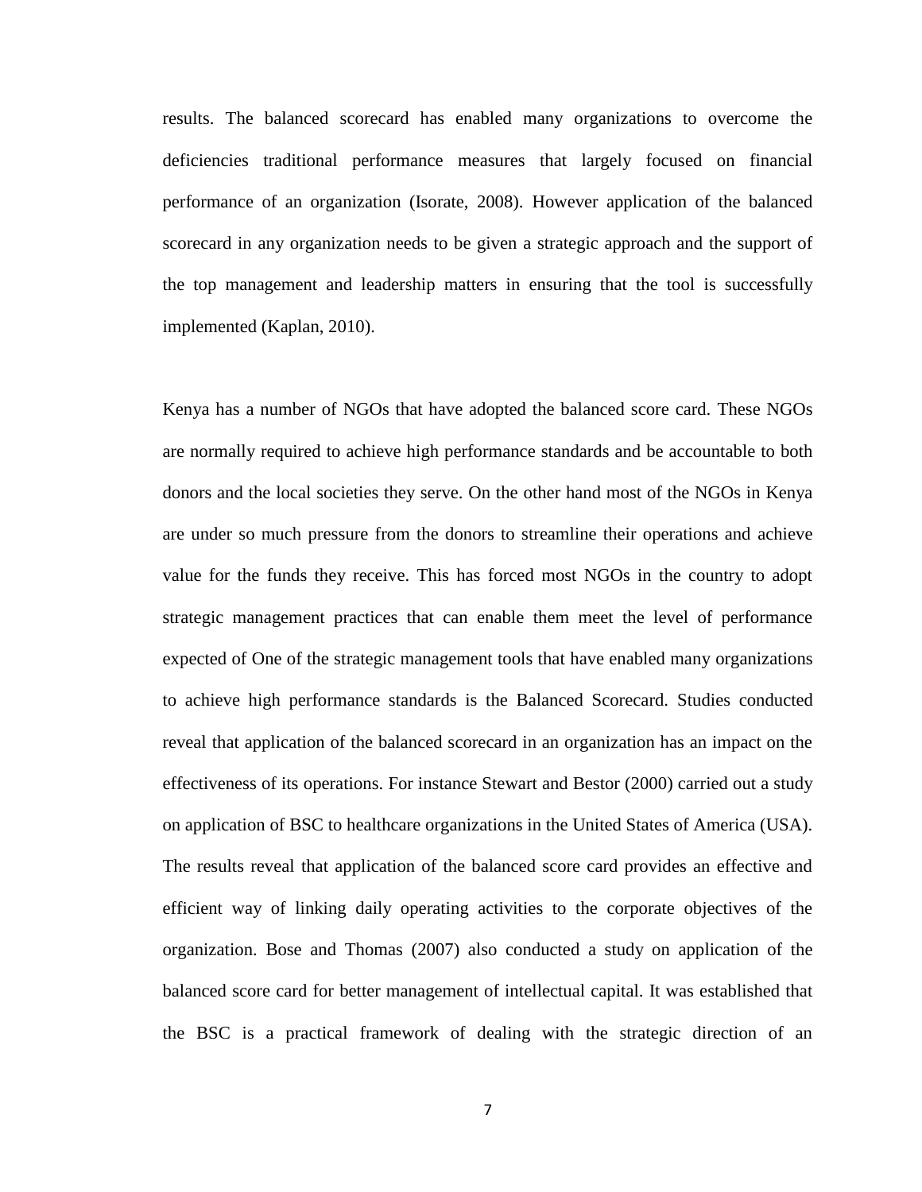results. The balanced scorecard has enabled many organizations to overcome the deficiencies traditional performance measures that largely focused on financial performance of an organization (Isorate, 2008). However application of the balanced scorecard in any organization needs to be given a strategic approach and the support of the top management and leadership matters in ensuring that the tool is successfully implemented (Kaplan, 2010).

Kenya has a number of NGOs that have adopted the balanced score card. These NGOs are normally required to achieve high performance standards and be accountable to both donors and the local societies they serve. On the other hand most of the NGOs in Kenya are under so much pressure from the donors to streamline their operations and achieve value for the funds they receive. This has forced most NGOs in the country to adopt strategic management practices that can enable them meet the level of performance expected of One of the strategic management tools that have enabled many organizations to achieve high performance standards is the Balanced Scorecard. Studies conducted reveal that application of the balanced scorecard in an organization has an impact on the effectiveness of its operations. For instance Stewart and Bestor (2000) carried out a study on application of BSC to healthcare organizations in the United States of America (USA). The results reveal that application of the balanced score card provides an effective and efficient way of linking daily operating activities to the corporate objectives of the organization. Bose and Thomas (2007) also conducted a study on application of the balanced score card for better management of intellectual capital. It was established that the BSC is a practical framework of dealing with the strategic direction of an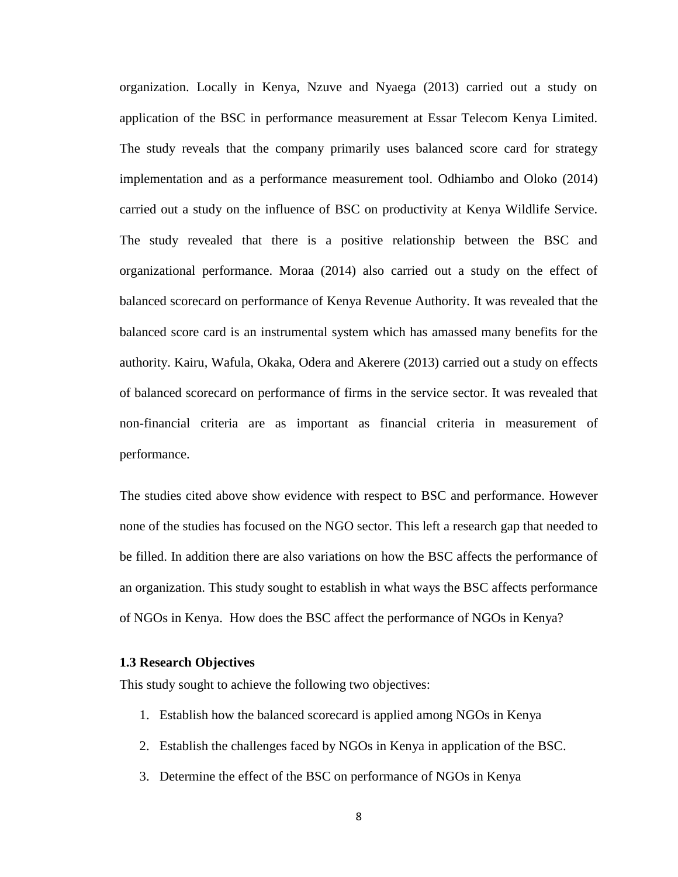organization. Locally in Kenya, Nzuve and Nyaega (2013) carried out a study on application of the BSC in performance measurement at Essar Telecom Kenya Limited. The study reveals that the company primarily uses balanced score card for strategy implementation and as a performance measurement tool. Odhiambo and Oloko (2014) carried out a study on the influence of BSC on productivity at Kenya Wildlife Service. The study revealed that there is a positive relationship between the BSC and organizational performance. Moraa (2014) also carried out a study on the effect of balanced scorecard on performance of Kenya Revenue Authority. It was revealed that the balanced score card is an instrumental system which has amassed many benefits for the authority. Kairu, Wafula, Okaka, Odera and Akerere (2013) carried out a study on effects of balanced scorecard on performance of firms in the service sector. It was revealed that non-financial criteria are as important as financial criteria in measurement of performance.

The studies cited above show evidence with respect to BSC and performance. However none of the studies has focused on the NGO sector. This left a research gap that needed to be filled. In addition there are also variations on how the BSC affects the performance of an organization. This study sought to establish in what ways the BSC affects performance of NGOs in Kenya. How does the BSC affect the performance of NGOs in Kenya?

### 1.3 Research Objectives

This study sought to achieve the following two objectives:

1. Establish how the balanced scorecard is applied among NGOs in Kenya
2. Establish the challenges faced by NGOs in Kenya in application of the BSC.
3. Determine the effect of the BSC on performance of NGOs in Kenya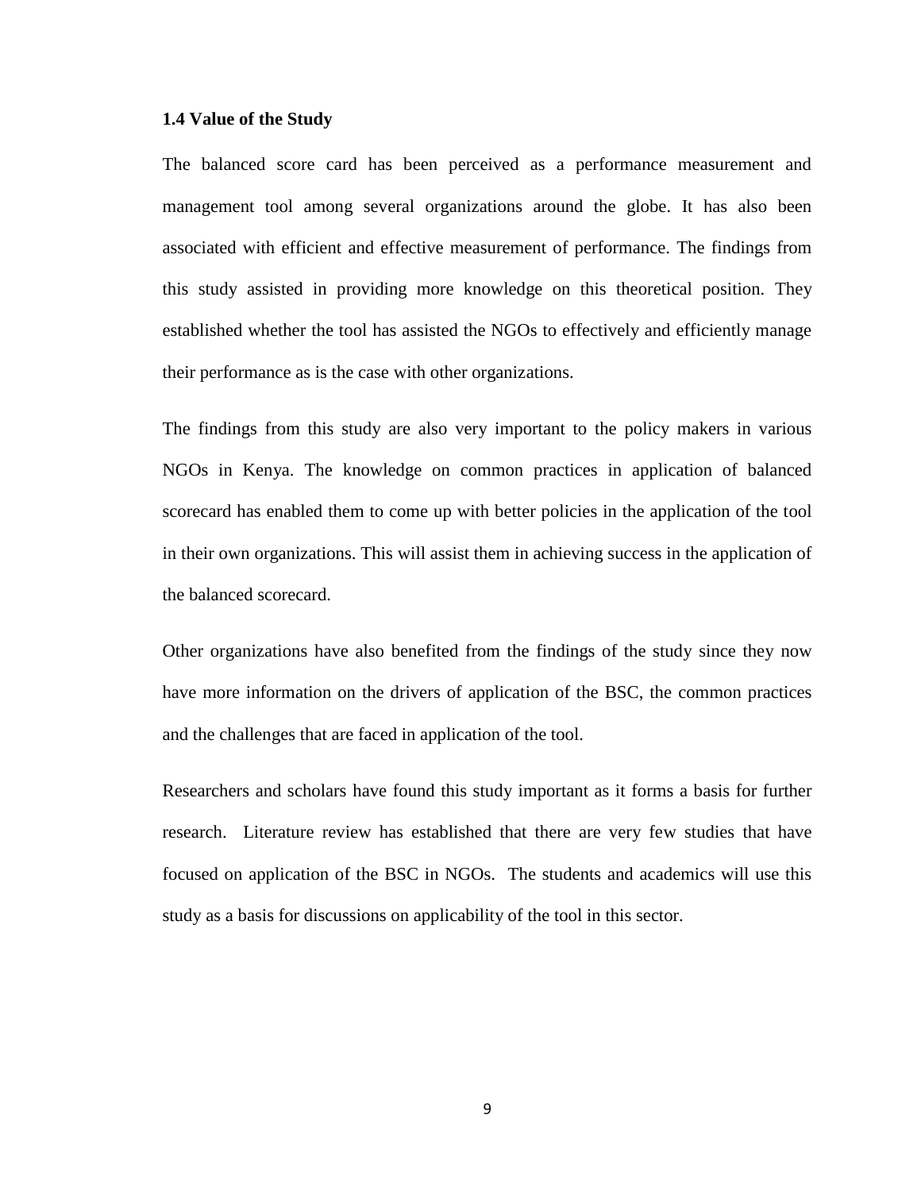### 1.4 Value of the Study

The balanced score card has been perceived as a performance measurement and management tool among several organizations around the globe. It has also been associated with efficient and effective measurement of performance. The findings from this study assisted in providing more knowledge on this theoretical position. They established whether the tool has assisted the NGOs to effectively and efficiently manage their performance as is the case with other organizations.

The findings from this study are also very important to the policy makers in various NGOs in Kenya. The knowledge on common practices in application of balanced scorecard has enabled them to come up with better policies in the application of the tool in their own organizations. This will assist them in achieving success in the application of the balanced scorecard.

Other organizations have also benefited from the findings of the study since they now have more information on the drivers of application of the BSC, the common practices and the challenges that are faced in application of the tool.

Researchers and scholars have found this study important as it forms a basis for further research. Literature review has established that there are very few studies that have focused on application of the BSC in NGOs. The students and academics will use this study as a basis for discussions on applicability of the tool in this sector.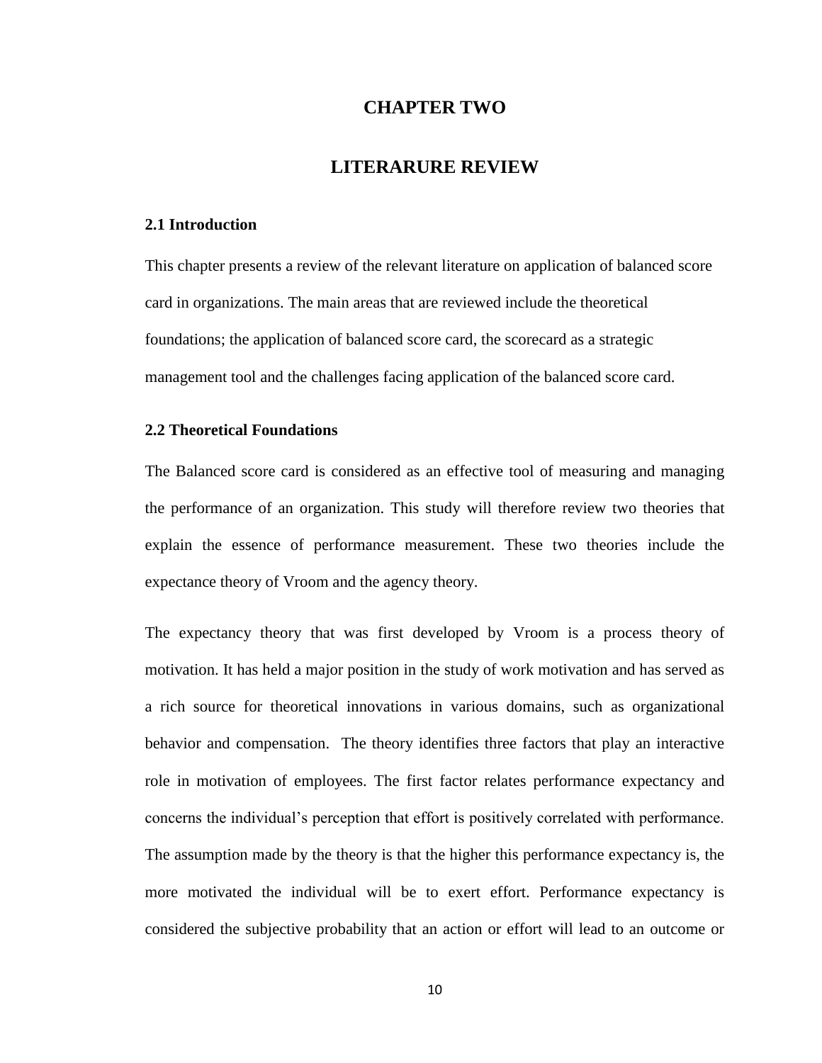# CHAPTER TWO

# LITERARURE REVIEW

### 2.1 Introduction

This chapter presents a review of the relevant literature on application of balanced score card in organizations. The main areas that are reviewed include the theoretical foundations; the application of balanced score card, the scorecard as a strategic management tool and the challenges facing application of the balanced score card.

### 2.2 Theoretical Foundations

The Balanced score card is considered as an effective tool of measuring and managing the performance of an organization. This study will therefore review two theories that explain the essence of performance measurement. These two theories include the expectance theory of Vroom and the agency theory.

The expectancy theory that was first developed by Vroom is a process theory of motivation. It has held a major position in the study of work motivation and has served as a rich source for theoretical innovations in various domains, such as organizational behavior and compensation. The theory identifies three factors that play an interactive role in motivation of employees. The first factor relates performance expectancy and concerns the individual's perception that effort is positively correlated with performance. The assumption made by the theory is that the higher this performance expectancy is, the more motivated the individual will be to exert effort. Performance expectancy is considered the subjective probability that an action or effort will lead to an outcome or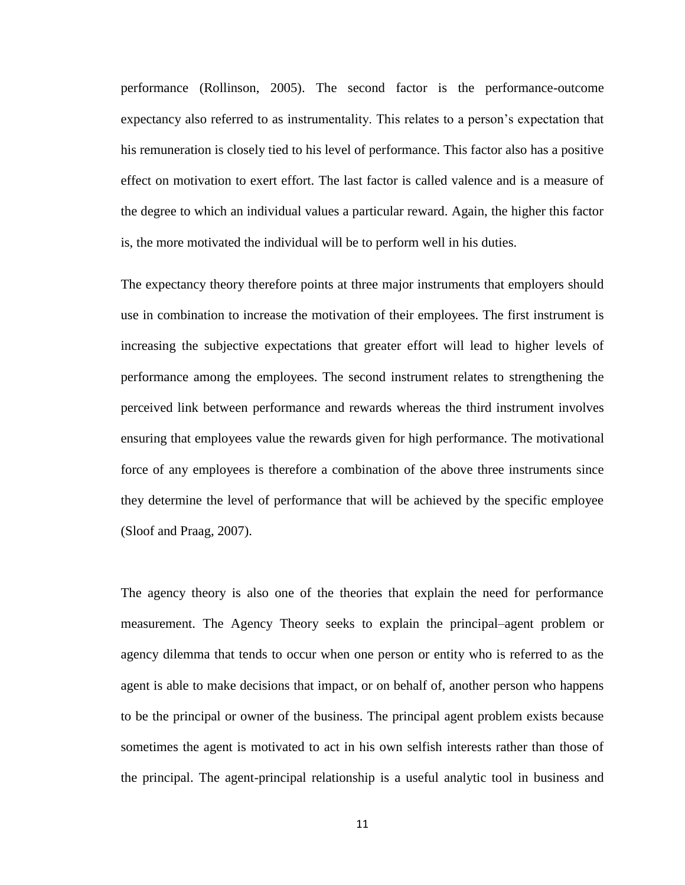performance (Rollinson, 2005). The second factor is the performance-outcome expectancy also referred to as instrumentality. This relates to a person's expectation that his remuneration is closely tied to his level of performance. This factor also has a positive effect on motivation to exert effort. The last factor is called valence and is a measure of the degree to which an individual values a particular reward. Again, the higher this factor is, the more motivated the individual will be to perform well in his duties.

The expectancy theory therefore points at three major instruments that employers should use in combination to increase the motivation of their employees. The first instrument is increasing the subjective expectations that greater effort will lead to higher levels of performance among the employees. The second instrument relates to strengthening the perceived link between performance and rewards whereas the third instrument involves ensuring that employees value the rewards given for high performance. The motivational force of any employees is therefore a combination of the above three instruments since they determine the level of performance that will be achieved by the specific employee (Sloof and Praag, 2007).

The agency theory is also one of the theories that explain the need for performance measurement. The Agency Theory seeks to explain the principal–agent problem or agency dilemma that tends to occur when one person or entity who is referred to as the agent is able to make decisions that impact, or on behalf of, another person who happens to be the principal or owner of the business. The principal agent problem exists because sometimes the agent is motivated to act in his own selfish interests rather than those of the principal. The agent-principal relationship is a useful analytic tool in business and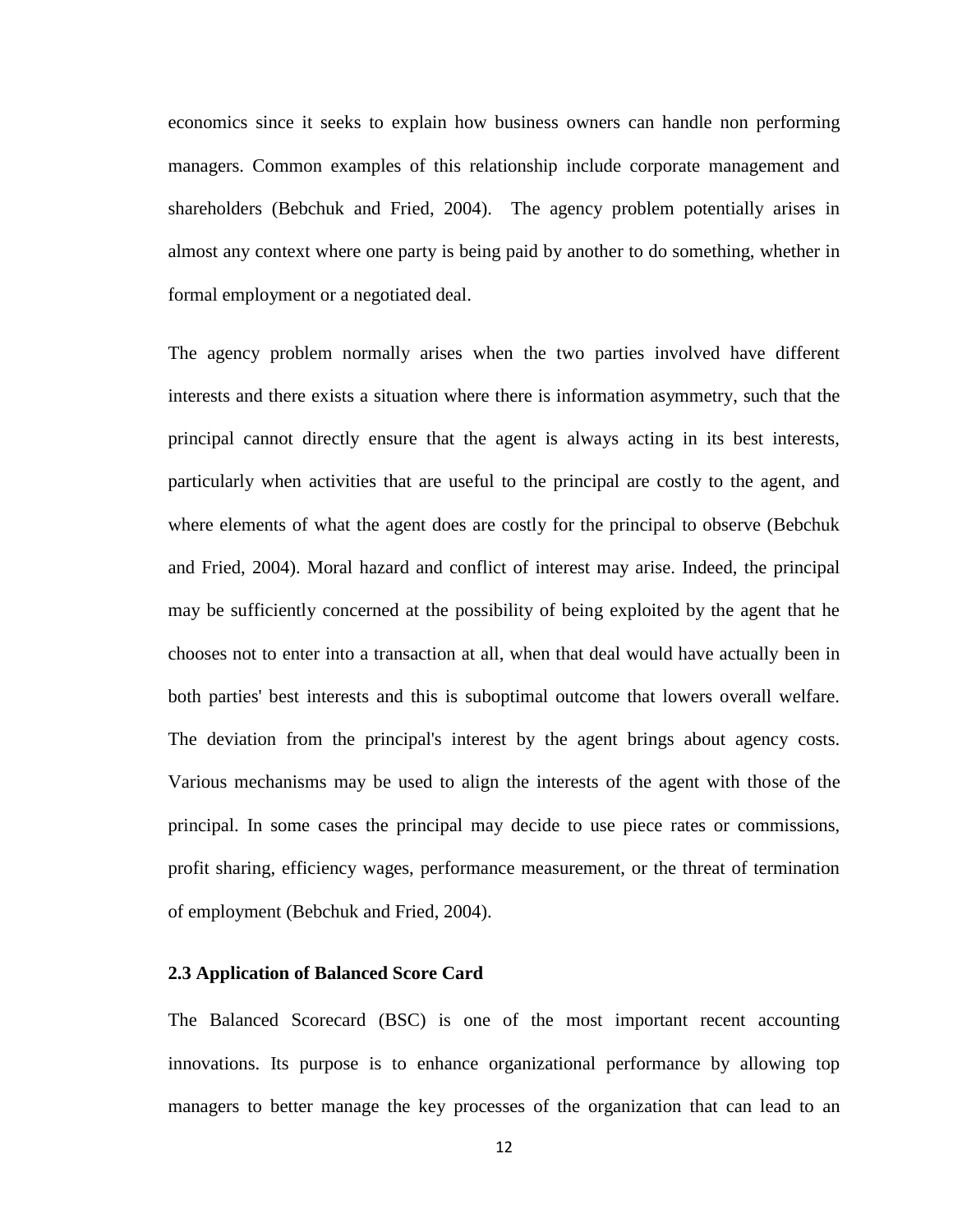economics since it seeks to explain how business owners can handle non performing managers. Common examples of this relationship include corporate management and shareholders (Bebchuk and Fried, 2004). The agency problem potentially arises in almost any context where one party is being paid by another to do something, whether in formal employment or a negotiated deal.

The agency problem normally arises when the two parties involved have different interests and there exists a situation where there is information asymmetry, such that the principal cannot directly ensure that the agent is always acting in its best interests, particularly when activities that are useful to the principal are costly to the agent, and where elements of what the agent does are costly for the principal to observe (Bebchuk and Fried, 2004). Moral hazard and conflict of interest may arise. Indeed, the principal may be sufficiently concerned at the possibility of being exploited by the agent that he chooses not to enter into a transaction at all, when that deal would have actually been in both parties' best interests and this is suboptimal outcome that lowers overall welfare. The deviation from the principal's interest by the agent brings about agency costs. Various mechanisms may be used to align the interests of the agent with those of the principal. In some cases the principal may decide to use piece rates or commissions, profit sharing, efficiency wages, performance measurement, or the threat of termination of employment (Bebchuk and Fried, 2004).

### 2.3 Application of Balanced Score Card

The Balanced Scorecard (BSC) is one of the most important recent accounting innovations. Its purpose is to enhance organizational performance by allowing top managers to better manage the key processes of the organization that can lead to an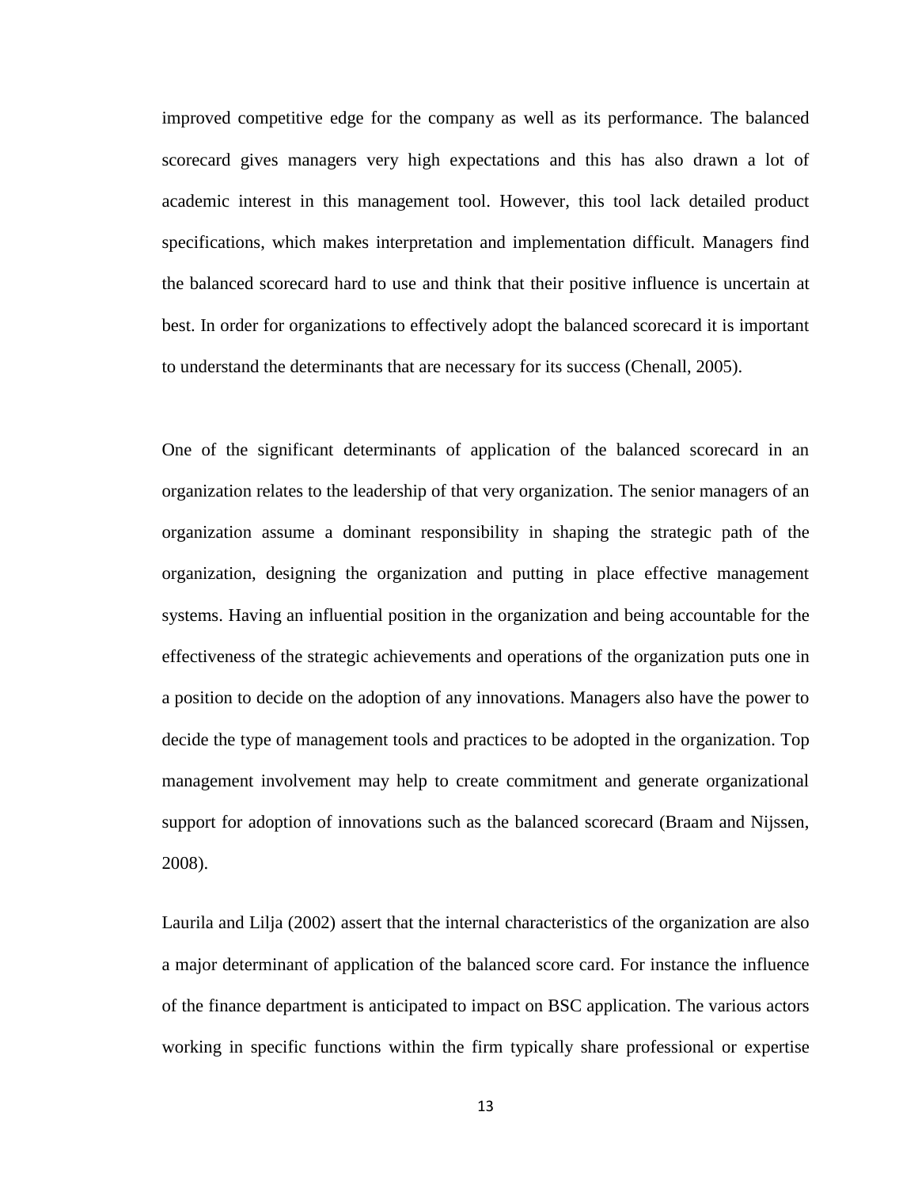improved competitive edge for the company as well as its performance. The balanced scorecard gives managers very high expectations and this has also drawn a lot of academic interest in this management tool. However, this tool lack detailed product specifications, which makes interpretation and implementation difficult. Managers find the balanced scorecard hard to use and think that their positive influence is uncertain at best. In order for organizations to effectively adopt the balanced scorecard it is important to understand the determinants that are necessary for its success (Chenall, 2005).

One of the significant determinants of application of the balanced scorecard in an organization relates to the leadership of that very organization. The senior managers of an organization assume a dominant responsibility in shaping the strategic path of the organization, designing the organization and putting in place effective management systems. Having an influential position in the organization and being accountable for the effectiveness of the strategic achievements and operations of the organization puts one in a position to decide on the adoption of any innovations. Managers also have the power to decide the type of management tools and practices to be adopted in the organization. Top management involvement may help to create commitment and generate organizational support for adoption of innovations such as the balanced scorecard (Braam and Nijssen, 2008).

Laurila and Lilja (2002) assert that the internal characteristics of the organization are also a major determinant of application of the balanced score card. For instance the influence of the finance department is anticipated to impact on BSC application. The various actors working in specific functions within the firm typically share professional or expertise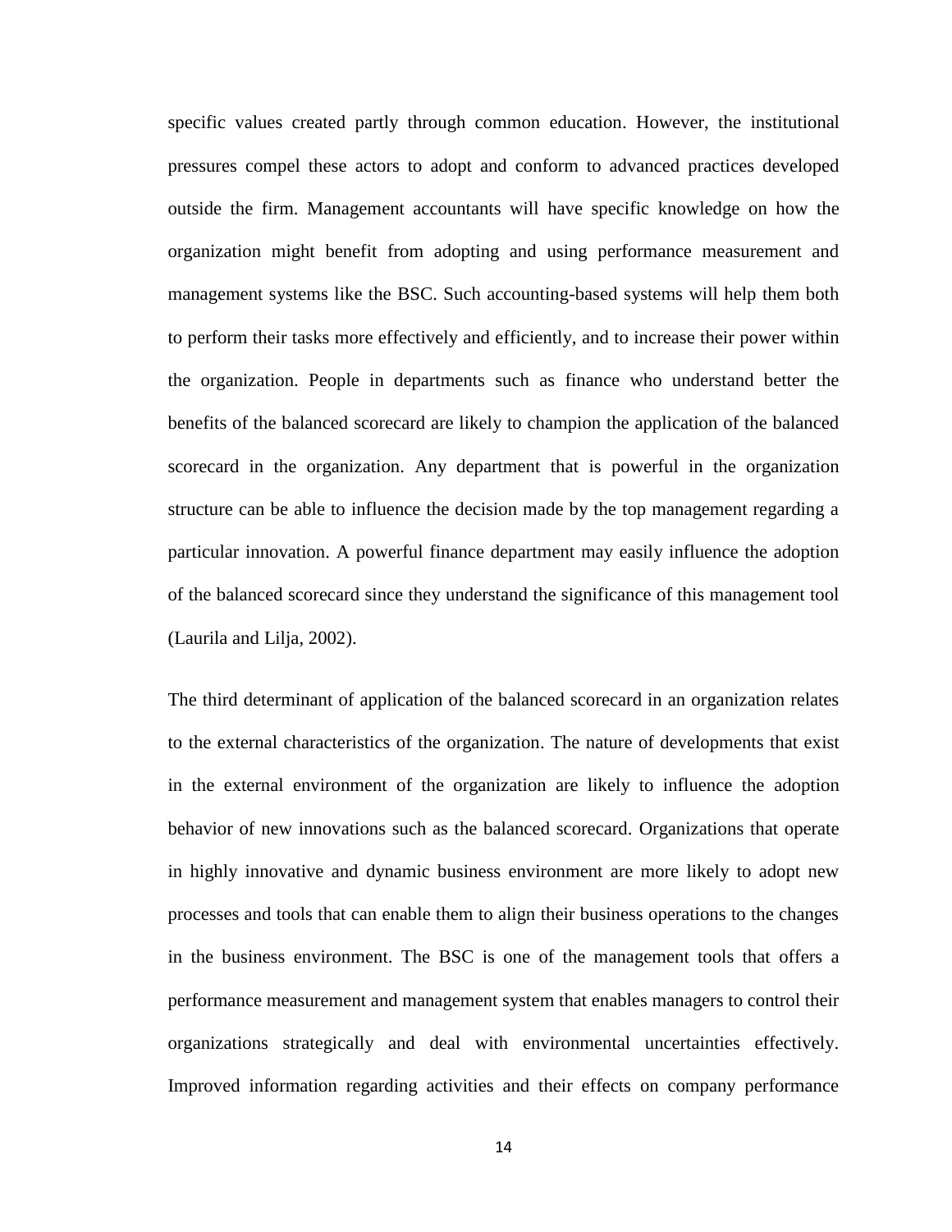specific values created partly through common education. However, the institutional pressures compel these actors to adopt and conform to advanced practices developed outside the firm. Management accountants will have specific knowledge on how the organization might benefit from adopting and using performance measurement and management systems like the BSC. Such accounting-based systems will help them both to perform their tasks more effectively and efficiently, and to increase their power within the organization. People in departments such as finance who understand better the benefits of the balanced scorecard are likely to champion the application of the balanced scorecard in the organization. Any department that is powerful in the organization structure can be able to influence the decision made by the top management regarding a particular innovation. A powerful finance department may easily influence the adoption of the balanced scorecard since they understand the significance of this management tool (Laurila and Lilja, 2002).

The third determinant of application of the balanced scorecard in an organization relates to the external characteristics of the organization. The nature of developments that exist in the external environment of the organization are likely to influence the adoption behavior of new innovations such as the balanced scorecard. Organizations that operate in highly innovative and dynamic business environment are more likely to adopt new processes and tools that can enable them to align their business operations to the changes in the business environment. The BSC is one of the management tools that offers a performance measurement and management system that enables managers to control their organizations strategically and deal with environmental uncertainties effectively. Improved information regarding activities and their effects on company performance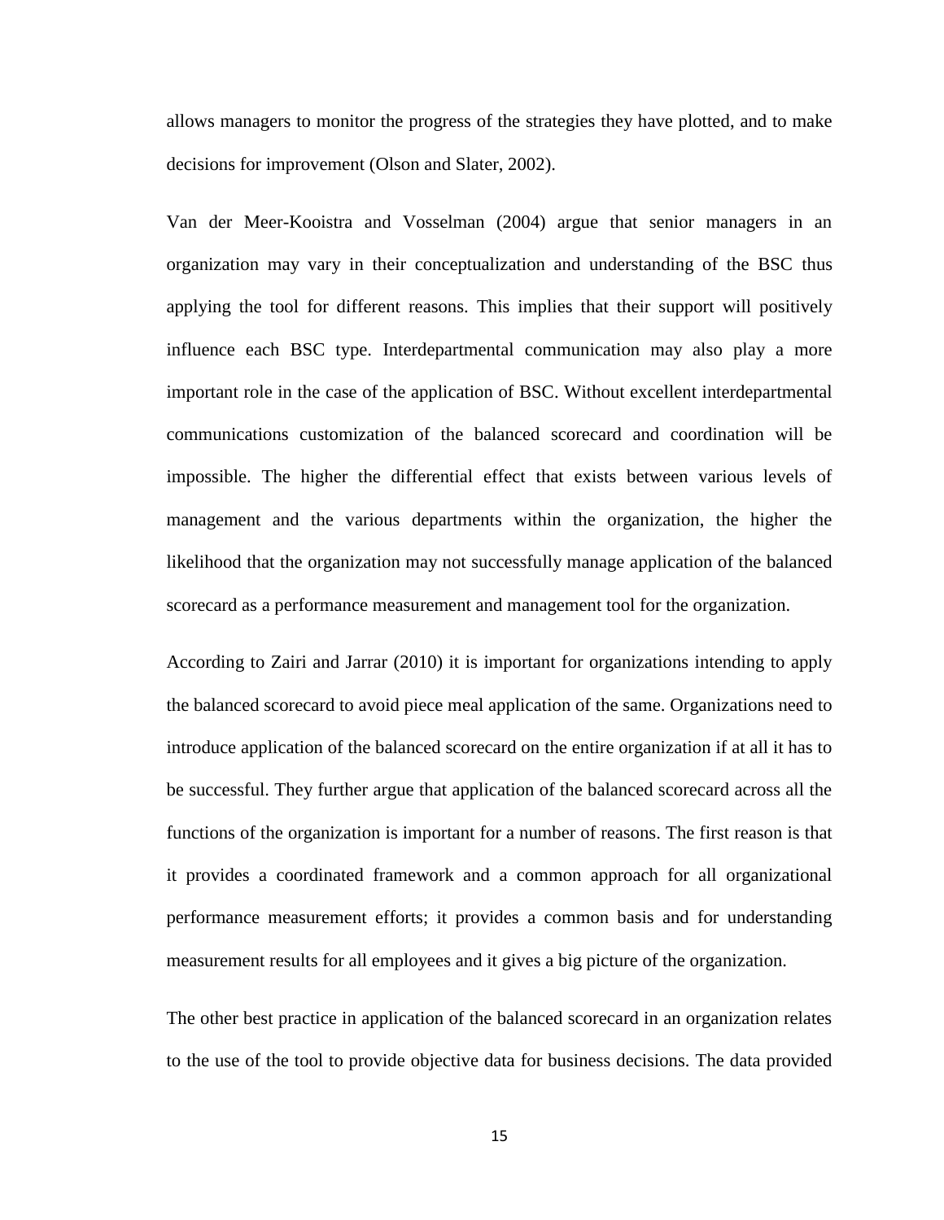allows managers to monitor the progress of the strategies they have plotted, and to make decisions for improvement (Olson and Slater, 2002).

Van der Meer-Kooistra and Vosselman (2004) argue that senior managers in an organization may vary in their conceptualization and understanding of the BSC thus applying the tool for different reasons. This implies that their support will positively influence each BSC type. Interdepartmental communication may also play a more important role in the case of the application of BSC. Without excellent interdepartmental communications customization of the balanced scorecard and coordination will be impossible. The higher the differential effect that exists between various levels of management and the various departments within the organization, the higher the likelihood that the organization may not successfully manage application of the balanced scorecard as a performance measurement and management tool for the organization.

According to Zairi and Jarrar (2010) it is important for organizations intending to apply the balanced scorecard to avoid piece meal application of the same. Organizations need to introduce application of the balanced scorecard on the entire organization if at all it has to be successful. They further argue that application of the balanced scorecard across all the functions of the organization is important for a number of reasons. The first reason is that it provides a coordinated framework and a common approach for all organizational performance measurement efforts; it provides a common basis and for understanding measurement results for all employees and it gives a big picture of the organization.

The other best practice in application of the balanced scorecard in an organization relates to the use of the tool to provide objective data for business decisions. The data provided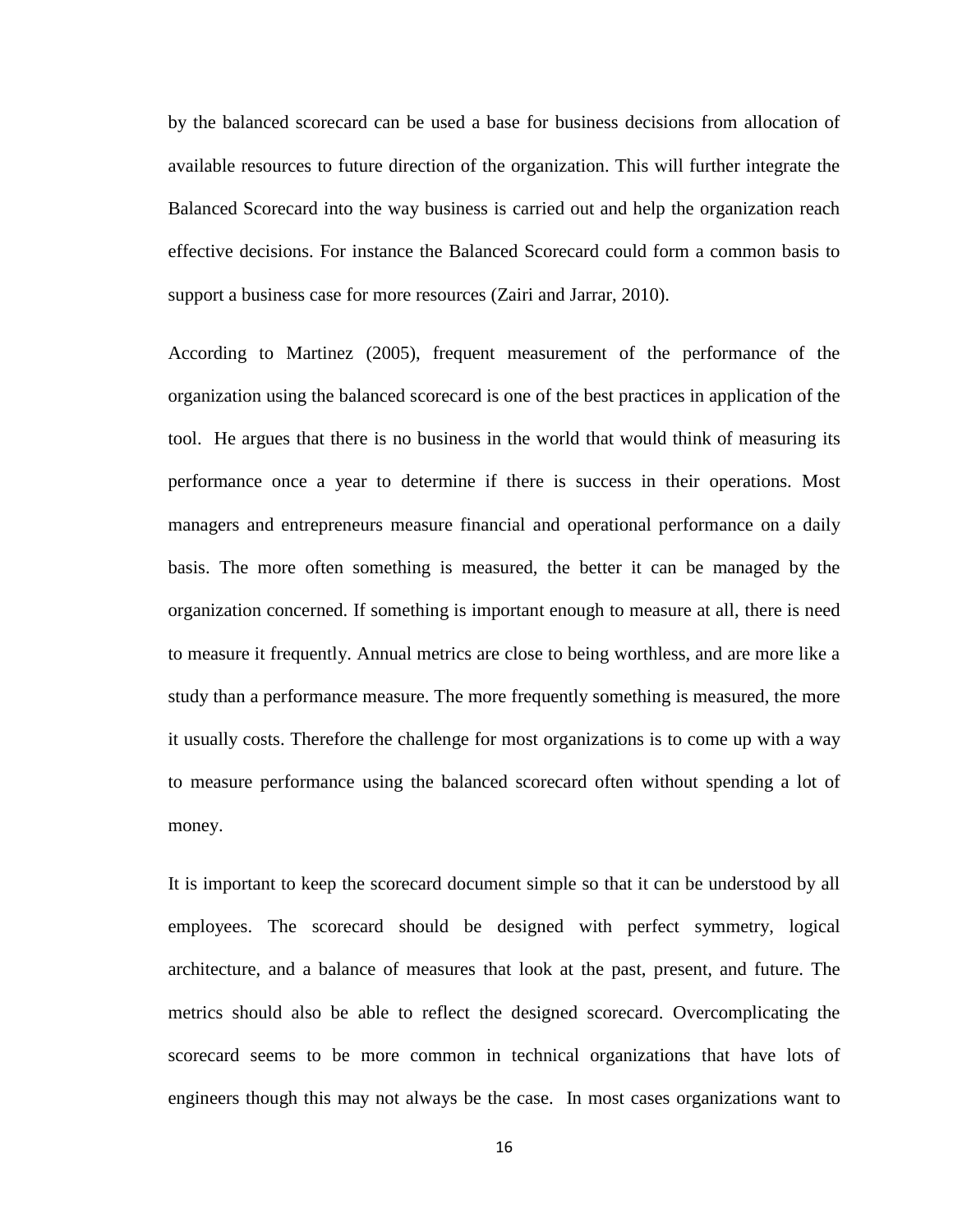by the balanced scorecard can be used a base for business decisions from allocation of available resources to future direction of the organization. This will further integrate the Balanced Scorecard into the way business is carried out and help the organization reach effective decisions. For instance the Balanced Scorecard could form a common basis to support a business case for more resources (Zairi and Jarrar, 2010).

According to Martinez (2005), frequent measurement of the performance of the organization using the balanced scorecard is one of the best practices in application of the tool. He argues that there is no business in the world that would think of measuring its performance once a year to determine if there is success in their operations. Most managers and entrepreneurs measure financial and operational performance on a daily basis. The more often something is measured, the better it can be managed by the organization concerned. If something is important enough to measure at all, there is need to measure it frequently. Annual metrics are close to being worthless, and are more like a study than a performance measure. The more frequently something is measured, the more it usually costs. Therefore the challenge for most organizations is to come up with a way to measure performance using the balanced scorecard often without spending a lot of money.

It is important to keep the scorecard document simple so that it can be understood by all employees. The scorecard should be designed with perfect symmetry, logical architecture, and a balance of measures that look at the past, present, and future. The metrics should also be able to reflect the designed scorecard. Overcomplicating the scorecard seems to be more common in technical organizations that have lots of engineers though this may not always be the case. In most cases organizations want to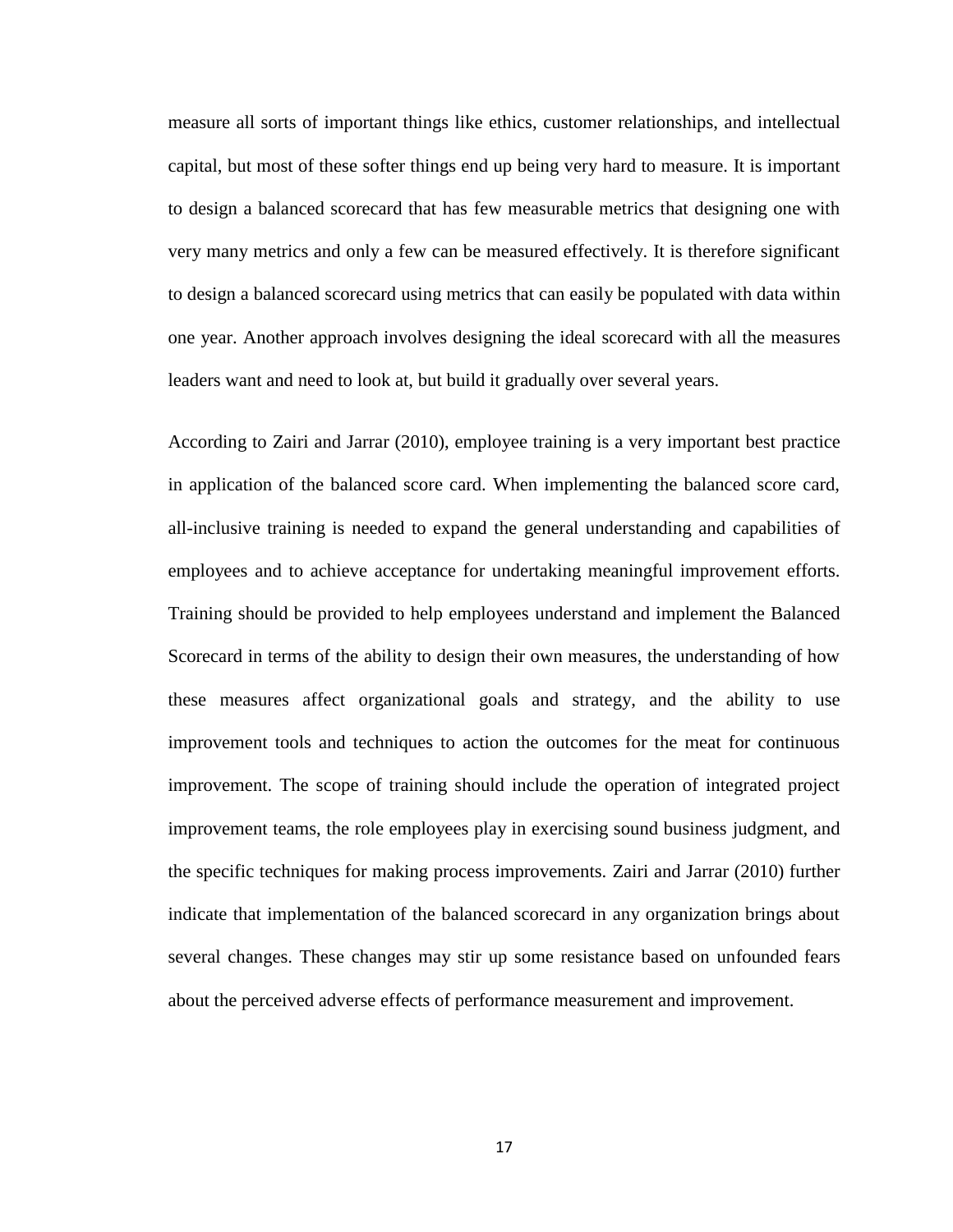measure all sorts of important things like ethics, customer relationships, and intellectual capital, but most of these softer things end up being very hard to measure. It is important to design a balanced scorecard that has few measurable metrics that designing one with very many metrics and only a few can be measured effectively. It is therefore significant to design a balanced scorecard using metrics that can easily be populated with data within one year. Another approach involves designing the ideal scorecard with all the measures leaders want and need to look at, but build it gradually over several years.

According to Zairi and Jarrar (2010), employee training is a very important best practice in application of the balanced score card. When implementing the balanced score card, all-inclusive training is needed to expand the general understanding and capabilities of employees and to achieve acceptance for undertaking meaningful improvement efforts. Training should be provided to help employees understand and implement the Balanced Scorecard in terms of the ability to design their own measures, the understanding of how these measures affect organizational goals and strategy, and the ability to use improvement tools and techniques to action the outcomes for the meat for continuous improvement. The scope of training should include the operation of integrated project improvement teams, the role employees play in exercising sound business judgment, and the specific techniques for making process improvements. Zairi and Jarrar (2010) further indicate that implementation of the balanced scorecard in any organization brings about several changes. These changes may stir up some resistance based on unfounded fears about the perceived adverse effects of performance measurement and improvement.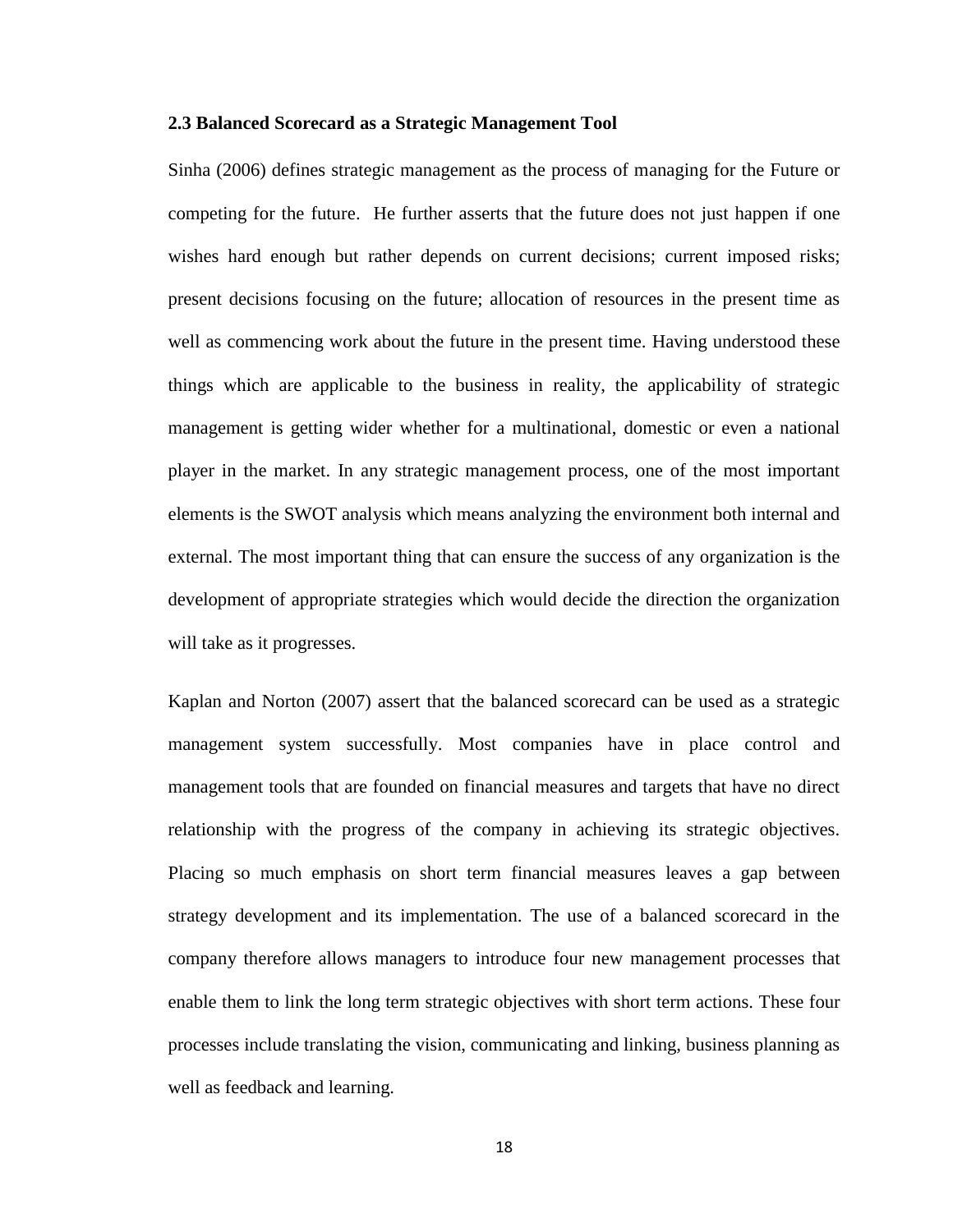### 2.3 Balanced Scorecard as a Strategic Management Tool

Sinha (2006) defines strategic management as the process of managing for the Future or competing for the future. He further asserts that the future does not just happen if one wishes hard enough but rather depends on current decisions; current imposed risks; present decisions focusing on the future; allocation of resources in the present time as well as commencing work about the future in the present time. Having understood these things which are applicable to the business in reality, the applicability of strategic management is getting wider whether for a multinational, domestic or even a national player in the market. In any strategic management process, one of the most important elements is the SWOT analysis which means analyzing the environment both internal and external. The most important thing that can ensure the success of any organization is the development of appropriate strategies which would decide the direction the organization will take as it progresses.

Kaplan and Norton (2007) assert that the balanced scorecard can be used as a strategic management system successfully. Most companies have in place control and management tools that are founded on financial measures and targets that have no direct relationship with the progress of the company in achieving its strategic objectives. Placing so much emphasis on short term financial measures leaves a gap between strategy development and its implementation. The use of a balanced scorecard in the company therefore allows managers to introduce four new management processes that enable them to link the long term strategic objectives with short term actions. These four processes include translating the vision, communicating and linking, business planning as well as feedback and learning.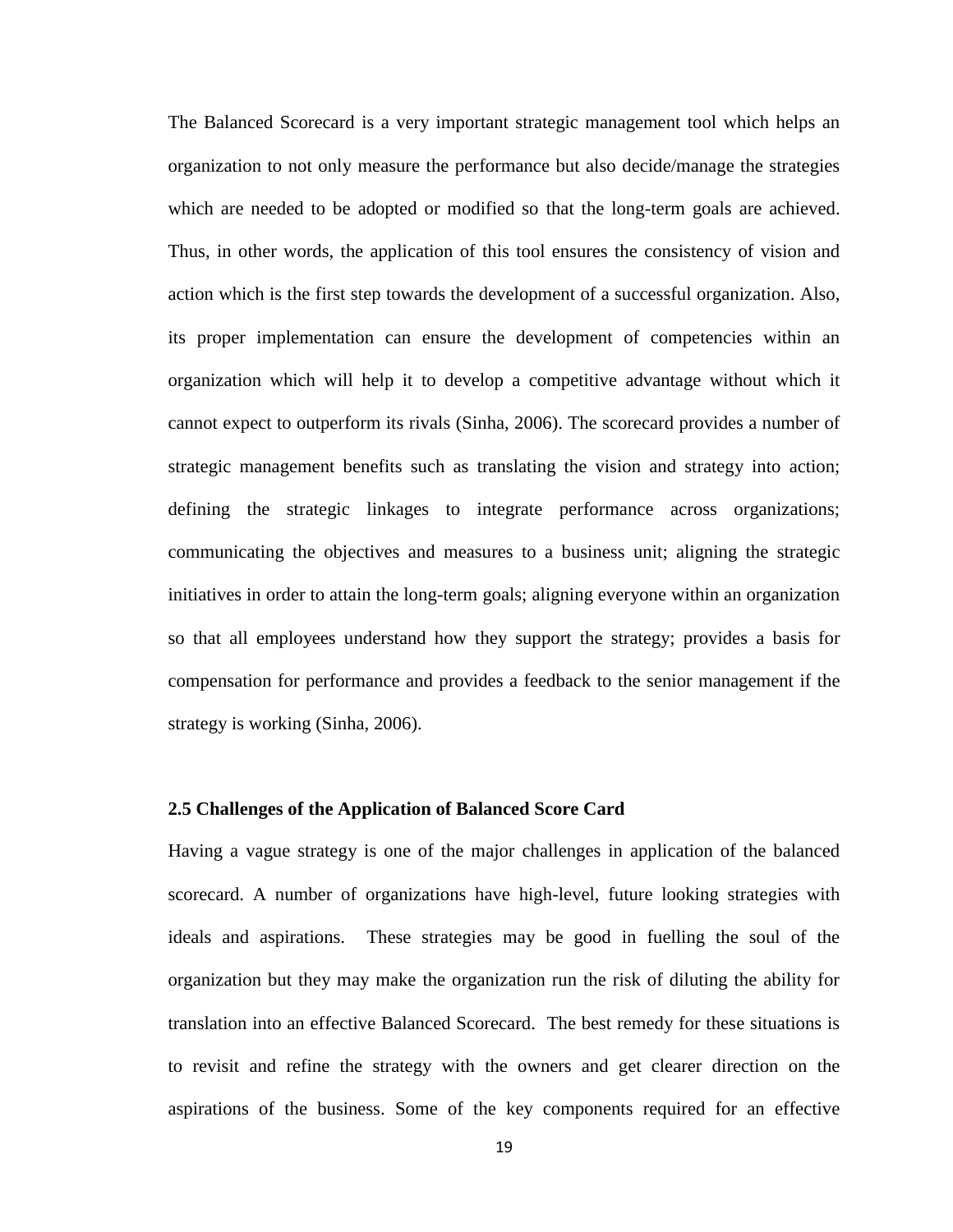The Balanced Scorecard is a very important strategic management tool which helps an organization to not only measure the performance but also decide/manage the strategies which are needed to be adopted or modified so that the long-term goals are achieved. Thus, in other words, the application of this tool ensures the consistency of vision and action which is the first step towards the development of a successful organization. Also, its proper implementation can ensure the development of competencies within an organization which will help it to develop a competitive advantage without which it cannot expect to outperform its rivals (Sinha, 2006). The scorecard provides a number of strategic management benefits such as translating the vision and strategy into action; defining the strategic linkages to integrate performance across organizations; communicating the objectives and measures to a business unit; aligning the strategic initiatives in order to attain the long-term goals; aligning everyone within an organization so that all employees understand how they support the strategy; provides a basis for compensation for performance and provides a feedback to the senior management if the strategy is working (Sinha, 2006).

### 2.5 Challenges of the Application of Balanced Score Card

Having a vague strategy is one of the major challenges in application of the balanced scorecard. A number of organizations have high-level, future looking strategies with ideals and aspirations. These strategies may be good in fuelling the soul of the organization but they may make the organization run the risk of diluting the ability for translation into an effective Balanced Scorecard. The best remedy for these situations is to revisit and refine the strategy with the owners and get clearer direction on the aspirations of the business. Some of the key components required for an effective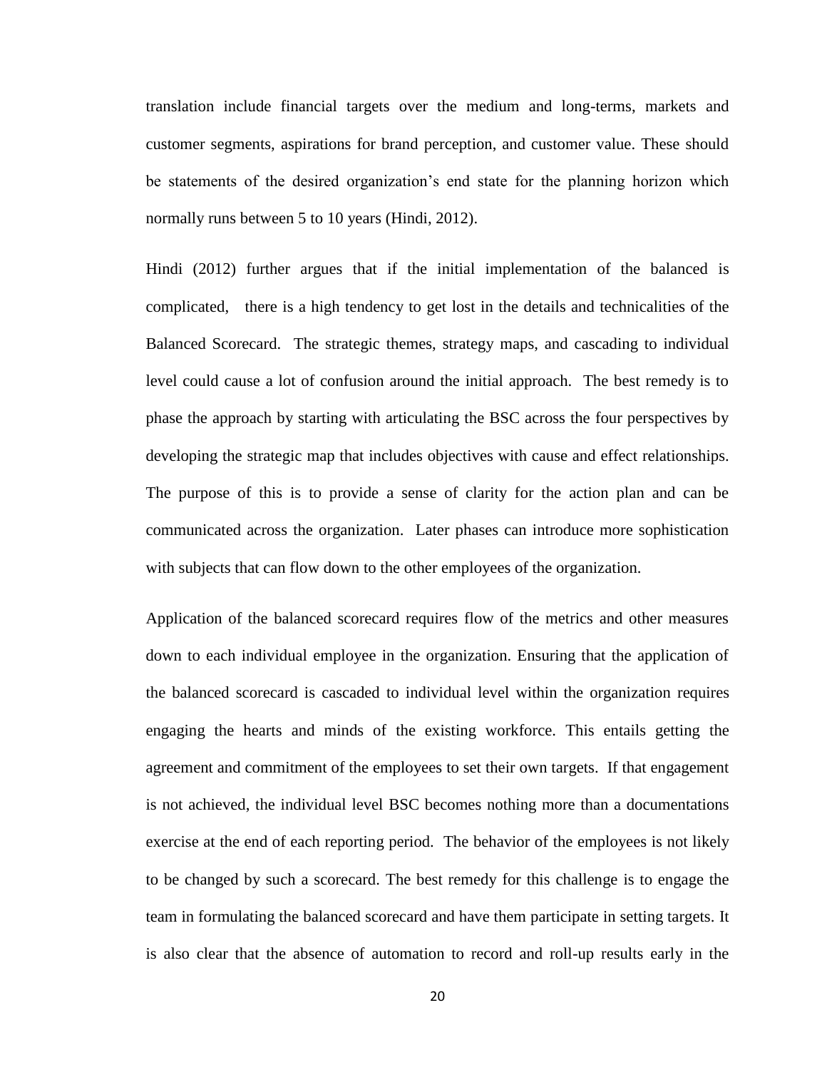translation include financial targets over the medium and long-terms, markets and customer segments, aspirations for brand perception, and customer value. These should be statements of the desired organization's end state for the planning horizon which normally runs between 5 to 10 years (Hindi, 2012).

Hindi (2012) further argues that if the initial implementation of the balanced is complicated, there is a high tendency to get lost in the details and technicalities of the Balanced Scorecard. The strategic themes, strategy maps, and cascading to individual level could cause a lot of confusion around the initial approach. The best remedy is to phase the approach by starting with articulating the BSC across the four perspectives by developing the strategic map that includes objectives with cause and effect relationships. The purpose of this is to provide a sense of clarity for the action plan and can be communicated across the organization. Later phases can introduce more sophistication with subjects that can flow down to the other employees of the organization.

Application of the balanced scorecard requires flow of the metrics and other measures down to each individual employee in the organization. Ensuring that the application of the balanced scorecard is cascaded to individual level within the organization requires engaging the hearts and minds of the existing workforce. This entails getting the agreement and commitment of the employees to set their own targets. If that engagement is not achieved, the individual level BSC becomes nothing more than a documentations exercise at the end of each reporting period. The behavior of the employees is not likely to be changed by such a scorecard. The best remedy for this challenge is to engage the team in formulating the balanced scorecard and have them participate in setting targets. It is also clear that the absence of automation to record and roll-up results early in the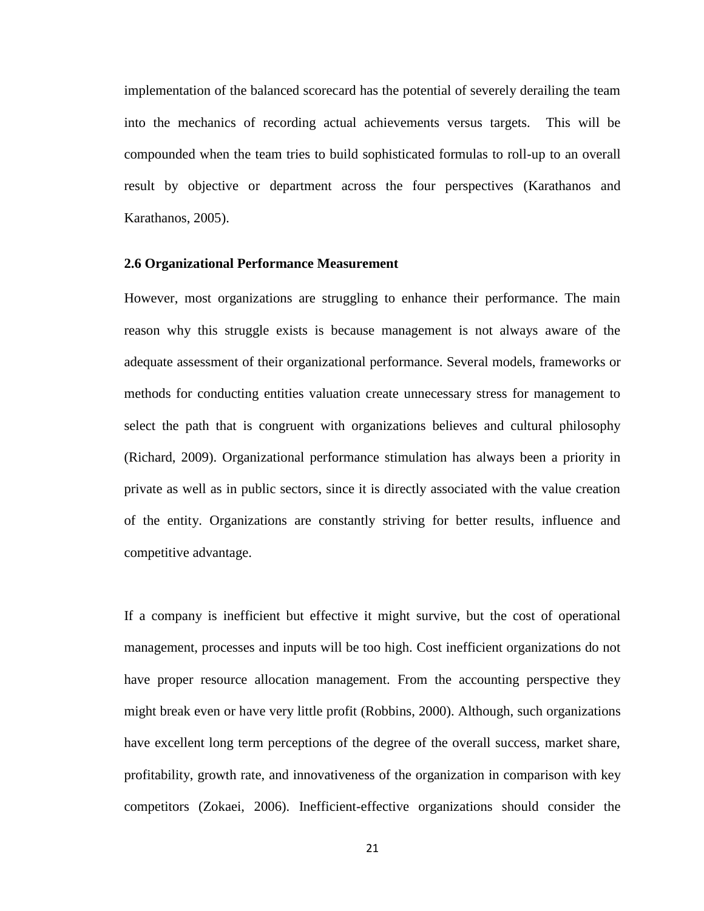implementation of the balanced scorecard has the potential of severely derailing the team into the mechanics of recording actual achievements versus targets. This will be compounded when the team tries to build sophisticated formulas to roll-up to an overall result by objective or department across the four perspectives (Karathanos and Karathanos, 2005).

### 2.6 Organizational Performance Measurement

However, most organizations are struggling to enhance their performance. The main reason why this struggle exists is because management is not always aware of the adequate assessment of their organizational performance. Several models, frameworks or methods for conducting entities valuation create unnecessary stress for management to select the path that is congruent with organizations believes and cultural philosophy (Richard, 2009). Organizational performance stimulation has always been a priority in private as well as in public sectors, since it is directly associated with the value creation of the entity. Organizations are constantly striving for better results, influence and competitive advantage.

If a company is inefficient but effective it might survive, but the cost of operational management, processes and inputs will be too high. Cost inefficient organizations do not have proper resource allocation management. From the accounting perspective they might break even or have very little profit (Robbins, 2000). Although, such organizations have excellent long term perceptions of the degree of the overall success, market share, profitability, growth rate, and innovativeness of the organization in comparison with key competitors (Zokaei, 2006). Inefficient-effective organizations should consider the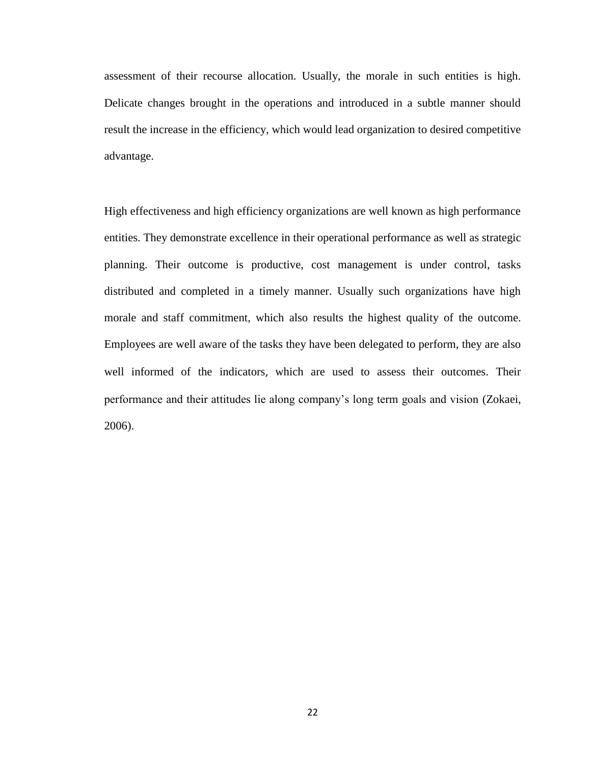assessment of their recourse allocation. Usually, the morale in such entities is high. Delicate changes brought in the operations and introduced in a subtle manner should result the increase in the efficiency, which would lead organization to desired competitive advantage.

High effectiveness and high efficiency organizations are well known as high performance entities. They demonstrate excellence in their operational performance as well as strategic planning. Their outcome is productive, cost management is under control, tasks distributed and completed in a timely manner. Usually such organizations have high morale and staff commitment, which also results the highest quality of the outcome. Employees are well aware of the tasks they have been delegated to perform, they are also well informed of the indicators, which are used to assess their outcomes. Their performance and their attitudes lie along company's long term goals and vision (Zokaei, 2006).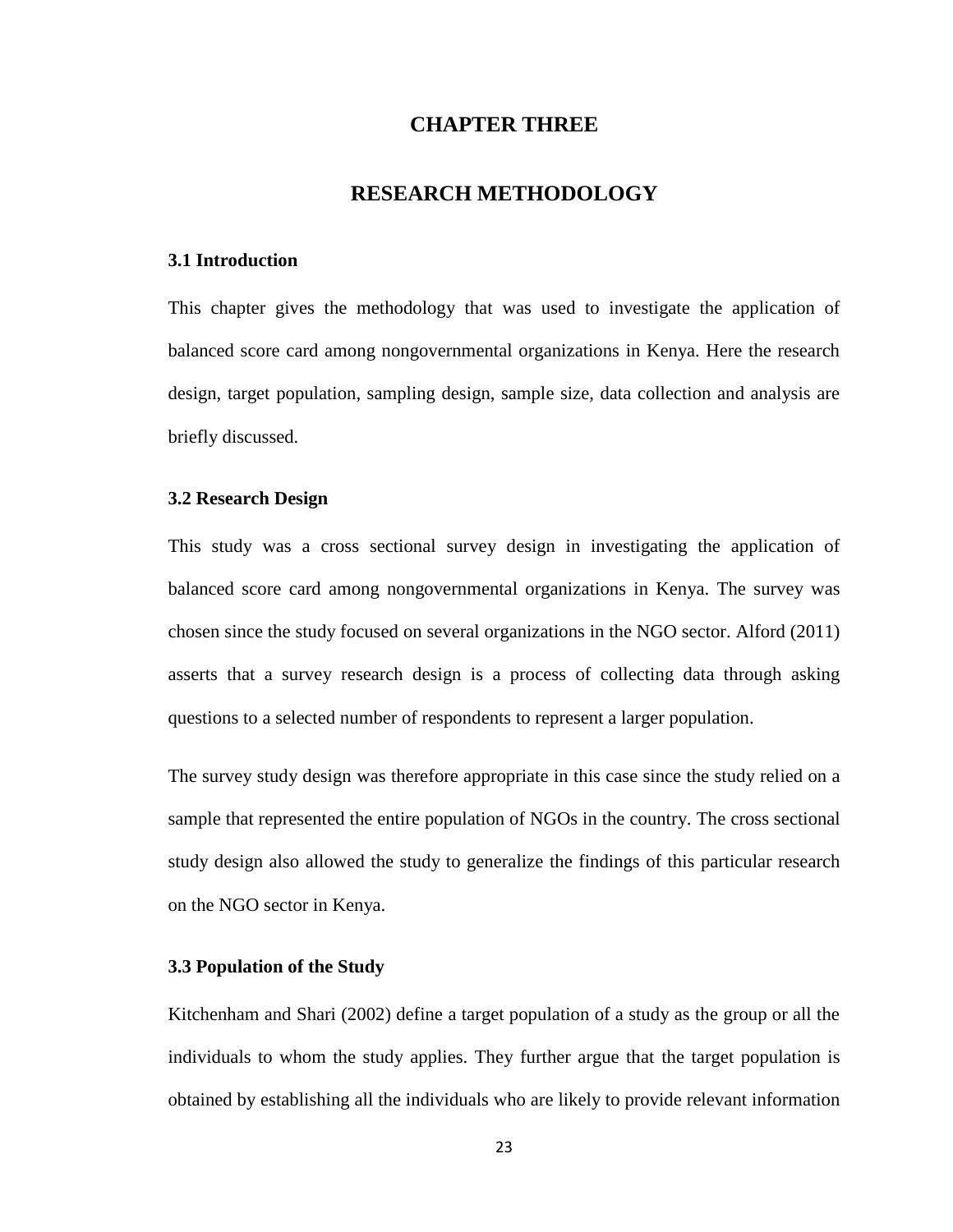# CHAPTER THREE

# RESEARCH METHODOLOGY

### 3.1 Introduction

This chapter gives the methodology that was used to investigate the application of balanced score card among nongovernmental organizations in Kenya. Here the research design, target population, sampling design, sample size, data collection and analysis are briefly discussed.

### 3.2 Research Design

This study was a cross sectional survey design in investigating the application of balanced score card among nongovernmental organizations in Kenya. The survey was chosen since the study focused on several organizations in the NGO sector. Alford (2011) asserts that a survey research design is a process of collecting data through asking questions to a selected number of respondents to represent a larger population.

The survey study design was therefore appropriate in this case since the study relied on a sample that represented the entire population of NGOs in the country. The cross sectional study design also allowed the study to generalize the findings of this particular research on the NGO sector in Kenya.

### 3.3 Population of the Study

Kitchenham and Shari (2002) define a target population of a study as the group or all the individuals to whom the study applies. They further argue that the target population is obtained by establishing all the individuals who are likely to provide relevant information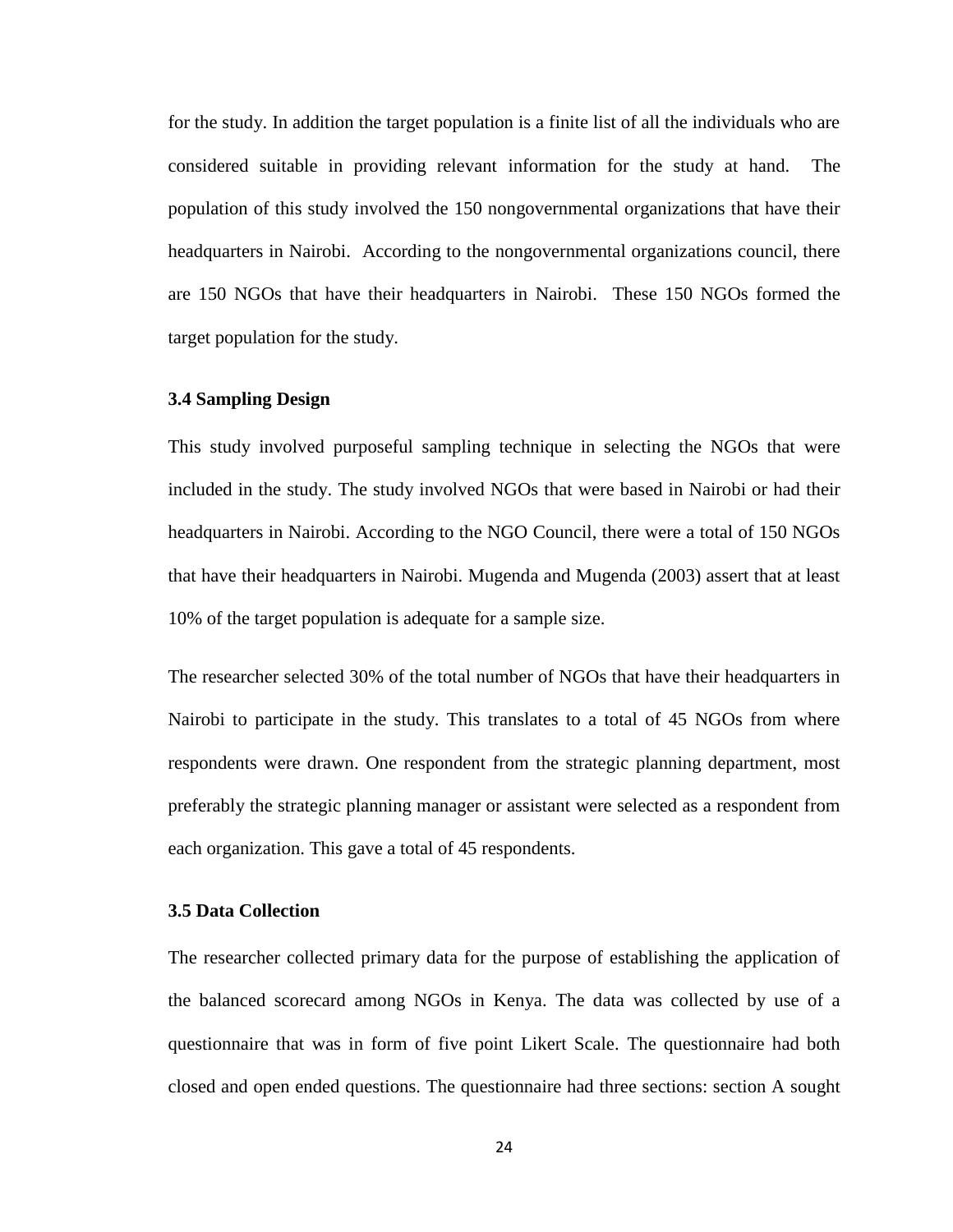for the study. In addition the target population is a finite list of all the individuals who are considered suitable in providing relevant information for the study at hand. The population of this study involved the 150 nongovernmental organizations that have their headquarters in Nairobi. According to the nongovernmental organizations council, there are 150 NGOs that have their headquarters in Nairobi. These 150 NGOs formed the target population for the study.

### 3.4 Sampling Design

This study involved purposeful sampling technique in selecting the NGOs that were included in the study. The study involved NGOs that were based in Nairobi or had their headquarters in Nairobi. According to the NGO Council, there were a total of 150 NGOs that have their headquarters in Nairobi. Mugenda and Mugenda (2003) assert that at least 10% of the target population is adequate for a sample size.

The researcher selected 30% of the total number of NGOs that have their headquarters in Nairobi to participate in the study. This translates to a total of 45 NGOs from where respondents were drawn. One respondent from the strategic planning department, most preferably the strategic planning manager or assistant were selected as a respondent from each organization. This gave a total of 45 respondents.

### 3.5 Data Collection

The researcher collected primary data for the purpose of establishing the application of the balanced scorecard among NGOs in Kenya. The data was collected by use of a questionnaire that was in form of five point Likert Scale. The questionnaire had both closed and open ended questions. The questionnaire had three sections: section A sought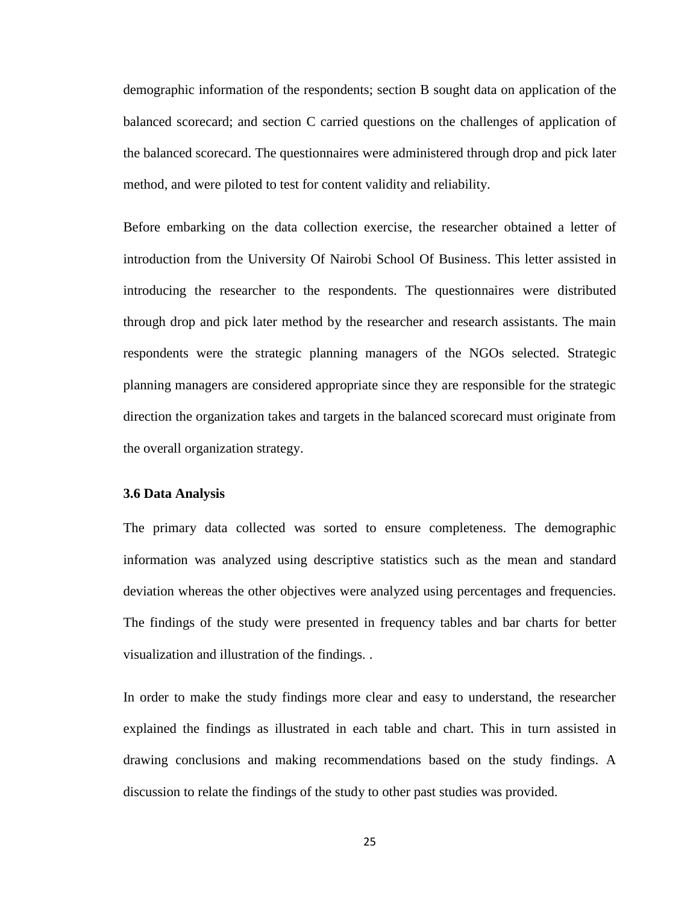demographic information of the respondents; section B sought data on application of the balanced scorecard; and section C carried questions on the challenges of application of the balanced scorecard. The questionnaires were administered through drop and pick later method, and were piloted to test for content validity and reliability.

Before embarking on the data collection exercise, the researcher obtained a letter of introduction from the University Of Nairobi School Of Business. This letter assisted in introducing the researcher to the respondents. The questionnaires were distributed through drop and pick later method by the researcher and research assistants. The main respondents were the strategic planning managers of the NGOs selected. Strategic planning managers are considered appropriate since they are responsible for the strategic direction the organization takes and targets in the balanced scorecard must originate from the overall organization strategy.

### 3.6 Data Analysis

The primary data collected was sorted to ensure completeness. The demographic information was analyzed using descriptive statistics such as the mean and standard deviation whereas the other objectives were analyzed using percentages and frequencies. The findings of the study were presented in frequency tables and bar charts for better visualization and illustration of the findings. .

In order to make the study findings more clear and easy to understand, the researcher explained the findings as illustrated in each table and chart. This in turn assisted in drawing conclusions and making recommendations based on the study findings. A discussion to relate the findings of the study to other past studies was provided.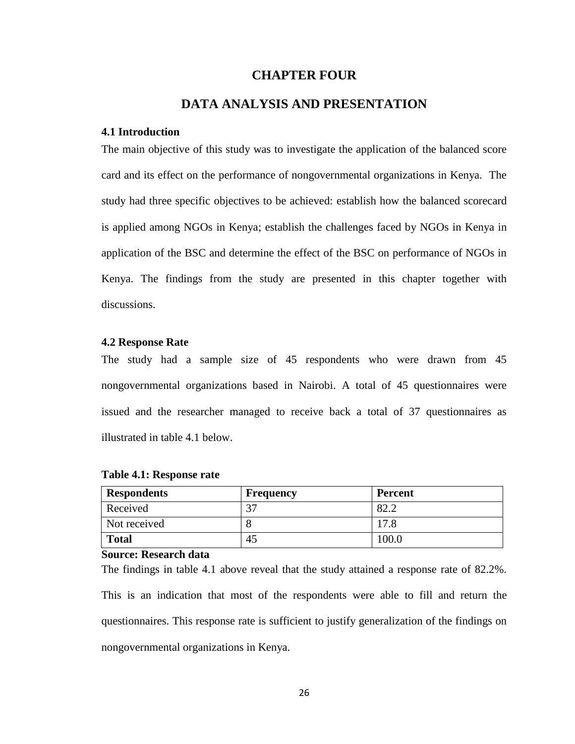# CHAPTER FOUR

# DATA ANALYSIS AND PRESENTATION

### 4.1 Introduction

The main objective of this study was to investigate the application of the balanced score card and its effect on the performance of nongovernmental organizations in Kenya. The study had three specific objectives to be achieved: establish how the balanced scorecard is applied among NGOs in Kenya; establish the challenges faced by NGOs in Kenya in application of the BSC and determine the effect of the BSC on performance of NGOs in Kenya. The findings from the study are presented in this chapter together with discussions.

### 4.2 Response Rate

The study had a sample size of 45 respondents who were drawn from 45 nongovernmental organizations based in Nairobi. A total of 45 questionnaires were issued and the researcher managed to receive back a total of 37 questionnaires as illustrated in table 4.1 below.

**Table 4.1: Response rate**

| Respondents | Frequency | Percent |
| --- | --- | --- |
| Received | 37 | 82.2 |
| Not received | 8 | 17.8 |
| **Total** | 45 | 100.0 |

**Source: Research data**

The findings in table 4.1 above reveal that the study attained a response rate of 82.2%. This is an indication that most of the respondents were able to fill and return the questionnaires. This response rate is sufficient to justify generalization of the findings on nongovernmental organizations in Kenya.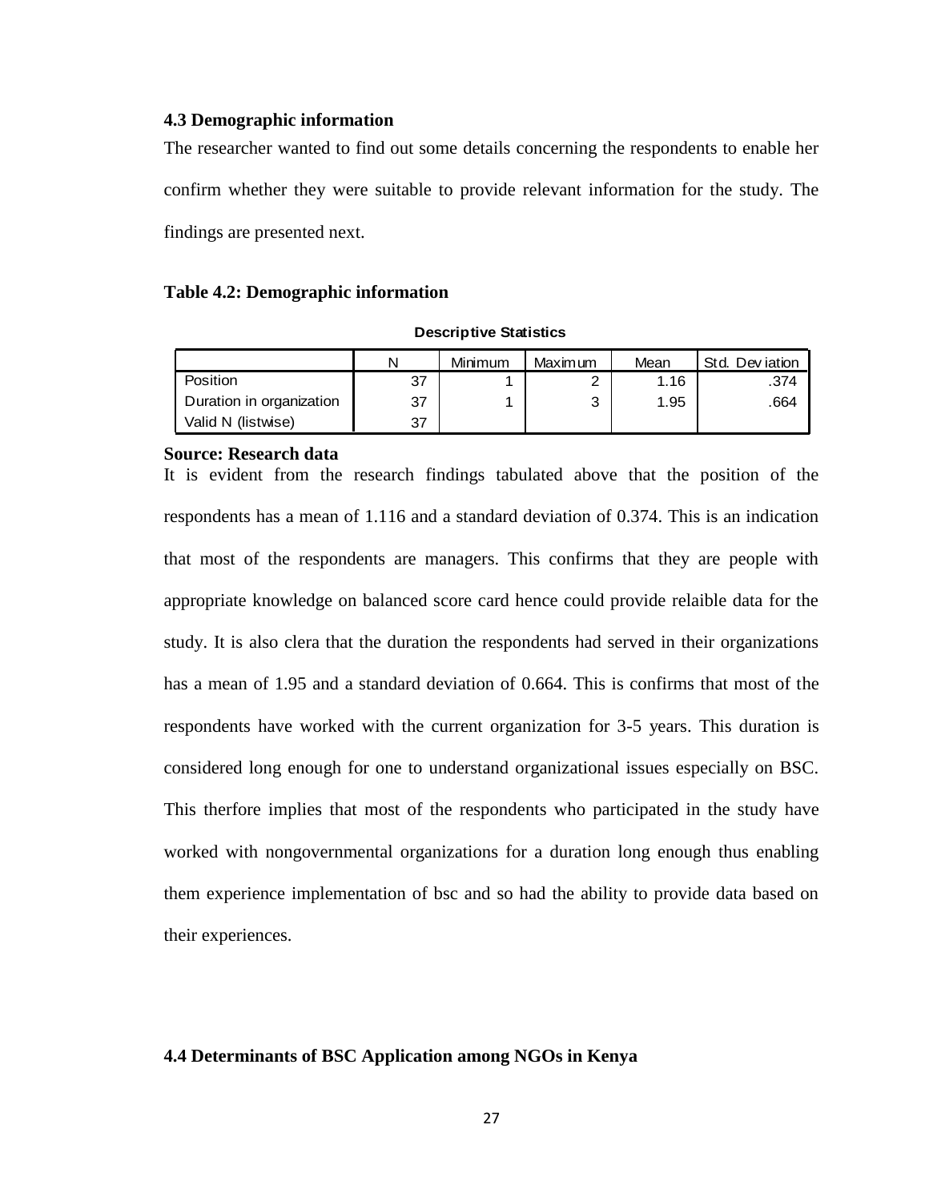### 4.3 Demographic information

The researcher wanted to find out some details concerning the respondents to enable her confirm whether they were suitable to provide relevant information for the study. The findings are presented next.

**Table 4.2: Demographic information**

**Descriptive Statistics**

| | N | Minimum | Maximum | Mean | Std. Deviation |
|---|---|---|---|---|---|
| Position | 37 | 1 | 2 | 1.16 | .374 |
| Duration in organization | 37 | 1 | 3 | 1.95 | .664 |
| Valid N (listwise) | 37 | | | | |

**Source: Research data**

It is evident from the research findings tabulated above that the position of the respondents has a mean of 1.116 and a standard deviation of 0.374. This is an indication that most of the respondents are managers. This confirms that they are people with appropriate knowledge on balanced score card hence could provide relaible data for the study. It is also clera that the duration the respondents had served in their organizations has a mean of 1.95 and a standard deviation of 0.664. This is confirms that most of the respondents have worked with the current organization for 3-5 years. This duration is considered long enough for one to understand organizational issues especially on BSC. This therfore implies that most of the respondents who participated in the study have worked with nongovernmental organizations for a duration long enough thus enabling them experience implementation of bsc and so had the ability to provide data based on their experiences.

### 4.4 Determinants of BSC Application among NGOs in Kenya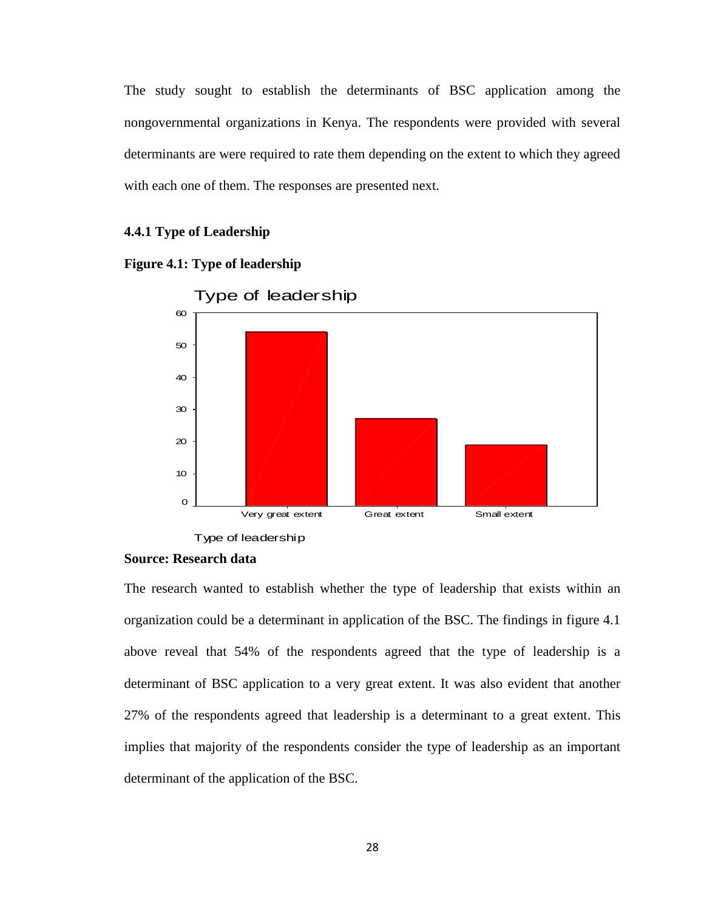The study sought to establish the determinants of BSC application among the nongovernmental organizations in Kenya. The respondents were provided with several determinants are were required to rate them depending on the extent to which they agreed with each one of them. The responses are presented next.

### 4.4.1 Type of Leadership

**Figure 4.1: Type of leadership**

Type of leadership

Type of leadership

**Source: Research data**

The research wanted to establish whether the type of leadership that exists within an organization could be a determinant in application of the BSC. The findings in figure 4.1 above reveal that 54% of the respondents agreed that the type of leadership is a determinant of BSC application to a very great extent. It was also evident that another 27% of the respondents agreed that leadership is a determinant to a great extent. This implies that majority of the respondents consider the type of leadership as an important determinant of the application of the BSC.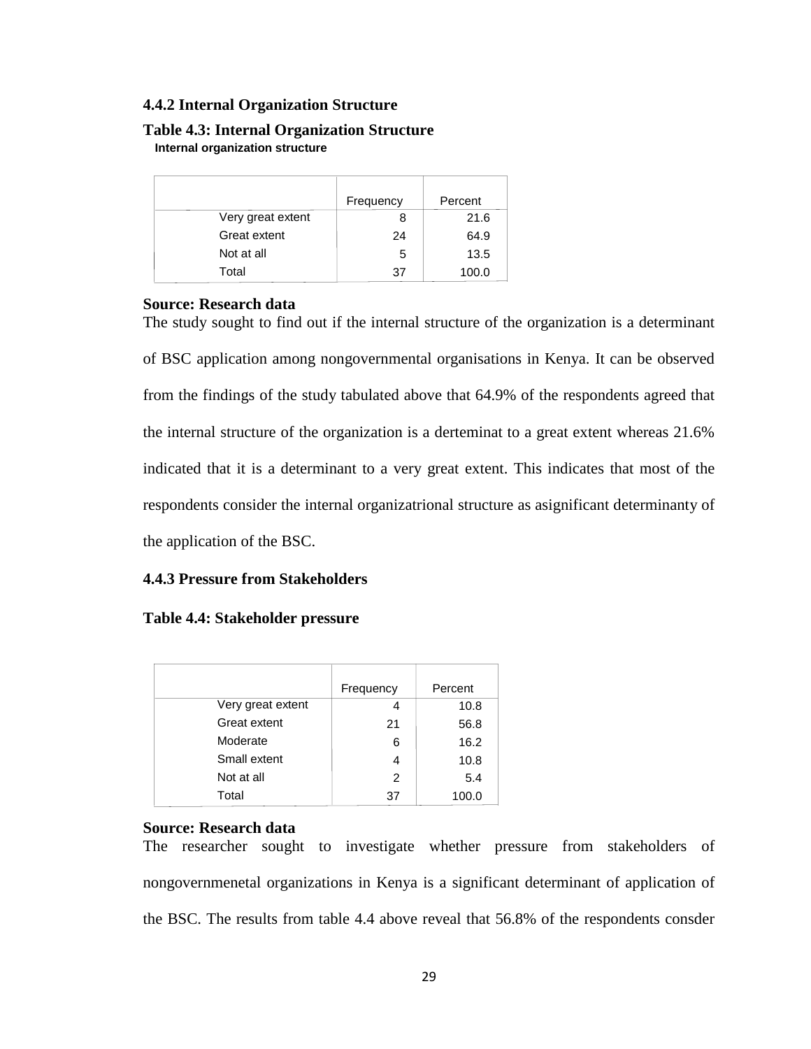### 4.4.2 Internal Organization Structure

**Table 4.3: Internal Organization Structure**

**Internal organization structure**

| | Frequency | Percent |
|---|---|---|
| Very great extent | 8 | 21.6 |
| Great extent | 24 | 64.9 |
| Not at all | 5 | 13.5 |
| Total | 37 | 100.0 |

**Source: Research data**

The study sought to find out if the internal structure of the organization is a determinant of BSC application among nongovernmental organisations in Kenya. It can be observed from the findings of the study tabulated above that 64.9% of the respondents agreed that the internal structure of the organization is a derteminat to a great extent whereas 21.6% indicated that it is a determinant to a very great extent. This indicates that most of the respondents consider the internal organizatrional structure as asignificant determinanty of the application of the BSC.

### 4.4.3 Pressure from Stakeholders

**Table 4.4: Stakeholder pressure**

| | Frequency | Percent |
|---|---|---|
| Very great extent | 4 | 10.8 |
| Great extent | 21 | 56.8 |
| Moderate | 6 | 16.2 |
| Small extent | 4 | 10.8 |
| Not at all | 2 | 5.4 |
| Total | 37 | 100.0 |

**Source: Research data**

The researcher sought to investigate whether pressure from stakeholders of nongovernmenetal organizations in Kenya is a significant determinant of application of the BSC. The results from table 4.4 above reveal that 56.8% of the respondents consder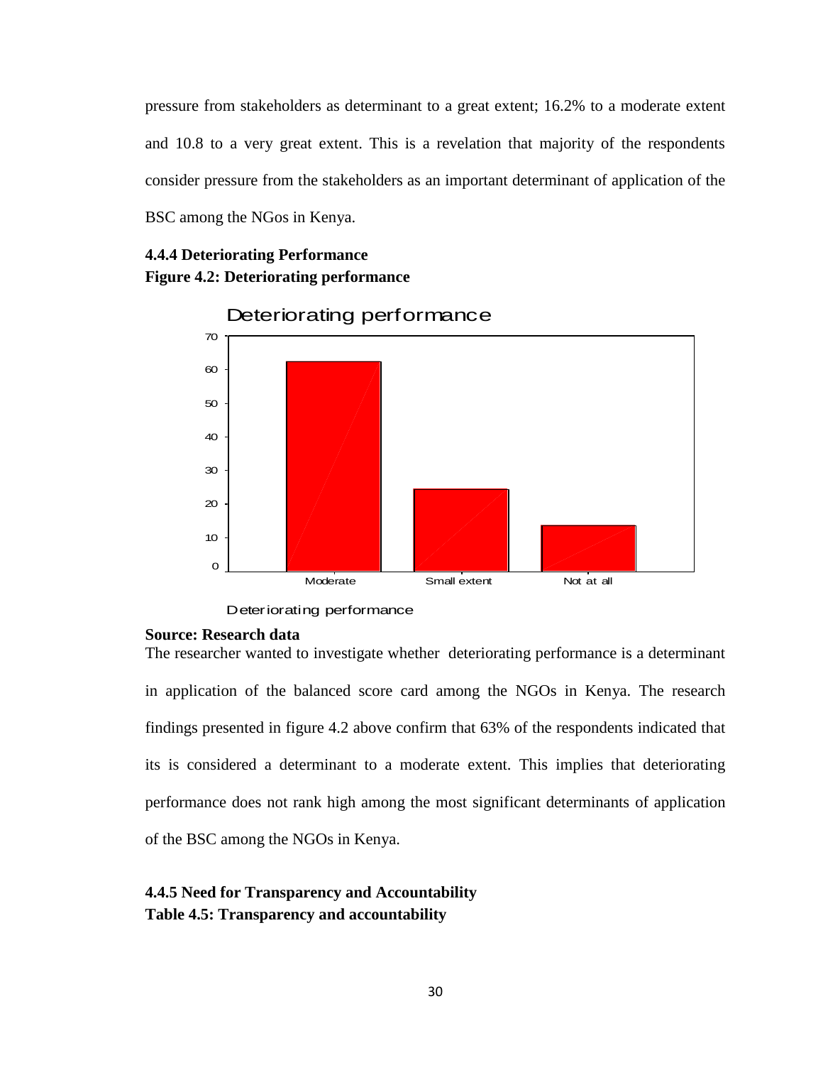pressure from stakeholders as determinant to a great extent; 16.2% to a moderate extent and 10.8 to a very great extent. This is a revelation that majority of the respondents consider pressure from the stakeholders as an important determinant of application of the BSC among the NGos in Kenya.

### 4.4.4 Deteriorating Performance

**Figure 4.2: Deteriorating performance**

**Source: Research data**

The researcher wanted to investigate whether deteriorating performance is a determinant in application of the balanced score card among the NGOs in Kenya. The research findings presented in figure 4.2 above confirm that 63% of the respondents indicated that its is considered a determinant to a moderate extent. This implies that deteriorating performance does not rank high among the most significant determinants of application of the BSC among the NGOs in Kenya.

### 4.4.5 Need for Transparency and Accountability

**Table 4.5: Transparency and accountability**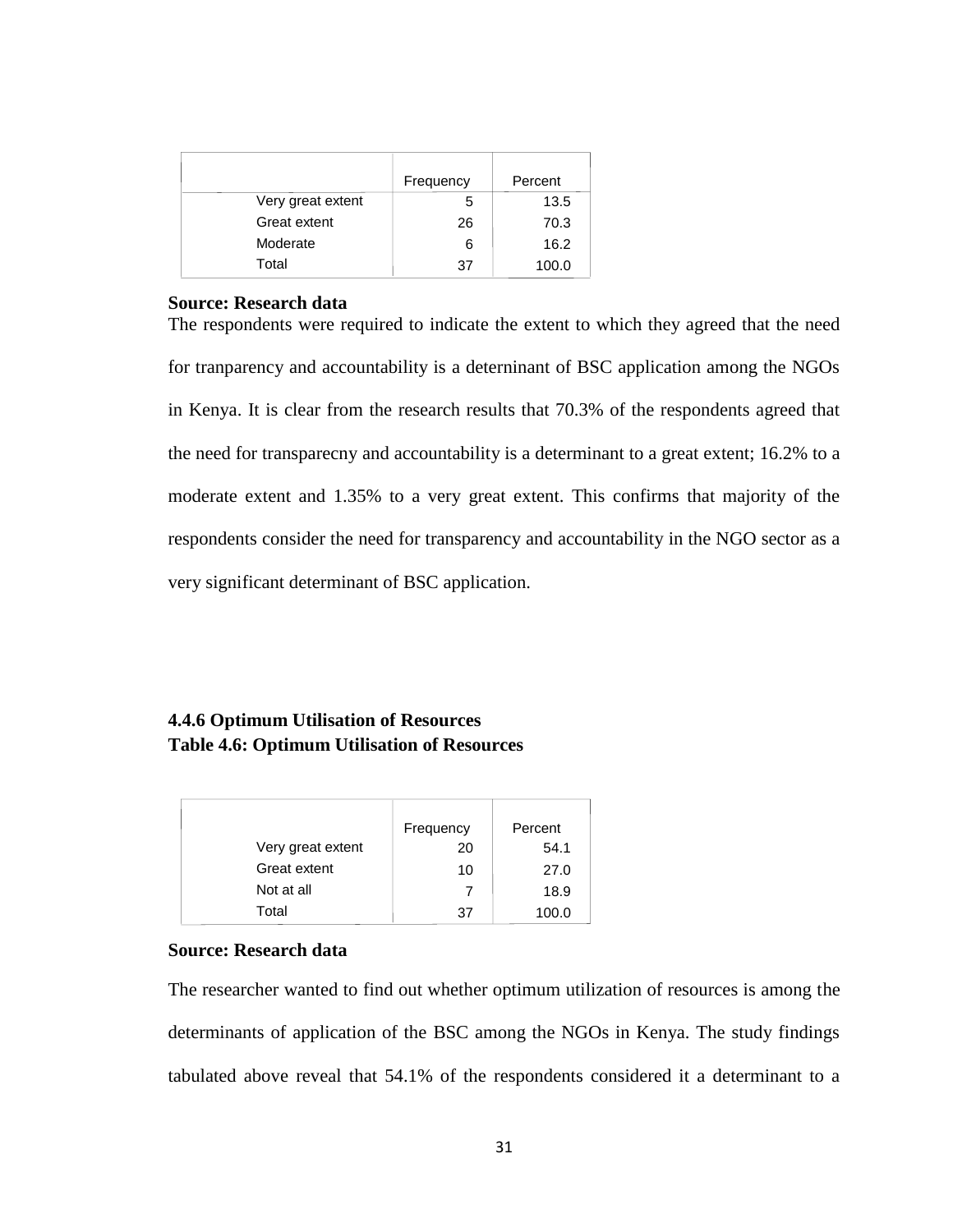| | Frequency | Percent |
|---|---|---|
| Very great extent | 5 | 13.5 |
| Great extent | 26 | 70.3 |
| Moderate | 6 | 16.2 |
| Total | 37 | 100.0 |

**Source: Research data**

The respondents were required to indicate the extent to which they agreed that the need for tranparency and accountability is a deterninant of BSC application among the NGOs in Kenya. It is clear from the research results that 70.3% of the respondents agreed that the need for transparecny and accountability is a determinant to a great extent; 16.2% to a moderate extent and 1.35% to a very great extent. This confirms that majority of the respondents consider the need for transparency and accountability in the NGO sector as a very significant determinant of BSC application.

### 4.4.6 Optimum Utilisation of Resources

**Table 4.6: Optimum Utilisation of Resources**

| | Frequency | Percent |
|---|---|---|
| Very great extent | 20 | 54.1 |
| Great extent | 10 | 27.0 |
| Not at all | 7 | 18.9 |
| Total | 37 | 100.0 |

**Source: Research data**

The researcher wanted to find out whether optimum utilization of resources is among the determinants of application of the BSC among the NGOs in Kenya. The study findings tabulated above reveal that 54.1% of the respondents considered it a determinant to a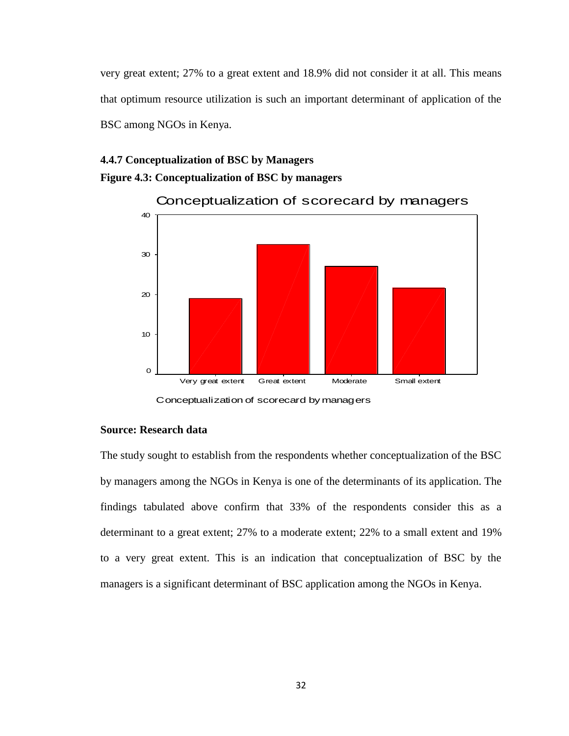very great extent; 27% to a great extent and 18.9% did not consider it at all. This means that optimum resource utilization is such an important determinant of application of the BSC among NGOs in Kenya.

### 4.4.7 Conceptualization of BSC by Managers

**Figure 4.3: Conceptualization of BSC by managers**

**Source: Research data**

The study sought to establish from the respondents whether conceptualization of the BSC by managers among the NGOs in Kenya is one of the determinants of its application. The findings tabulated above confirm that 33% of the respondents consider this as a determinant to a great extent; 27% to a moderate extent; 22% to a small extent and 19% to a very great extent. This is an indication that conceptualization of BSC by the managers is a significant determinant of BSC application among the NGOs in Kenya.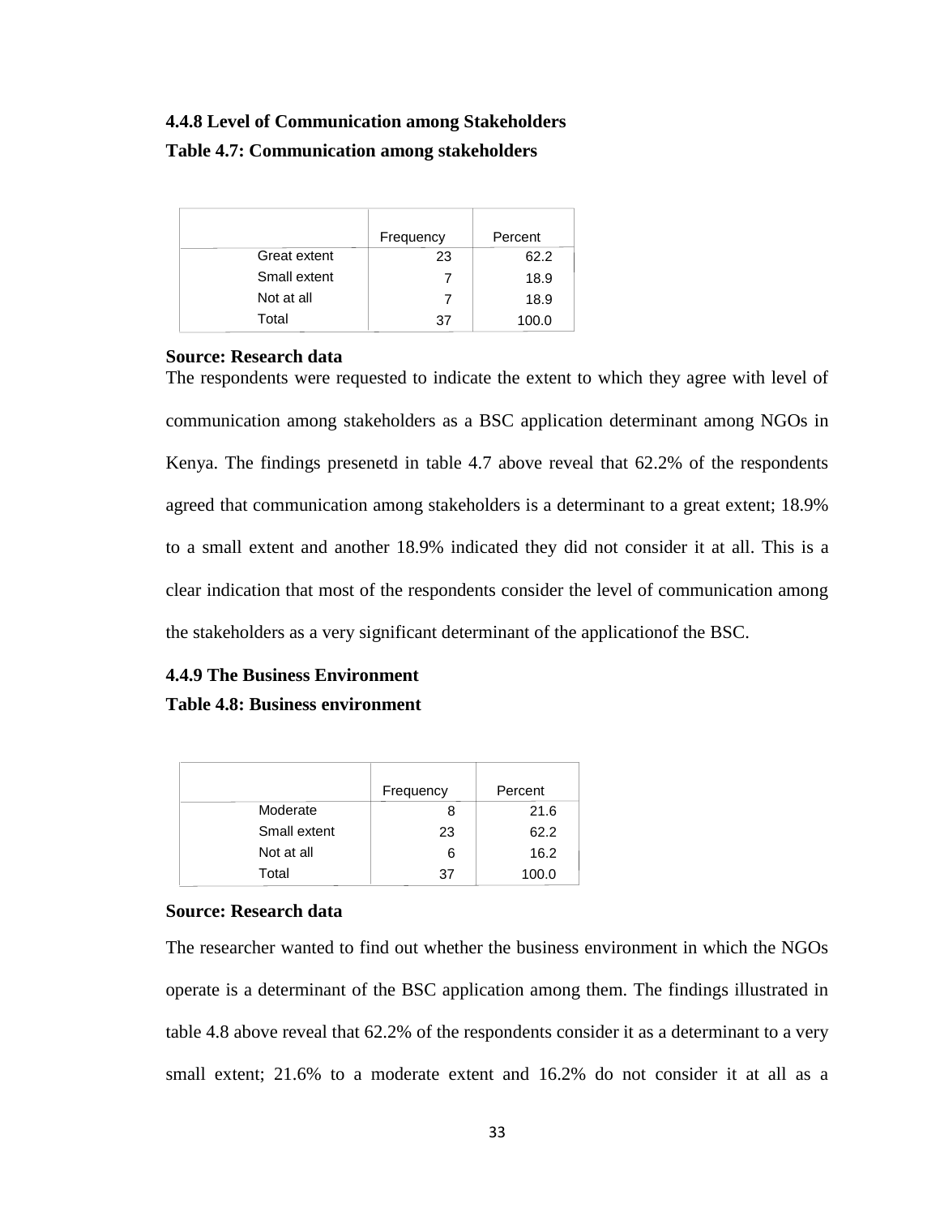### 4.4.8 Level of Communication among Stakeholders

**Table 4.7: Communication among stakeholders**

| | Frequency | Percent |
|---|---|---|
| Great extent | 23 | 62.2 |
| Small extent | 7 | 18.9 |
| Not at all | 7 | 18.9 |
| Total | 37 | 100.0 |

**Source: Research data**

The respondents were requested to indicate the extent to which they agree with level of communication among stakeholders as a BSC application determinant among NGOs in Kenya. The findings presenetd in table 4.7 above reveal that 62.2% of the respondents agreed that communication among stakeholders is a determinant to a great extent; 18.9% to a small extent and another 18.9% indicated they did not consider it at all. This is a clear indication that most of the respondents consider the level of communication among the stakeholders as a very significant determinant of the applicationof the BSC.

### 4.4.9 The Business Environment

**Table 4.8: Business environment**

| | Frequency | Percent |
|---|---|---|
| Moderate | 8 | 21.6 |
| Small extent | 23 | 62.2 |
| Not at all | 6 | 16.2 |
| Total | 37 | 100.0 |

**Source: Research data**

The researcher wanted to find out whether the business environment in which the NGOs operate is a determinant of the BSC application among them. The findings illustrated in table 4.8 above reveal that 62.2% of the respondents consider it as a determinant to a very small extent; 21.6% to a moderate extent and 16.2% do not consider it at all as a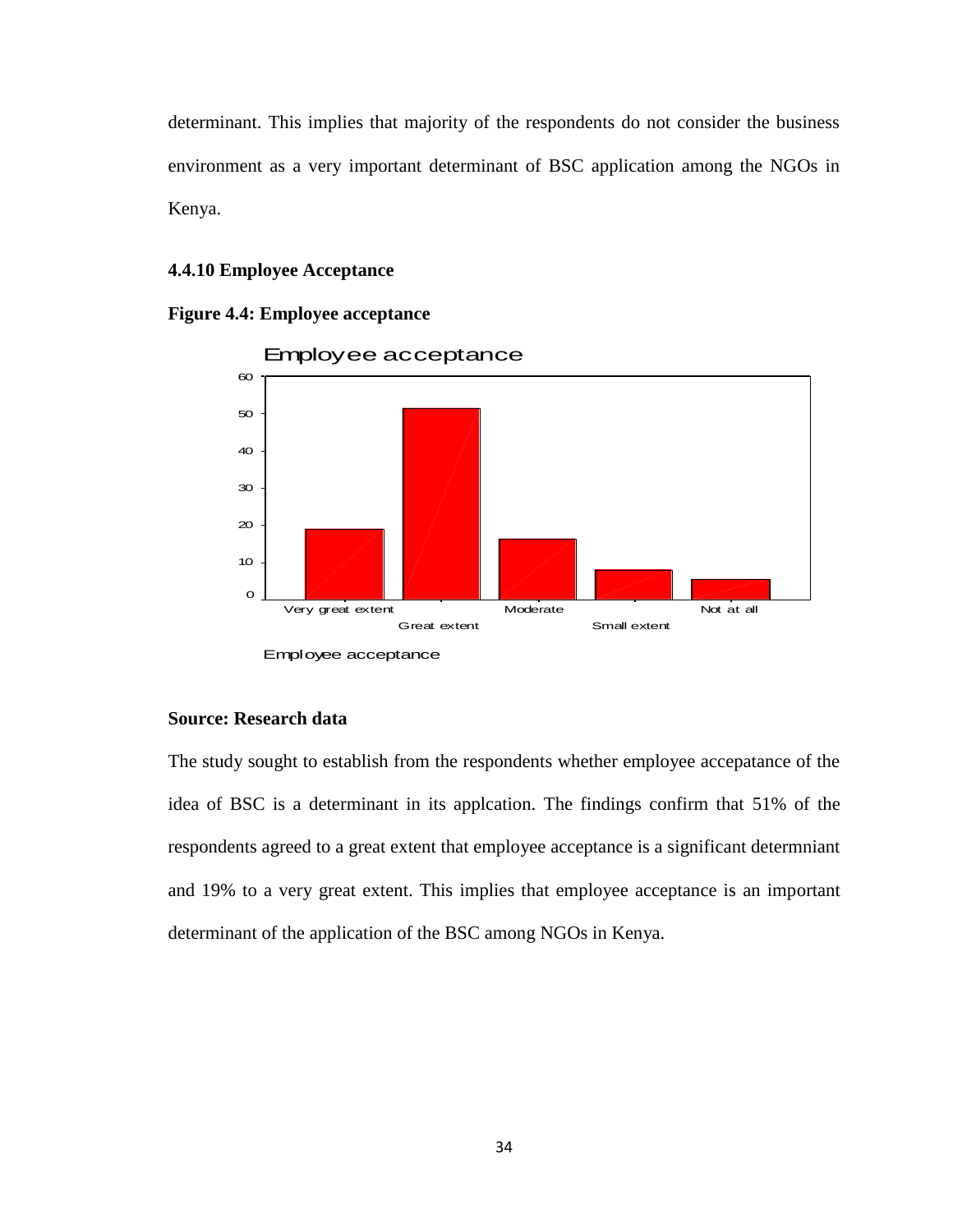determinant. This implies that majority of the respondents do not consider the business environment as a very important determinant of BSC application among the NGOs in Kenya.

### 4.4.10 Employee Acceptance

**Figure 4.4: Employee acceptance**

**Source: Research data**

The study sought to establish from the respondents whether employee accepatance of the idea of BSC is a determinant in its applcation. The findings confirm that 51% of the respondents agreed to a great extent that employee acceptance is a significant determniant and 19% to a very great extent. This implies that employee acceptance is an important determinant of the application of the BSC among NGOs in Kenya.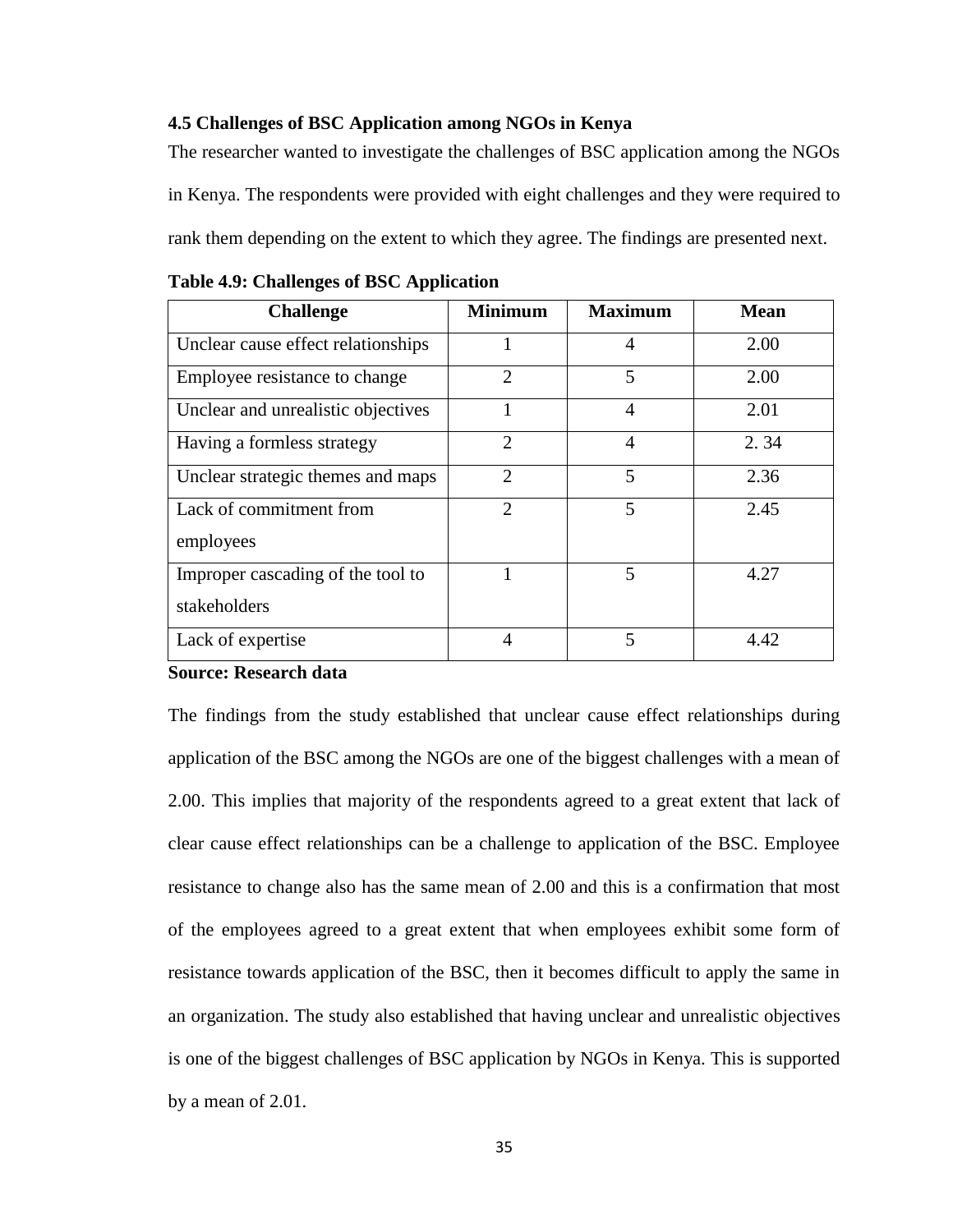### 4.5 Challenges of BSC Application among NGOs in Kenya

The researcher wanted to investigate the challenges of BSC application among the NGOs in Kenya. The respondents were provided with eight challenges and they were required to rank them depending on the extent to which they agree. The findings are presented next.

**Table 4.9: Challenges of BSC Application**

| Challenge | Minimum | Maximum | Mean |
|---|---|---|---|
| Unclear cause effect relationships | 1 | 4 | 2.00 |
| Employee resistance to change | 2 | 5 | 2.00 |
| Unclear and unrealistic objectives | 1 | 4 | 2.01 |
| Having a formless strategy | 2 | 4 | 2. 34 |
| Unclear strategic themes and maps | 2 | 5 | 2.36 |
| Lack of commitment from employees | 2 | 5 | 2.45 |
| Improper cascading of the tool to stakeholders | 1 | 5 | 4.27 |
| Lack of expertise | 4 | 5 | 4.42 |

**Source: Research data**

The findings from the study established that unclear cause effect relationships during application of the BSC among the NGOs are one of the biggest challenges with a mean of 2.00. This implies that majority of the respondents agreed to a great extent that lack of clear cause effect relationships can be a challenge to application of the BSC. Employee resistance to change also has the same mean of 2.00 and this is a confirmation that most of the employees agreed to a great extent that when employees exhibit some form of resistance towards application of the BSC, then it becomes difficult to apply the same in an organization. The study also established that having unclear and unrealistic objectives is one of the biggest challenges of BSC application by NGOs in Kenya. This is supported by a mean of 2.01.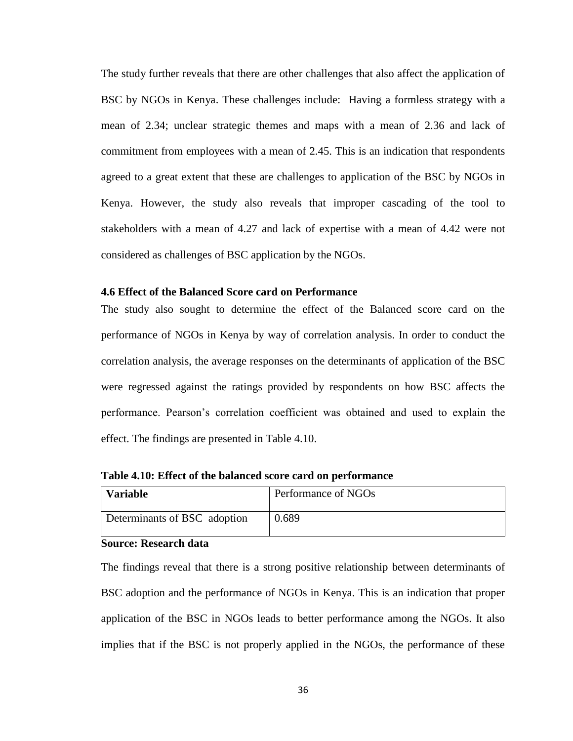The study further reveals that there are other challenges that also affect the application of BSC by NGOs in Kenya. These challenges include: Having a formless strategy with a mean of 2.34; unclear strategic themes and maps with a mean of 2.36 and lack of commitment from employees with a mean of 2.45. This is an indication that respondents agreed to a great extent that these are challenges to application of the BSC by NGOs in Kenya. However, the study also reveals that improper cascading of the tool to stakeholders with a mean of 4.27 and lack of expertise with a mean of 4.42 were not considered as challenges of BSC application by the NGOs.

### 4.6 Effect of the Balanced Score card on Performance

The study also sought to determine the effect of the Balanced score card on the performance of NGOs in Kenya by way of correlation analysis. In order to conduct the correlation analysis, the average responses on the determinants of application of the BSC were regressed against the ratings provided by respondents on how BSC affects the performance. Pearson's correlation coefficient was obtained and used to explain the effect. The findings are presented in Table 4.10.

**Table 4.10: Effect of the balanced score card on performance**

| **Variable** | Performance of NGOs |
|---|---|
| Determinants of BSC adoption | 0.689 |

**Source: Research data**

The findings reveal that there is a strong positive relationship between determinants of BSC adoption and the performance of NGOs in Kenya. This is an indication that proper application of the BSC in NGOs leads to better performance among the NGOs. It also implies that if the BSC is not properly applied in the NGOs, the performance of these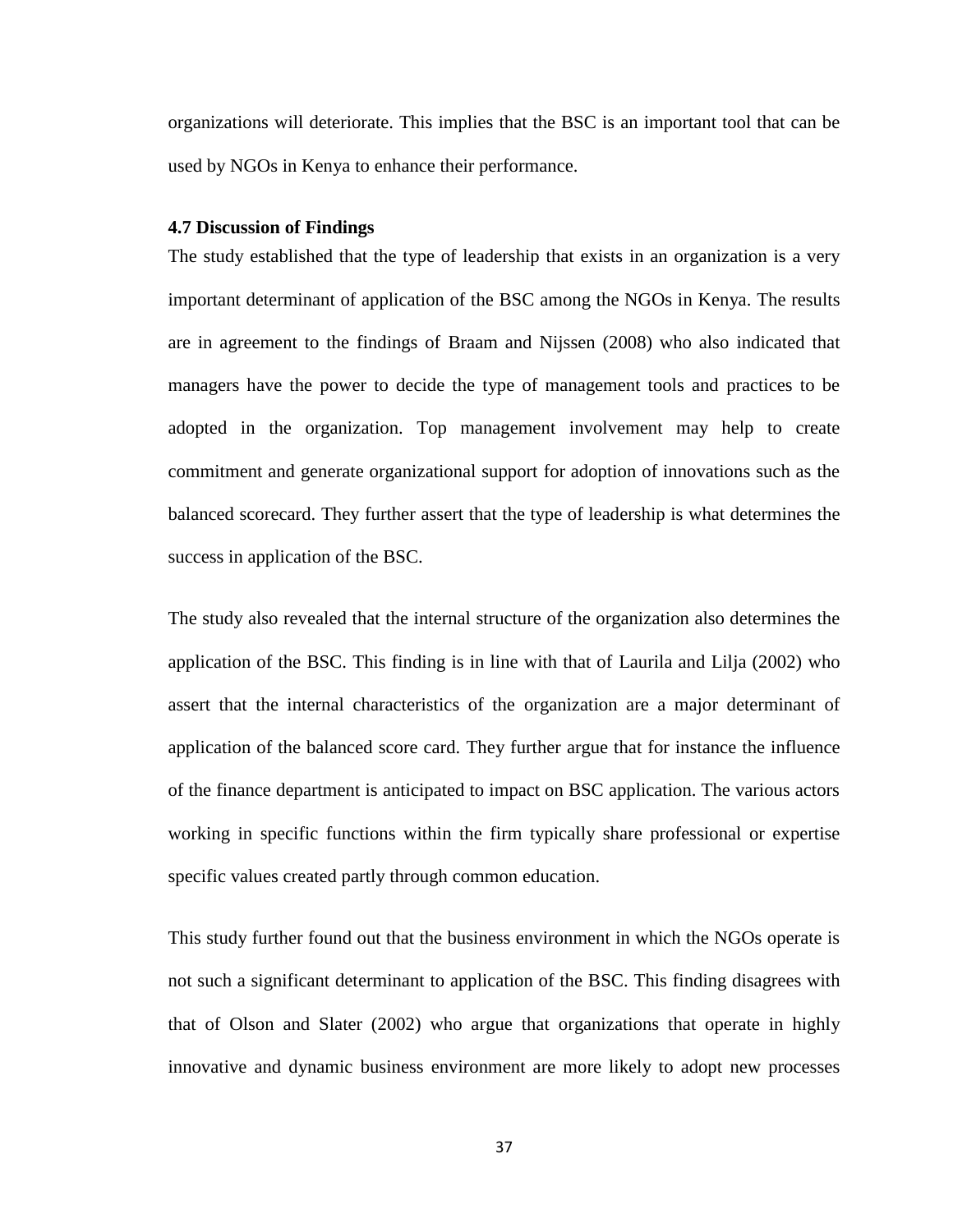organizations will deteriorate. This implies that the BSC is an important tool that can be used by NGOs in Kenya to enhance their performance.

### 4.7 Discussion of Findings

The study established that the type of leadership that exists in an organization is a very important determinant of application of the BSC among the NGOs in Kenya. The results are in agreement to the findings of Braam and Nijssen (2008) who also indicated that managers have the power to decide the type of management tools and practices to be adopted in the organization. Top management involvement may help to create commitment and generate organizational support for adoption of innovations such as the balanced scorecard. They further assert that the type of leadership is what determines the success in application of the BSC.

The study also revealed that the internal structure of the organization also determines the application of the BSC. This finding is in line with that of Laurila and Lilja (2002) who assert that the internal characteristics of the organization are a major determinant of application of the balanced score card. They further argue that for instance the influence of the finance department is anticipated to impact on BSC application. The various actors working in specific functions within the firm typically share professional or expertise specific values created partly through common education.

This study further found out that the business environment in which the NGOs operate is not such a significant determinant to application of the BSC. This finding disagrees with that of Olson and Slater (2002) who argue that organizations that operate in highly innovative and dynamic business environment are more likely to adopt new processes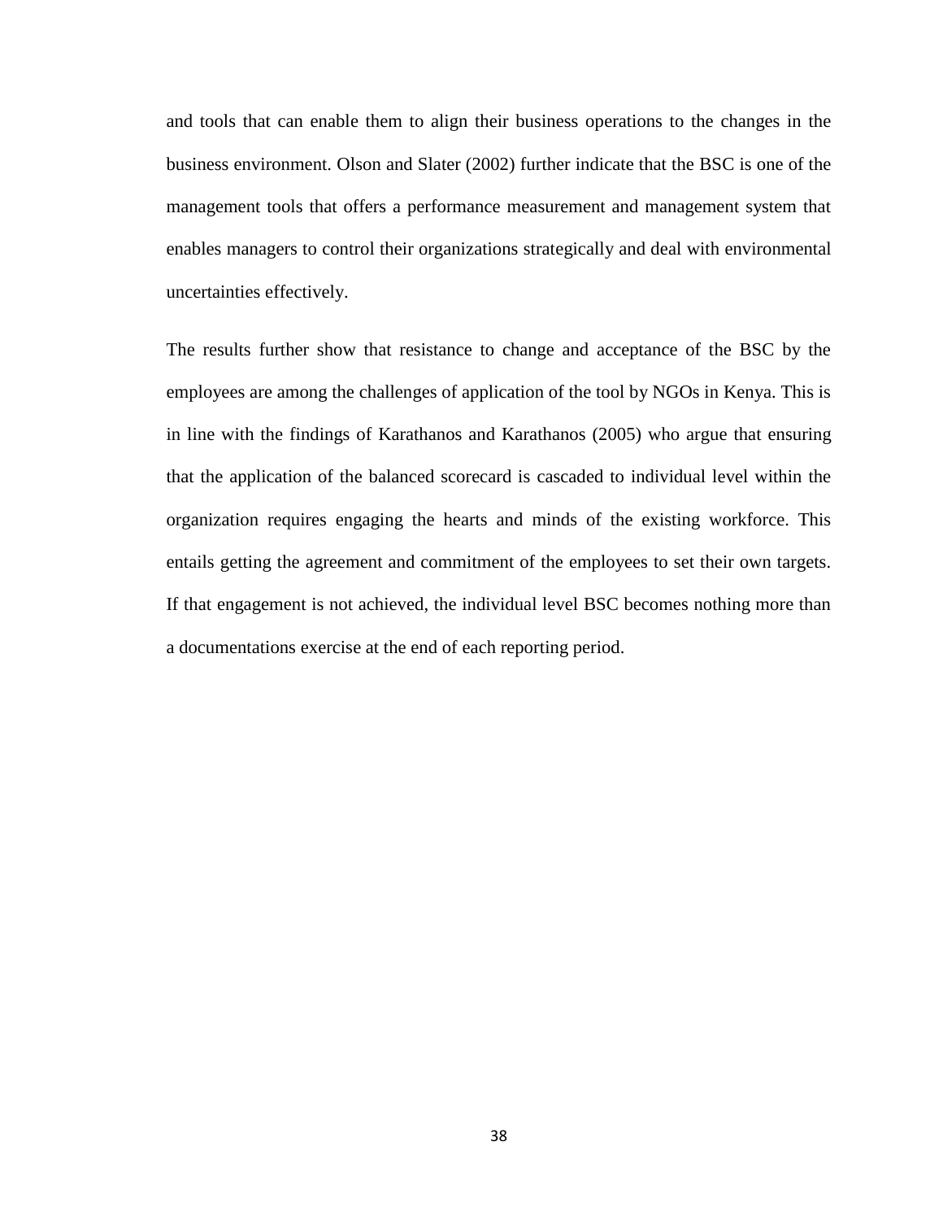and tools that can enable them to align their business operations to the changes in the business environment. Olson and Slater (2002) further indicate that the BSC is one of the management tools that offers a performance measurement and management system that enables managers to control their organizations strategically and deal with environmental uncertainties effectively.

The results further show that resistance to change and acceptance of the BSC by the employees are among the challenges of application of the tool by NGOs in Kenya. This is in line with the findings of Karathanos and Karathanos (2005) who argue that ensuring that the application of the balanced scorecard is cascaded to individual level within the organization requires engaging the hearts and minds of the existing workforce. This entails getting the agreement and commitment of the employees to set their own targets. If that engagement is not achieved, the individual level BSC becomes nothing more than a documentations exercise at the end of each reporting period.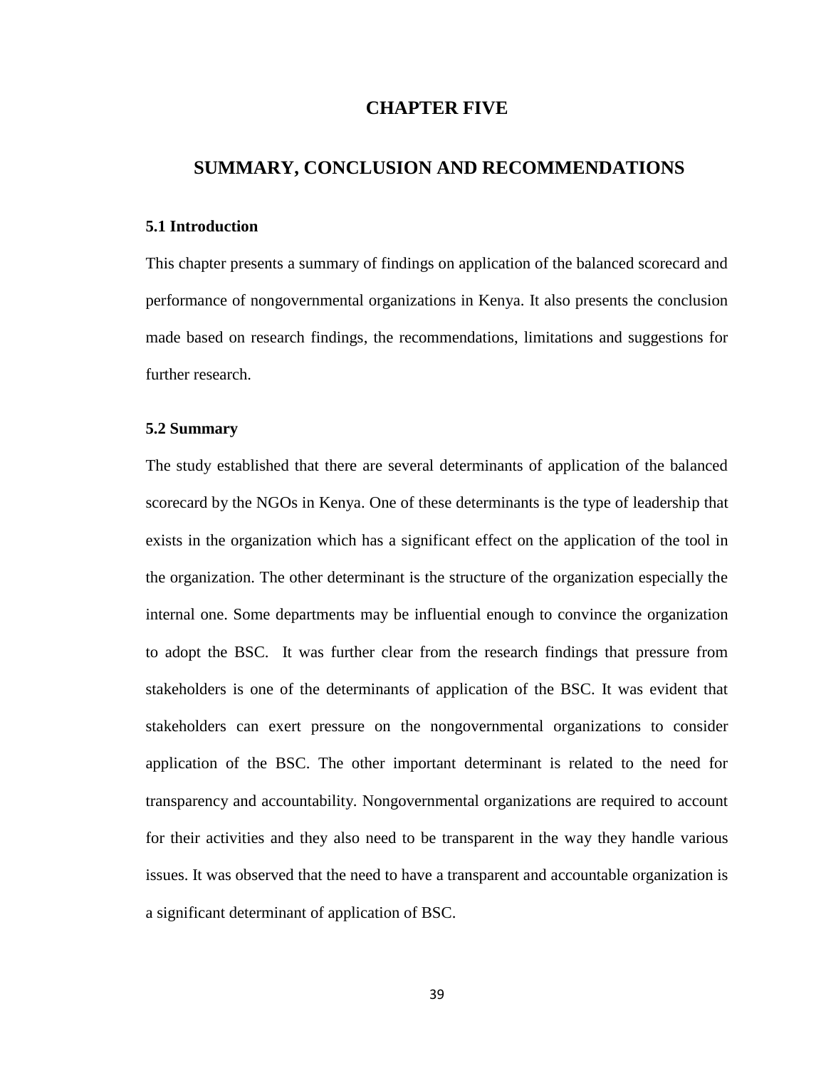# CHAPTER FIVE

# SUMMARY, CONCLUSION AND RECOMMENDATIONS

### 5.1 Introduction

This chapter presents a summary of findings on application of the balanced scorecard and performance of nongovernmental organizations in Kenya. It also presents the conclusion made based on research findings, the recommendations, limitations and suggestions for further research.

### 5.2 Summary

The study established that there are several determinants of application of the balanced scorecard by the NGOs in Kenya. One of these determinants is the type of leadership that exists in the organization which has a significant effect on the application of the tool in the organization. The other determinant is the structure of the organization especially the internal one. Some departments may be influential enough to convince the organization to adopt the BSC. It was further clear from the research findings that pressure from stakeholders is one of the determinants of application of the BSC. It was evident that stakeholders can exert pressure on the nongovernmental organizations to consider application of the BSC. The other important determinant is related to the need for transparency and accountability. Nongovernmental organizations are required to account for their activities and they also need to be transparent in the way they handle various issues. It was observed that the need to have a transparent and accountable organization is a significant determinant of application of BSC.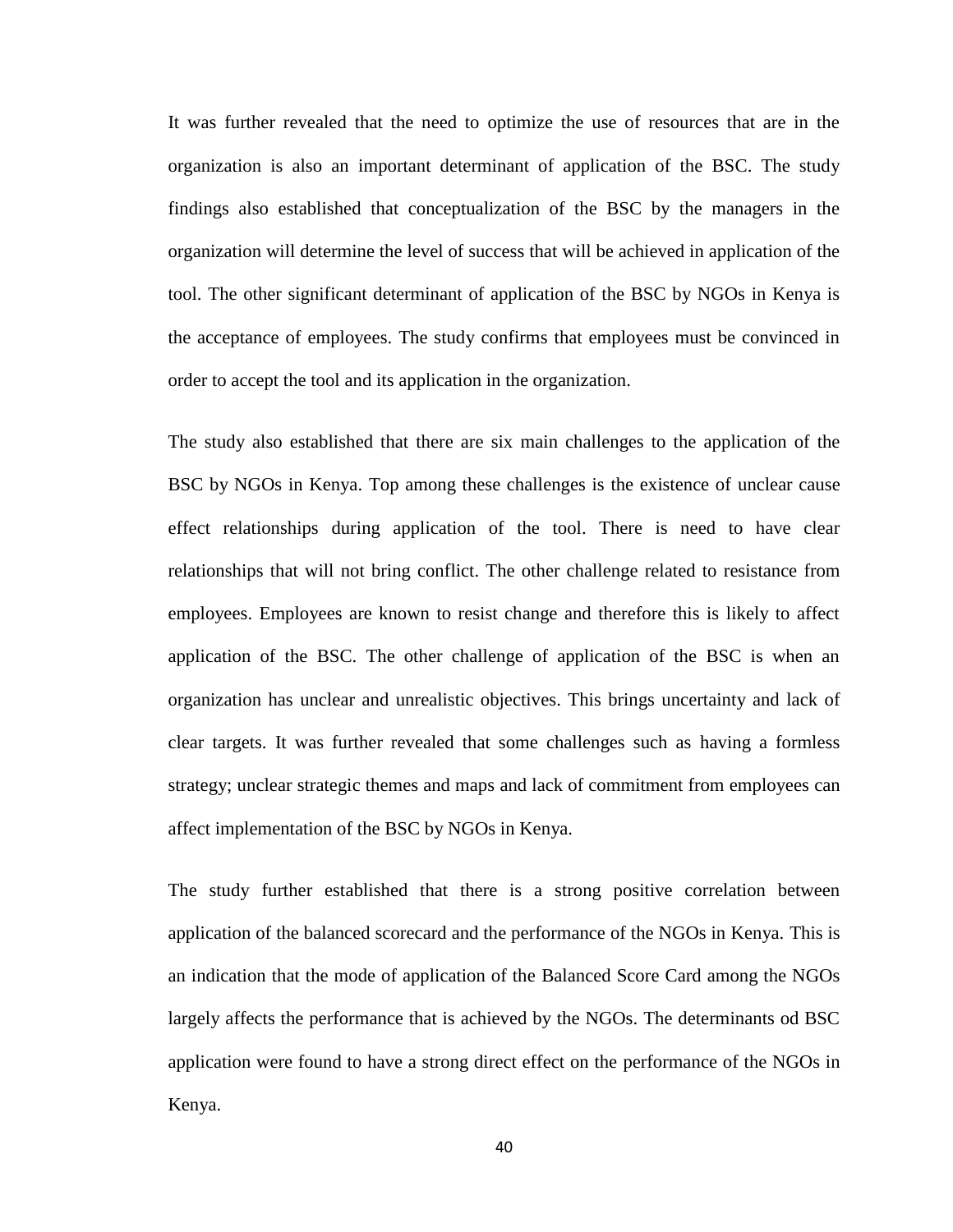It was further revealed that the need to optimize the use of resources that are in the organization is also an important determinant of application of the BSC. The study findings also established that conceptualization of the BSC by the managers in the organization will determine the level of success that will be achieved in application of the tool. The other significant determinant of application of the BSC by NGOs in Kenya is the acceptance of employees. The study confirms that employees must be convinced in order to accept the tool and its application in the organization.

The study also established that there are six main challenges to the application of the BSC by NGOs in Kenya. Top among these challenges is the existence of unclear cause effect relationships during application of the tool. There is need to have clear relationships that will not bring conflict. The other challenge related to resistance from employees. Employees are known to resist change and therefore this is likely to affect application of the BSC. The other challenge of application of the BSC is when an organization has unclear and unrealistic objectives. This brings uncertainty and lack of clear targets. It was further revealed that some challenges such as having a formless strategy; unclear strategic themes and maps and lack of commitment from employees can affect implementation of the BSC by NGOs in Kenya.

The study further established that there is a strong positive correlation between application of the balanced scorecard and the performance of the NGOs in Kenya. This is an indication that the mode of application of the Balanced Score Card among the NGOs largely affects the performance that is achieved by the NGOs. The determinants od BSC application were found to have a strong direct effect on the performance of the NGOs in Kenya.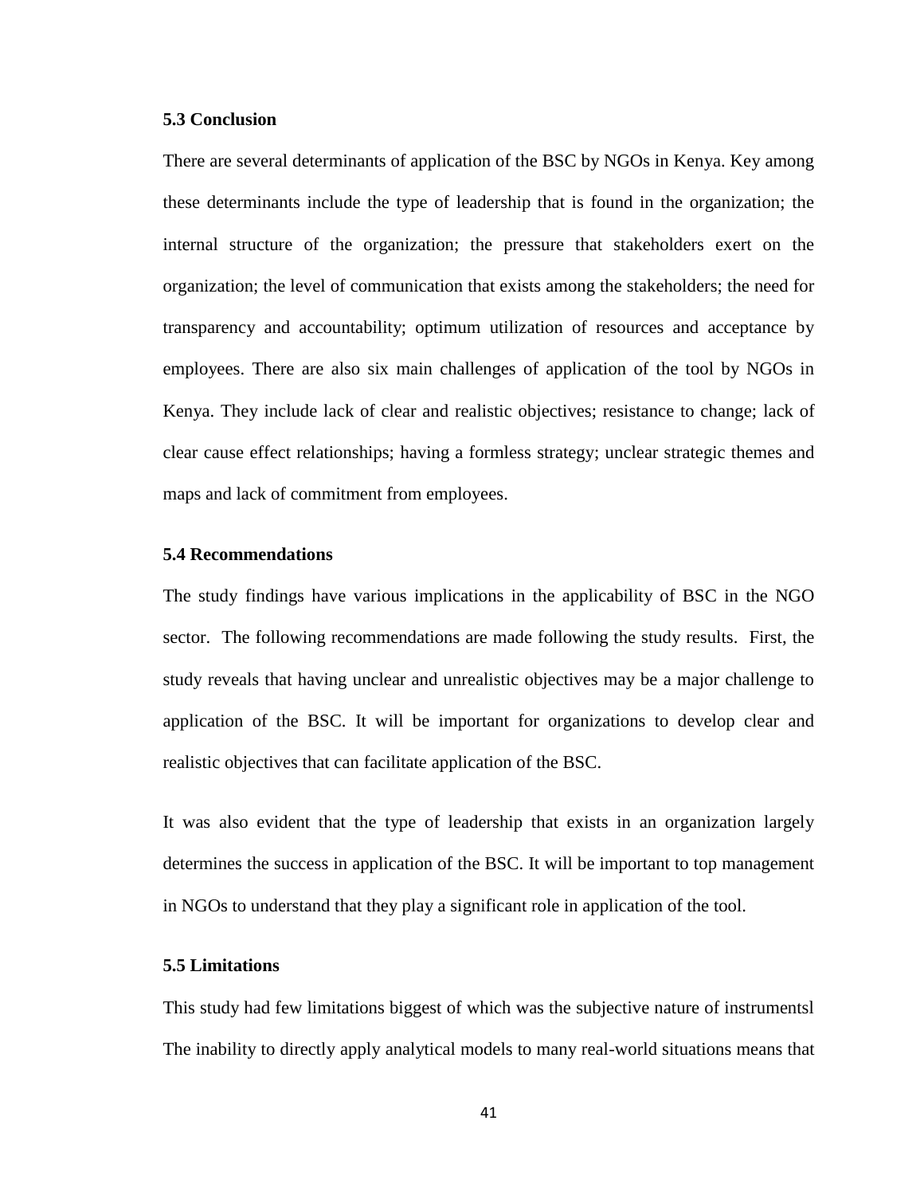### 5.3 Conclusion

There are several determinants of application of the BSC by NGOs in Kenya. Key among these determinants include the type of leadership that is found in the organization; the internal structure of the organization; the pressure that stakeholders exert on the organization; the level of communication that exists among the stakeholders; the need for transparency and accountability; optimum utilization of resources and acceptance by employees. There are also six main challenges of application of the tool by NGOs in Kenya. They include lack of clear and realistic objectives; resistance to change; lack of clear cause effect relationships; having a formless strategy; unclear strategic themes and maps and lack of commitment from employees.

### 5.4 Recommendations

The study findings have various implications in the applicability of BSC in the NGO sector. The following recommendations are made following the study results. First, the study reveals that having unclear and unrealistic objectives may be a major challenge to application of the BSC. It will be important for organizations to develop clear and realistic objectives that can facilitate application of the BSC.

It was also evident that the type of leadership that exists in an organization largely determines the success in application of the BSC. It will be important to top management in NGOs to understand that they play a significant role in application of the tool.

### 5.5 Limitations

This study had few limitations biggest of which was the subjective nature of instrumentsl The inability to directly apply analytical models to many real-world situations means that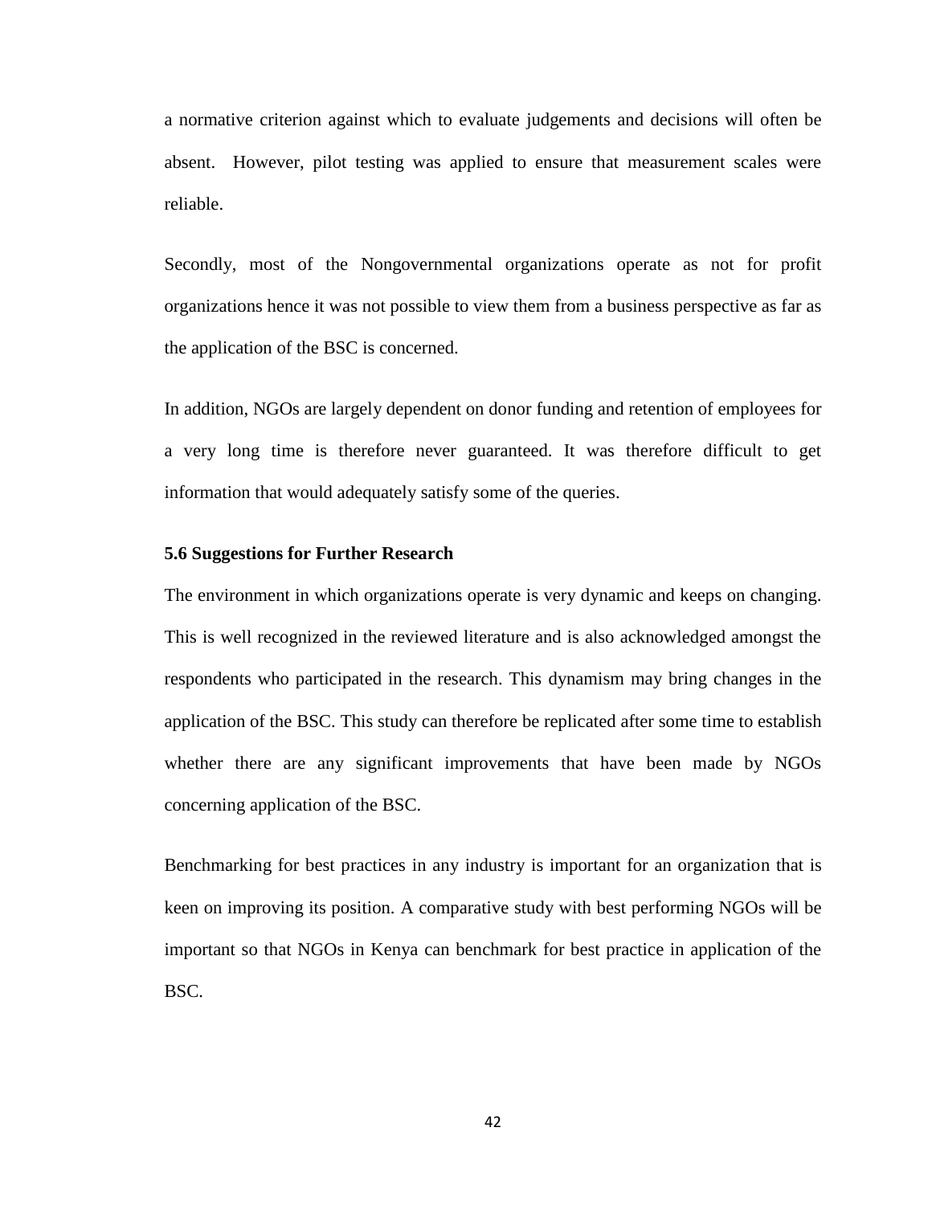a normative criterion against which to evaluate judgements and decisions will often be absent. However, pilot testing was applied to ensure that measurement scales were reliable.

Secondly, most of the Nongovernmental organizations operate as not for profit organizations hence it was not possible to view them from a business perspective as far as the application of the BSC is concerned.

In addition, NGOs are largely dependent on donor funding and retention of employees for a very long time is therefore never guaranteed. It was therefore difficult to get information that would adequately satisfy some of the queries.

### 5.6 Suggestions for Further Research

The environment in which organizations operate is very dynamic and keeps on changing. This is well recognized in the reviewed literature and is also acknowledged amongst the respondents who participated in the research. This dynamism may bring changes in the application of the BSC. This study can therefore be replicated after some time to establish whether there are any significant improvements that have been made by NGOs concerning application of the BSC.

Benchmarking for best practices in any industry is important for an organization that is keen on improving its position. A comparative study with best performing NGOs will be important so that NGOs in Kenya can benchmark for best practice in application of the BSC.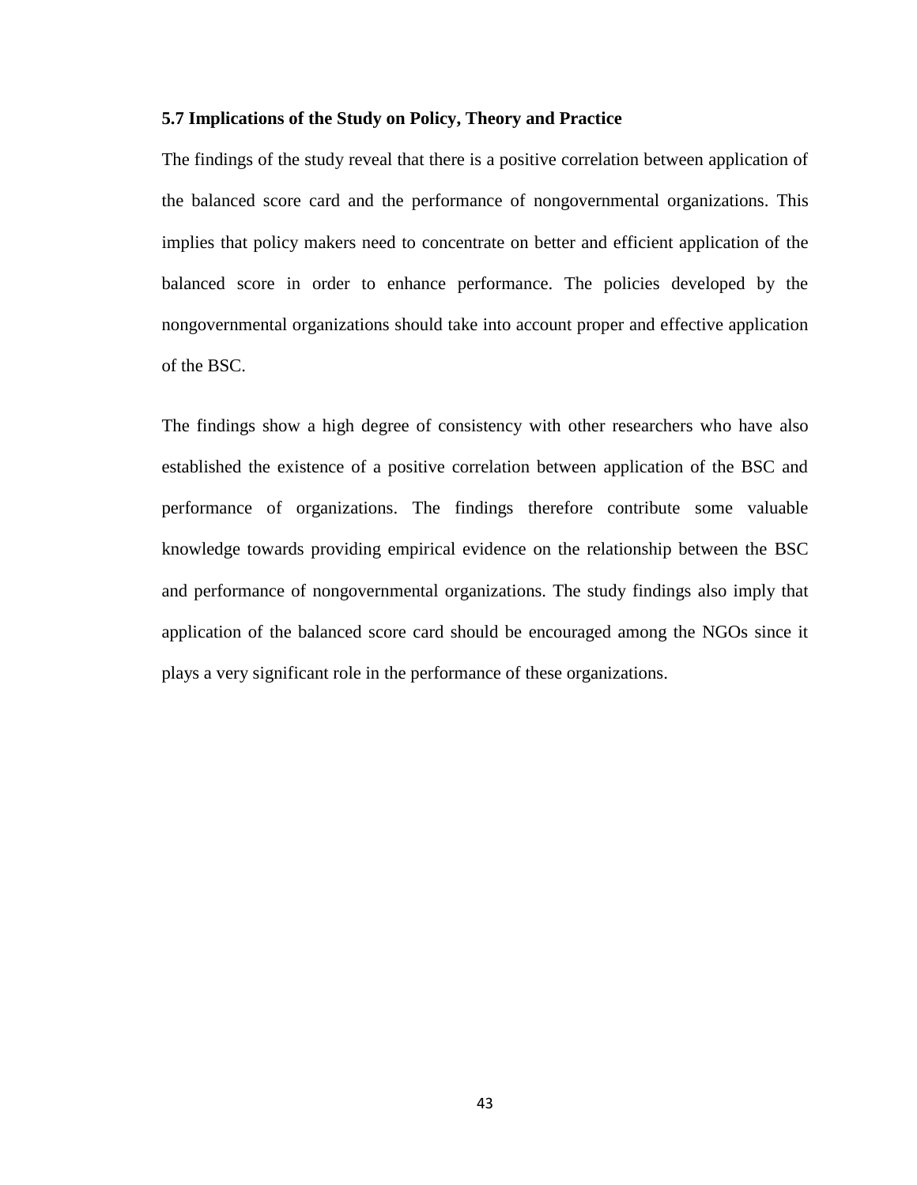### 5.7 Implications of the Study on Policy, Theory and Practice

The findings of the study reveal that there is a positive correlation between application of the balanced score card and the performance of nongovernmental organizations. This implies that policy makers need to concentrate on better and efficient application of the balanced score in order to enhance performance. The policies developed by the nongovernmental organizations should take into account proper and effective application of the BSC.

The findings show a high degree of consistency with other researchers who have also established the existence of a positive correlation between application of the BSC and performance of organizations. The findings therefore contribute some valuable knowledge towards providing empirical evidence on the relationship between the BSC and performance of nongovernmental organizations. The study findings also imply that application of the balanced score card should be encouraged among the NGOs since it plays a very significant role in the performance of these organizations.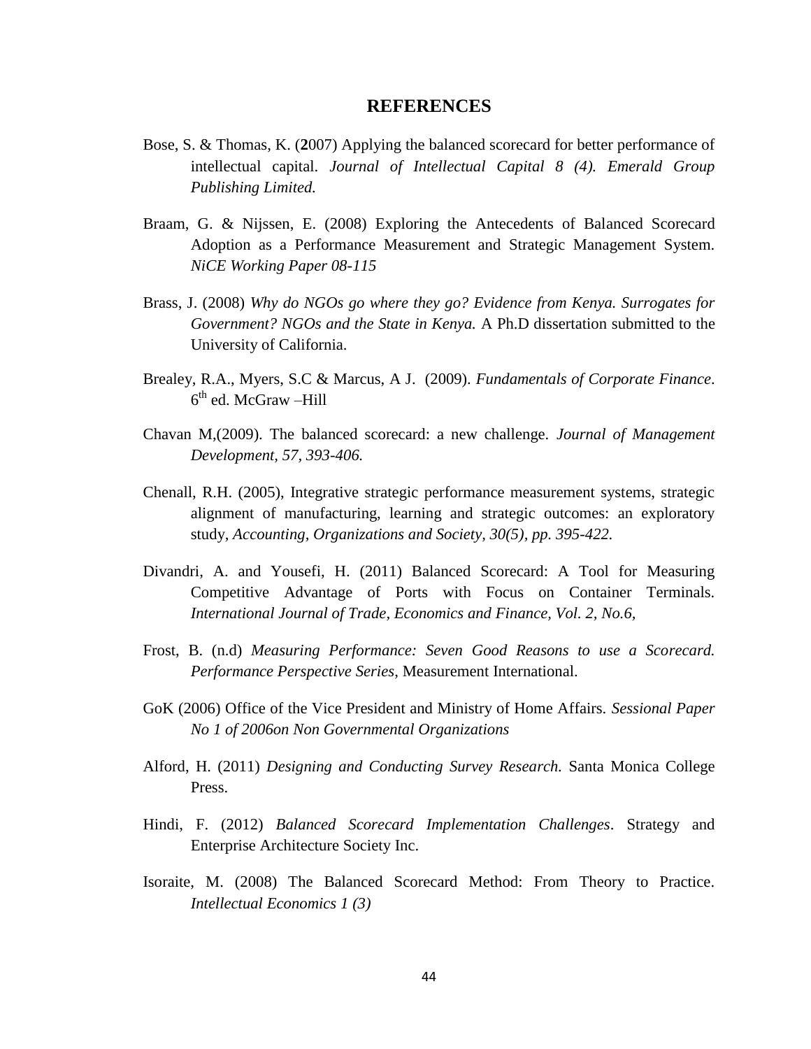# REFERENCES

Bose, S. & Thomas, K. (**2**007) Applying the balanced scorecard for better performance of intellectual capital. *Journal of Intellectual Capital 8 (4). Emerald Group Publishing Limited.*

Braam, G. & Nijssen, E. (2008) Exploring the Antecedents of Balanced Scorecard Adoption as a Performance Measurement and Strategic Management System. *NiCE Working Paper 08-115*

Brass, J. (2008) *Why do NGOs go where they go? Evidence from Kenya. Surrogates for Government? NGOs and the State in Kenya.* A Ph.D dissertation submitted to the University of California.

Brealey, R.A., Myers, S.C & Marcus, A J. (2009). *Fundamentals of Corporate Finance*. 6th ed. McGraw –Hill

Chavan M,(2009). The balanced scorecard: a new challenge. *Journal of Management Development, 57, 393-406.*

Chenall, R.H. (2005), Integrative strategic performance measurement systems, strategic alignment of manufacturing, learning and strategic outcomes: an exploratory study, *Accounting, Organizations and Society, 30(5), pp. 395-422.*

Divandri, A. and Yousefi, H. (2011) Balanced Scorecard: A Tool for Measuring Competitive Advantage of Ports with Focus on Container Terminals. *International Journal of Trade, Economics and Finance, Vol. 2, No.6,*

Frost, B. (n.d) *Measuring Performance: Seven Good Reasons to use a Scorecard. Performance Perspective Series*, Measurement International.

GoK (2006) Office of the Vice President and Ministry of Home Affairs. *Sessional Paper No 1 of 2006on Non Governmental Organizations*

Alford, H. (2011) *Designing and Conducting Survey Research.* Santa Monica College Press.

Hindi, F. (2012) *Balanced Scorecard Implementation Challenges*. Strategy and Enterprise Architecture Society Inc.

Isoraite, M. (2008) The Balanced Scorecard Method: From Theory to Practice. *Intellectual Economics 1 (3)*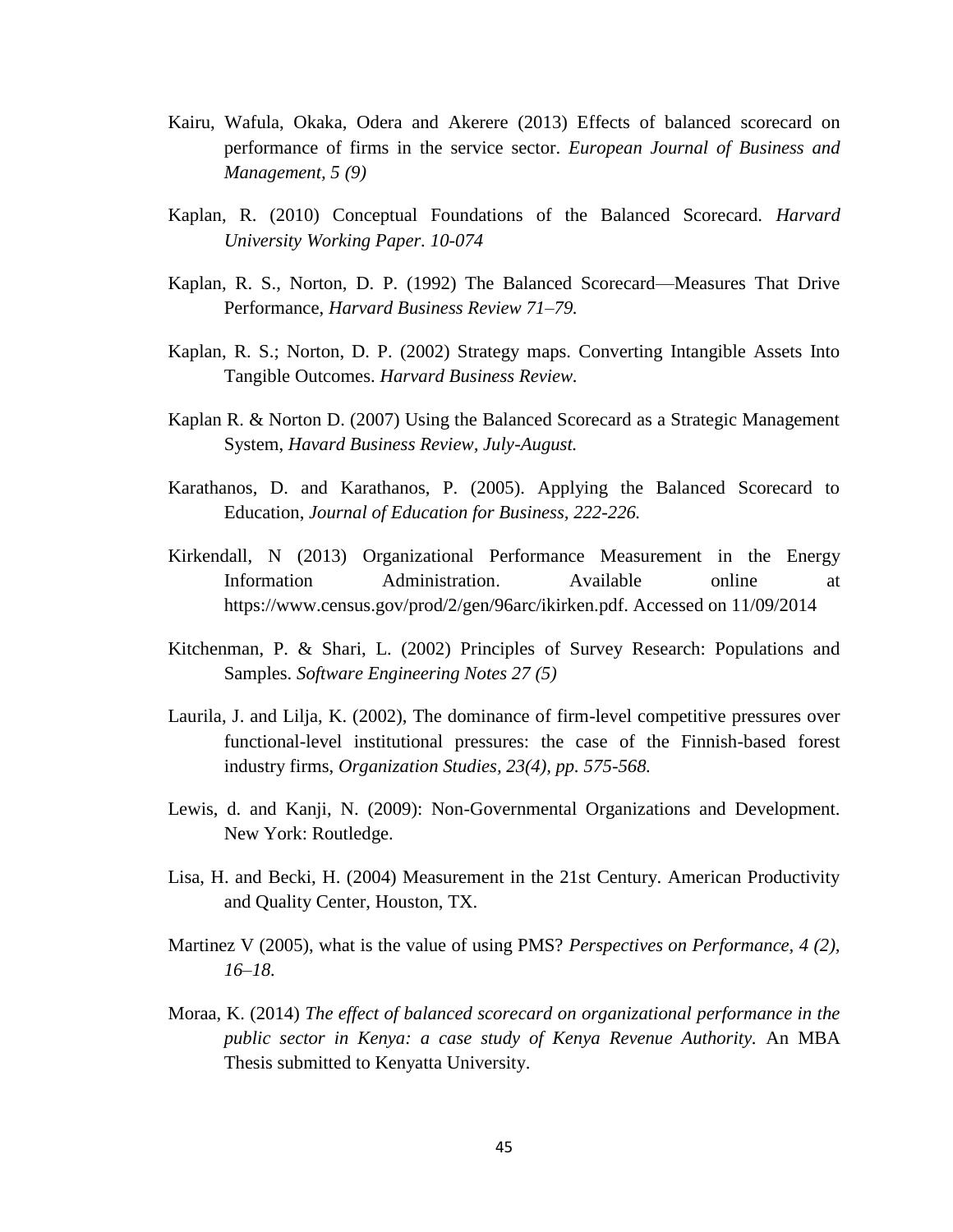Kairu, Wafula, Okaka, Odera and Akerere (2013) Effects of balanced scorecard on performance of firms in the service sector. *European Journal of Business and Management, 5 (9)*

Kaplan, R. (2010) Conceptual Foundations of the Balanced Scorecard. *Harvard University Working Paper. 10-074*

Kaplan, R. S., Norton, D. P. (1992) The Balanced Scorecard—Measures That Drive Performance, *Harvard Business Review 71–79.*

Kaplan, R. S.; Norton, D. P. (2002) Strategy maps. Converting Intangible Assets Into Tangible Outcomes. *Harvard Business Review.*

Kaplan R. & Norton D. (2007) Using the Balanced Scorecard as a Strategic Management System, *Havard Business Review, July-August.*

Karathanos, D. and Karathanos, P. (2005). Applying the Balanced Scorecard to Education, *Journal of Education for Business, 222-226.*

Kirkendall, N (2013) Organizational Performance Measurement in the Energy Information Administration. Available online at https://www.census.gov/prod/2/gen/96arc/ikirken.pdf. Accessed on 11/09/2014

Kitchenman, P. & Shari, L. (2002) Principles of Survey Research: Populations and Samples. *Software Engineering Notes 27 (5)*

Laurila, J. and Lilja, K. (2002), The dominance of firm-level competitive pressures over functional-level institutional pressures: the case of the Finnish-based forest industry firms, *Organization Studies, 23(4), pp. 575-568.*

Lewis, d. and Kanji, N. (2009): Non-Governmental Organizations and Development. New York: Routledge.

Lisa, H. and Becki, H. (2004) Measurement in the 21st Century. American Productivity and Quality Center, Houston, TX.

Martinez V (2005), what is the value of using PMS? *Perspectives on Performance, 4 (2), 16–18.*

Moraa, K. (2014) *The effect of balanced scorecard on organizational performance in the public sector in Kenya: a case study of Kenya Revenue Authority.* An MBA Thesis submitted to Kenyatta University.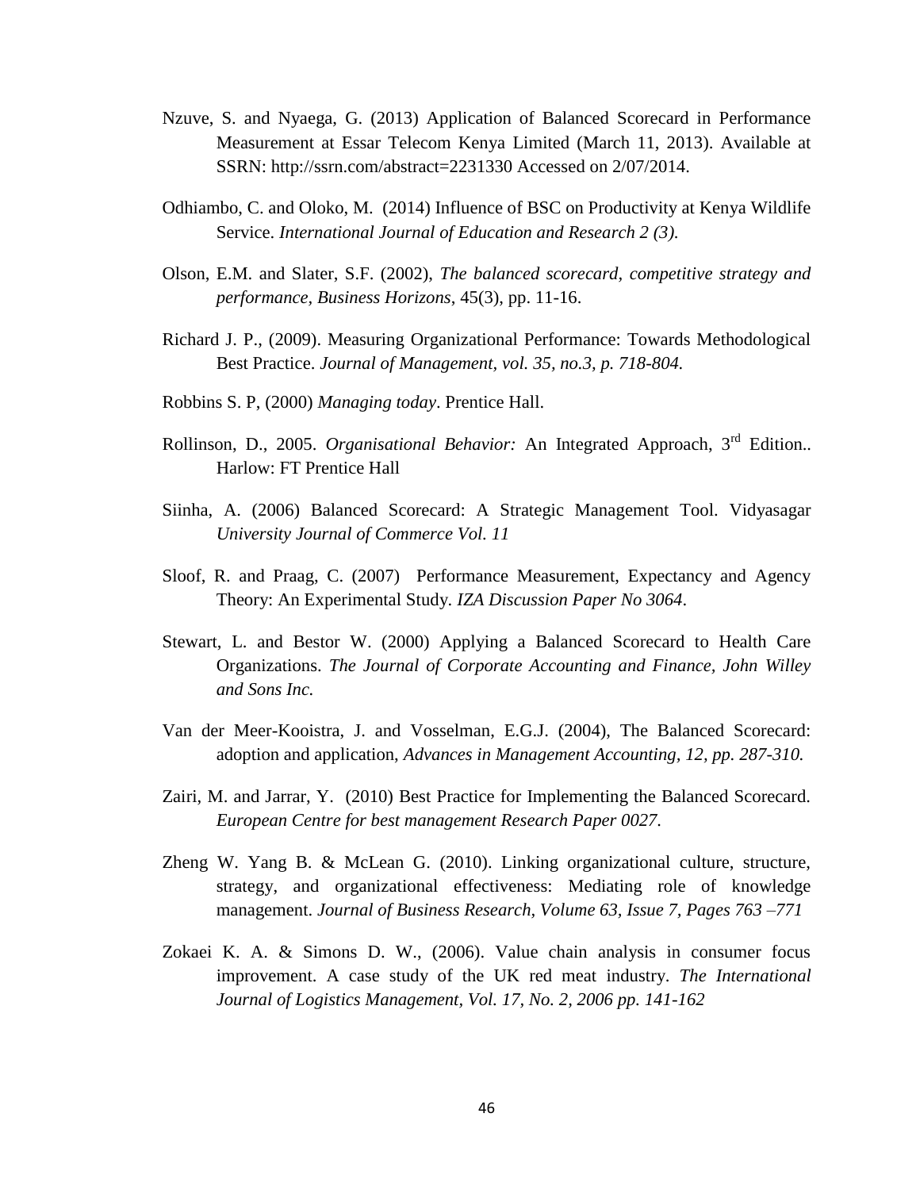Nzuve, S. and Nyaega, G. (2013) Application of Balanced Scorecard in Performance Measurement at Essar Telecom Kenya Limited (March 11, 2013). Available at SSRN: http://ssrn.com/abstract=2231330 Accessed on 2/07/2014.

Odhiambo, C. and Oloko, M. (2014) Influence of BSC on Productivity at Kenya Wildlife Service. *International Journal of Education and Research 2 (3).*

Olson, E.M. and Slater, S.F. (2002), *The balanced scorecard, competitive strategy and performance, Business Horizons*, 45(3), pp. 11-16.

Richard J. P., (2009). Measuring Organizational Performance: Towards Methodological Best Practice. *Journal of Management, vol. 35, no.3, p. 718-804.*

Robbins S. P, (2000) *Managing today*. Prentice Hall.

Rollinson, D., 2005. *Organisational Behavior:* An Integrated Approach, 3rd Edition.. Harlow: FT Prentice Hall

Siinha, A. (2006) Balanced Scorecard: A Strategic Management Tool. Vidyasagar *University Journal of Commerce Vol. 11*

Sloof, R. and Praag, C. (2007) Performance Measurement, Expectancy and Agency Theory: An Experimental Study. *IZA Discussion Paper No 3064*.

Stewart, L. and Bestor W. (2000) Applying a Balanced Scorecard to Health Care Organizations. *The Journal of Corporate Accounting and Finance, John Willey and Sons Inc.*

Van der Meer-Kooistra, J. and Vosselman, E.G.J. (2004), The Balanced Scorecard: adoption and application, *Advances in Management Accounting, 12, pp. 287-310.*

Zairi, M. and Jarrar, Y. (2010) Best Practice for Implementing the Balanced Scorecard. *European Centre for best management Research Paper 0027*.

Zheng W. Yang B. & McLean G. (2010). Linking organizational culture, structure, strategy, and organizational effectiveness: Mediating role of knowledge management. *Journal of Business Research, Volume 63, Issue 7, Pages 763 –771*

Zokaei K. A. & Simons D. W., (2006). Value chain analysis in consumer focus improvement. A case study of the UK red meat industry. *The International Journal of Logistics Management, Vol. 17, No. 2, 2006 pp. 141-162*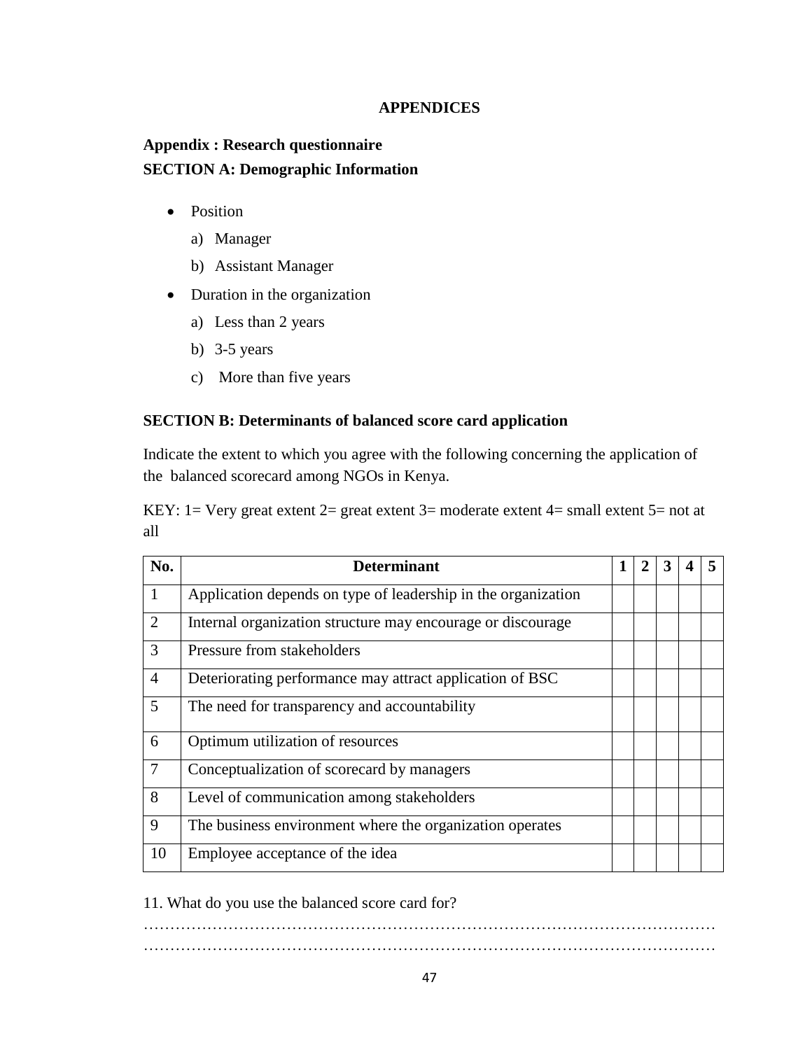# APPENDICES

## Appendix : Research questionnaire

### SECTION A: Demographic Information

- Position
  a) Manager
  b) Assistant Manager
- Duration in the organization
  a) Less than 2 years
  b) 3-5 years
  c) More than five years

### SECTION B: Determinants of balanced score card application

Indicate the extent to which you agree with the following concerning the application of the balanced scorecard among NGOs in Kenya.

KEY: 1= Very great extent 2= great extent 3= moderate extent 4= small extent 5= not at all

| No. | Determinant | 1 | 2 | 3 | 4 | 5 |
|---|---|---|---|---|---|---|
| 1 | Application depends on type of leadership in the organization | | | | | |
| 2 | Internal organization structure may encourage or discourage | | | | | |
| 3 | Pressure from stakeholders | | | | | |
| 4 | Deteriorating performance may attract application of BSC | | | | | |
| 5 | The need for transparency and accountability | | | | | |
| 6 | Optimum utilization of resources | | | | | |
| 7 | Conceptualization of scorecard by managers | | | | | |
| 8 | Level of communication among stakeholders | | | | | |
| 9 | The business environment where the organization operates | | | | | |
| 10 | Employee acceptance of the idea | | | | | |

11. What do you use the balanced score card for?

…………………………………………………………………………………………………
…………………………………………………………………………………………………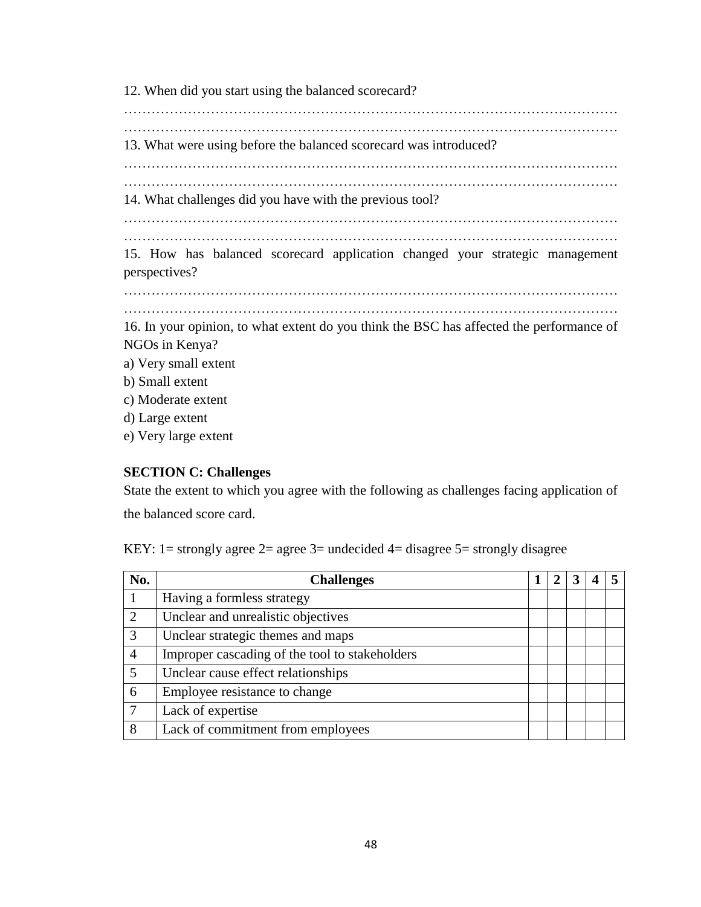12. When did you start using the balanced scorecard?

…………………………………………………………………………………………………
…………………………………………………………………………………………………

13. What were using before the balanced scorecard was introduced?

…………………………………………………………………………………………………
…………………………………………………………………………………………………

14. What challenges did you have with the previous tool?

…………………………………………………………………………………………………
…………………………………………………………………………………………………

15. How has balanced scorecard application changed your strategic management perspectives?

…………………………………………………………………………………………………
…………………………………………………………………………………………………

16. In your opinion, to what extent do you think the BSC has affected the performance of NGOs in Kenya?

a) Very small extent
b) Small extent
c) Moderate extent
d) Large extent
e) Very large extent

**SECTION C: Challenges**

State the extent to which you agree with the following as challenges facing application of the balanced score card.

KEY: 1= strongly agree 2= agree 3= undecided 4= disagree 5= strongly disagree

| No. | Challenges | 1 | 2 | 3 | 4 | 5 |
|---|---|---|---|---|---|---|
| 1 | Having a formless strategy | | | | | |
| 2 | Unclear and unrealistic objectives | | | | | |
| 3 | Unclear strategic themes and maps | | | | | |
| 4 | Improper cascading of the tool to stakeholders | | | | | |
| 5 | Unclear cause effect relationships | | | | | |
| 6 | Employee resistance to change | | | | | |
| 7 | Lack of expertise | | | | | |
| 8 | Lack of commitment from employees | | | | | |